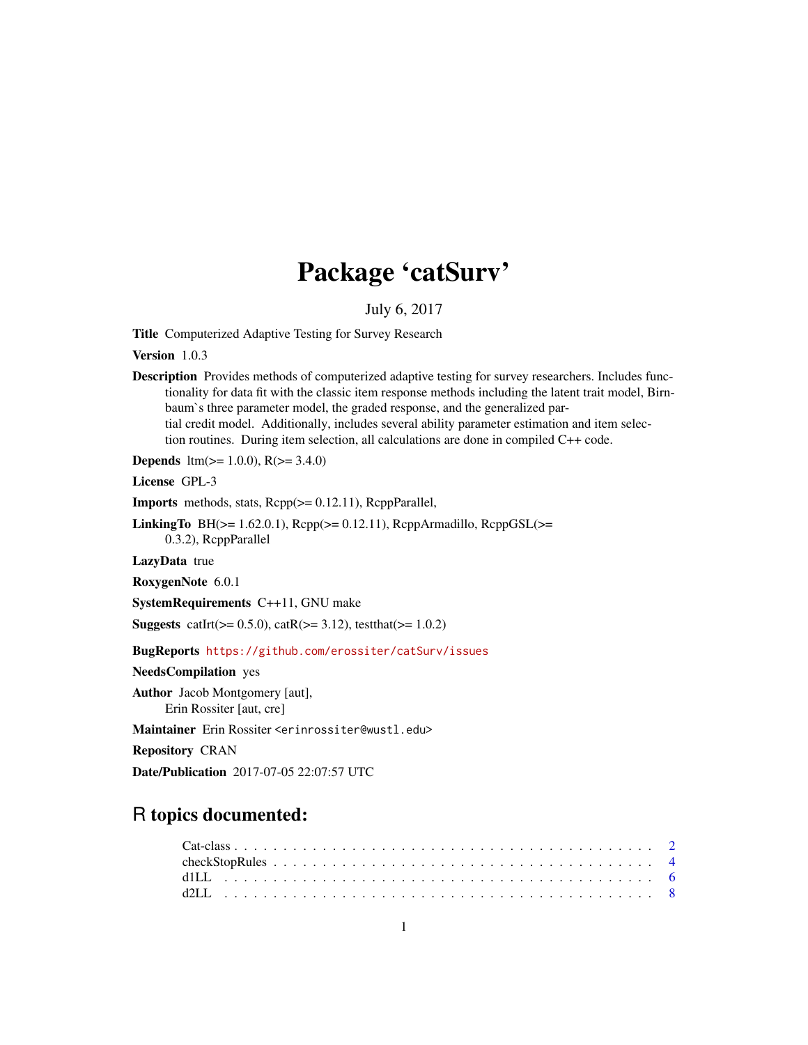# Package 'catSurv'

July 6, 2017

**Title** Computerized Adaptive Testing for Survey Research

**Version** 1.0.3

**Description** Provides methods of computerized adaptive testing for survey researchers. Includes functionality for data fit with the classic item response methods including the latent trait model, Birnbaum`s three parameter model, the graded response, and the generalized partial credit model. Additionally, includes several ability parameter estimation and item selection routines. During item selection, all calculations are done in compiled C++ code.

**Depends** ltm(>= 1.0.0), R(>= 3.4.0)

**License** GPL-3

**Imports** methods, stats, Rcpp(>= 0.12.11), RcppParallel,

**LinkingTo** BH(>= 1.62.0.1), Rcpp(>= 0.12.11), RcppArmadillo, RcppGSL(>= 0.3.2), RcppParallel

**LazyData** true

**RoxygenNote** 6.0.1

**SystemRequirements** C++11, GNU make

**Suggests** catIrt(>= 0.5.0), catR(>= 3.12), testthat(>= 1.0.2)

**BugReports** https://github.com/erossiter/catSurv/issues

**NeedsCompilation** yes

**Author** Jacob Montgomery [aut],
Erin Rossiter [aut, cre]

**Maintainer** Erin Rossiter <erinrossiter@wustl.edu>

**Repository** CRAN

**Date/Publication** 2017-07-05 22:07:57 UTC

## R topics documented:

Cat-class . . . . . . . . . . . . . . . . . . . . . . . . . . . . . . . . . . . . . . . . . 2
checkStopRules . . . . . . . . . . . . . . . . . . . . . . . . . . . . . . . . . . . . . . 4
d1LL . . . . . . . . . . . . . . . . . . . . . . . . . . . . . . . . . . . . . . . . . . . . 6
d2LL . . . . . . . . . . . . . . . . . . . . . . . . . . . . . . . . . . . . . . . . . . . . 8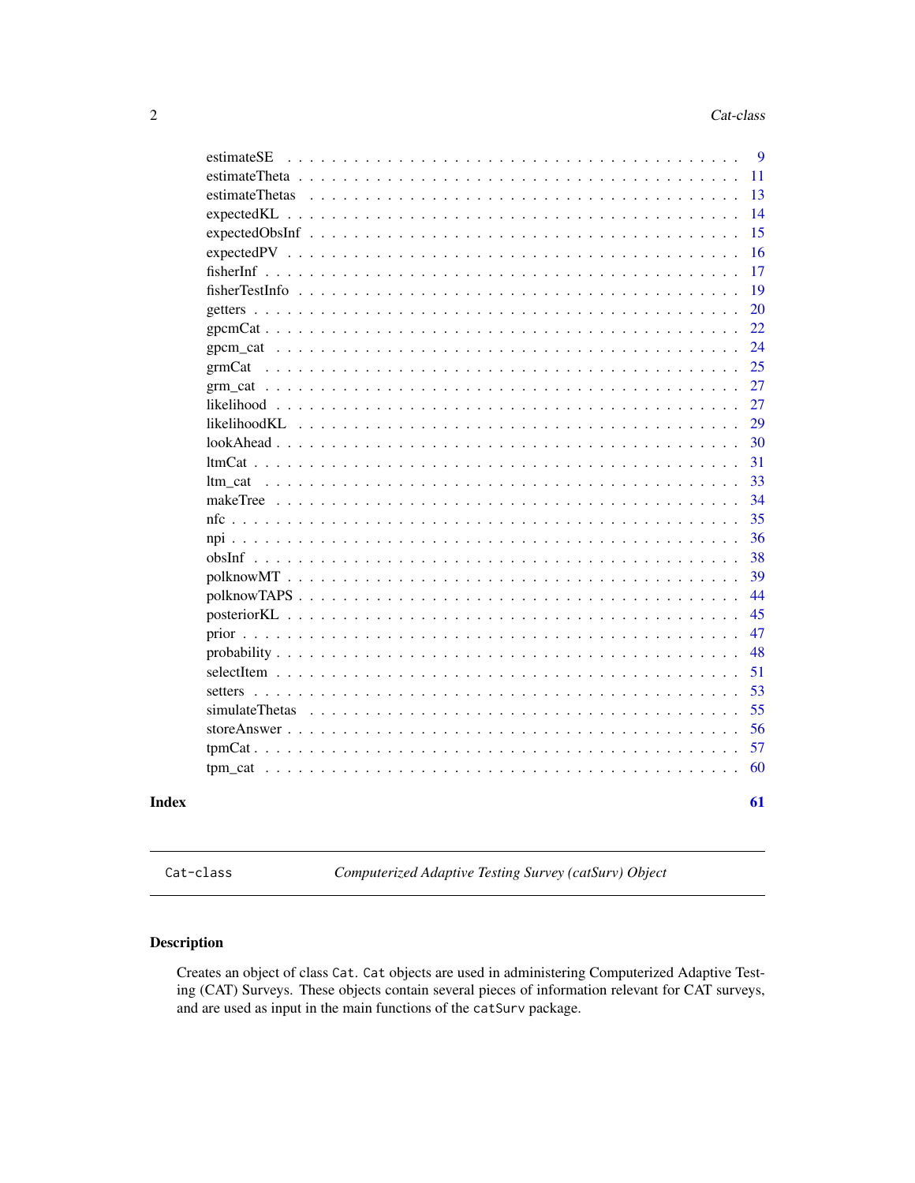estimateSE . . . . . . . . . . . . . . . . . . . . . . . . . . . . . . . . . . . . . . . . 9
estimateTheta . . . . . . . . . . . . . . . . . . . . . . . . . . . . . . . . . . . . . . . 11
estimateThetas . . . . . . . . . . . . . . . . . . . . . . . . . . . . . . . . . . . . . . 13
expectedKL . . . . . . . . . . . . . . . . . . . . . . . . . . . . . . . . . . . . . . . . 14
expectedObsInf . . . . . . . . . . . . . . . . . . . . . . . . . . . . . . . . . . . . . . 15
expectedPV . . . . . . . . . . . . . . . . . . . . . . . . . . . . . . . . . . . . . . . . 16
fisherInf . . . . . . . . . . . . . . . . . . . . . . . . . . . . . . . . . . . . . . . . . 17
fisherTestInfo . . . . . . . . . . . . . . . . . . . . . . . . . . . . . . . . . . . . . . 19
getters . . . . . . . . . . . . . . . . . . . . . . . . . . . . . . . . . . . . . . . . . . 20
gpcmCat . . . . . . . . . . . . . . . . . . . . . . . . . . . . . . . . . . . . . . . . . 22
gpcm_cat . . . . . . . . . . . . . . . . . . . . . . . . . . . . . . . . . . . . . . . . 24
grmCat . . . . . . . . . . . . . . . . . . . . . . . . . . . . . . . . . . . . . . . . . . 25
grm_cat . . . . . . . . . . . . . . . . . . . . . . . . . . . . . . . . . . . . . . . . . 27
likelihood . . . . . . . . . . . . . . . . . . . . . . . . . . . . . . . . . . . . . . . . 27
likelihoodKL . . . . . . . . . . . . . . . . . . . . . . . . . . . . . . . . . . . . . . . 29
lookAhead . . . . . . . . . . . . . . . . . . . . . . . . . . . . . . . . . . . . . . . . 30
ltmCat . . . . . . . . . . . . . . . . . . . . . . . . . . . . . . . . . . . . . . . . . . 31
ltm_cat . . . . . . . . . . . . . . . . . . . . . . . . . . . . . . . . . . . . . . . . . 33
makeTree . . . . . . . . . . . . . . . . . . . . . . . . . . . . . . . . . . . . . . . . 34
nfc . . . . . . . . . . . . . . . . . . . . . . . . . . . . . . . . . . . . . . . . . . . . 35
npi . . . . . . . . . . . . . . . . . . . . . . . . . . . . . . . . . . . . . . . . . . . . 36
obsInf . . . . . . . . . . . . . . . . . . . . . . . . . . . . . . . . . . . . . . . . . . 38
polknowMT . . . . . . . . . . . . . . . . . . . . . . . . . . . . . . . . . . . . . . . . 39
polknowTAPS . . . . . . . . . . . . . . . . . . . . . . . . . . . . . . . . . . . . . . . 44
posteriorKL . . . . . . . . . . . . . . . . . . . . . . . . . . . . . . . . . . . . . . . 45
prior . . . . . . . . . . . . . . . . . . . . . . . . . . . . . . . . . . . . . . . . . . . 47
probability . . . . . . . . . . . . . . . . . . . . . . . . . . . . . . . . . . . . . . . . 48
selectItem . . . . . . . . . . . . . . . . . . . . . . . . . . . . . . . . . . . . . . . . 51
setters . . . . . . . . . . . . . . . . . . . . . . . . . . . . . . . . . . . . . . . . . . 53
simulateThetas . . . . . . . . . . . . . . . . . . . . . . . . . . . . . . . . . . . . . . 55
storeAnswer . . . . . . . . . . . . . . . . . . . . . . . . . . . . . . . . . . . . . . . 56
tpmCat . . . . . . . . . . . . . . . . . . . . . . . . . . . . . . . . . . . . . . . . . . 57
tpm_cat . . . . . . . . . . . . . . . . . . . . . . . . . . . . . . . . . . . . . . . . . 60

**Index** **61**

---

`Cat-class` *Computerized Adaptive Testing Survey (catSurv) Object*

---

### Description

Creates an object of class `Cat`. `Cat` objects are used in administering Computerized Adaptive Testing (CAT) Surveys. These objects contain several pieces of information relevant for CAT surveys, and are used as input in the main functions of the `catSurv` package.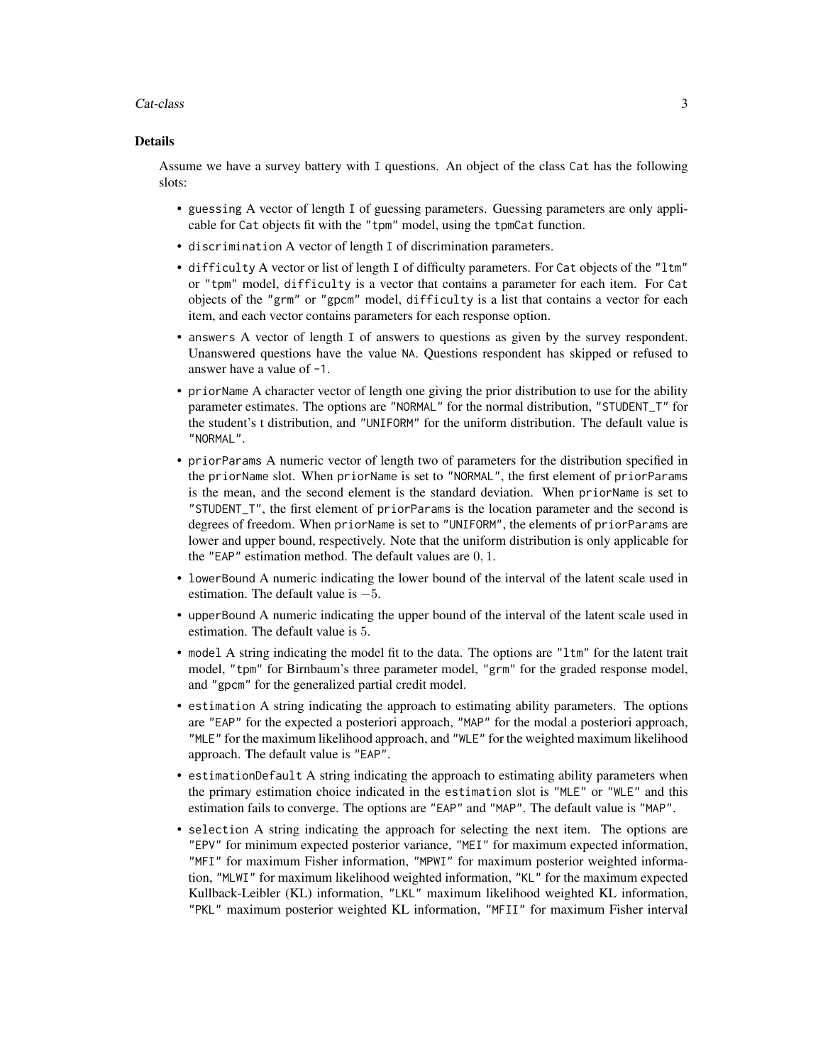### Details

Assume we have a survey battery with `I` questions. An object of the class `Cat` has the following slots:

- `guessing` A vector of length `I` of guessing parameters. Guessing parameters are only applicable for `Cat` objects fit with the `"tpm"` model, using the `tpmCat` function.
- `discrimination` A vector of length `I` of discrimination parameters.
- `difficulty` A vector or list of length `I` of difficulty parameters. For `Cat` objects of the `"ltm"` or `"tpm"` model, `difficulty` is a vector that contains a parameter for each item. For `Cat` objects of the `"grm"` or `"gpcm"` model, `difficulty` is a list that contains a vector for each item, and each vector contains parameters for each response option.
- `answers` A vector of length `I` of answers to questions as given by the survey respondent. Unanswered questions have the value `NA`. Questions respondent has skipped or refused to answer have a value of `-1`.
- `priorName` A character vector of length one giving the prior distribution to use for the ability parameter estimates. The options are `"NORMAL"` for the normal distribution, `"STUDENT_T"` for the student's t distribution, and `"UNIFORM"` for the uniform distribution. The default value is `"NORMAL"`.
- `priorParams` A numeric vector of length two of parameters for the distribution specified in the `priorName` slot. When `priorName` is set to `"NORMAL"`, the first element of `priorParams` is the mean, and the second element is the standard deviation. When `priorName` is set to `"STUDENT_T"`, the first element of `priorParams` is the location parameter and the second is degrees of freedom. When `priorName` is set to `"UNIFORM"`, the elements of `priorParams` are lower and upper bound, respectively. Note that the uniform distribution is only applicable for the `"EAP"` estimation method. The default values are $0, 1$.
- `lowerBound` A numeric indicating the lower bound of the interval of the latent scale used in estimation. The default value is $-5$.
- `upperBound` A numeric indicating the upper bound of the interval of the latent scale used in estimation. The default value is $5$.
- `model` A string indicating the model fit to the data. The options are `"ltm"` for the latent trait model, `"tpm"` for Birnbaum's three parameter model, `"grm"` for the graded response model, and `"gpcm"` for the generalized partial credit model.
- `estimation` A string indicating the approach to estimating ability parameters. The options are `"EAP"` for the expected a posteriori approach, `"MAP"` for the modal a posteriori approach, `"MLE"` for the maximum likelihood approach, and `"WLE"` for the weighted maximum likelihood approach. The default value is `"EAP"`.
- `estimationDefault` A string indicating the approach to estimating ability parameters when the primary estimation choice indicated in the `estimation` slot is `"MLE"` or `"WLE"` and this estimation fails to converge. The options are `"EAP"` and `"MAP"`. The default value is `"MAP"`.
- `selection` A string indicating the approach for selecting the next item. The options are `"EPV"` for minimum expected posterior variance, `"MEI"` for maximum expected information, `"MFI"` for maximum Fisher information, `"MPWI"` for maximum posterior weighted information, `"MLWI"` for maximum likelihood weighted information, `"KL"` for the maximum expected Kullback-Leibler (KL) information, `"LKL"` maximum likelihood weighted KL information, `"PKL"` maximum posterior weighted KL information, `"MFII"` for maximum Fisher interval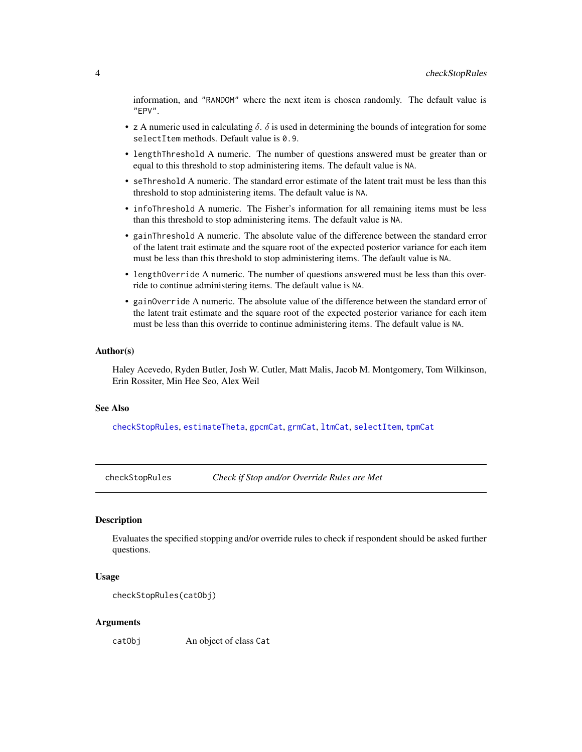information, and "RANDOM" where the next item is chosen randomly. The default value is "EPV".

- z A numeric used in calculating $\delta$. $\delta$ is used in determining the bounds of integration for some selectItem methods. Default value is 0.9.
- lengthThreshold A numeric. The number of questions answered must be greater than or equal to this threshold to stop administering items. The default value is NA.
- seThreshold A numeric. The standard error estimate of the latent trait must be less than this threshold to stop administering items. The default value is NA.
- infoThreshold A numeric. The Fisher's information for all remaining items must be less than this threshold to stop administering items. The default value is NA.
- gainThreshold A numeric. The absolute value of the difference between the standard error of the latent trait estimate and the square root of the expected posterior variance for each item must be less than this threshold to stop administering items. The default value is NA.
- lengthOverride A numeric. The number of questions answered must be less than this override to continue administering items. The default value is NA.
- gainOverride A numeric. The absolute value of the difference between the standard error of the latent trait estimate and the square root of the expected posterior variance for each item must be less than this override to continue administering items. The default value is NA.

### Author(s)

Haley Acevedo, Ryden Butler, Josh W. Cutler, Matt Malis, Jacob M. Montgomery, Tom Wilkinson, Erin Rossiter, Min Hee Seo, Alex Weil

### See Also

checkStopRules, estimateTheta, gpcmCat, grmCat, ltmCat, selectItem, tpmCat

---

## checkStopRules — *Check if Stop and/or Override Rules are Met*

### Description

Evaluates the specified stopping and/or override rules to check if respondent should be asked further questions.

### Usage

```
checkStopRules(catObj)
```

### Arguments

| | |
|---|---|
| catObj | An object of class Cat |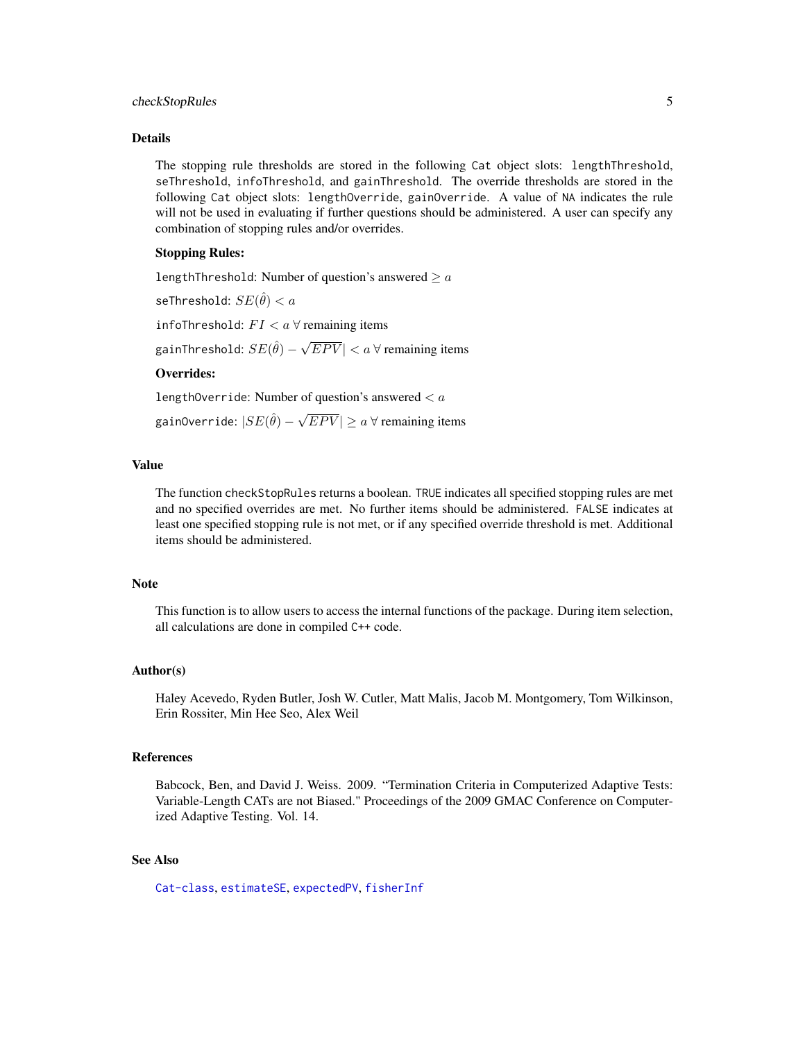## Details

The stopping rule thresholds are stored in the following `Cat` object slots: `lengthThreshold`, `seThreshold`, `infoThreshold`, and `gainThreshold`. The override thresholds are stored in the following `Cat` object slots: `lengthOverride`, `gainOverride`. A value of `NA` indicates the rule will not be used in evaluating if further questions should be administered. A user can specify any combination of stopping rules and/or overrides.

**Stopping Rules:**

`lengthThreshold`: Number of question's answered $\geq a$

`seThreshold`: $SE(\hat{\theta}) < a$

`infoThreshold`: $FI < a \;\forall$ remaining items

`gainThreshold`: $SE(\hat{\theta}) - \sqrt{EPV}| < a \;\forall$ remaining items

**Overrides:**

`lengthOverride`: Number of question's answered $< a$

`gainOverride`: $|SE(\hat{\theta}) - \sqrt{EPV}| \geq a \;\forall$ remaining items

## Value

The function `checkStopRules` returns a boolean. `TRUE` indicates all specified stopping rules are met and no specified overrides are met. No further items should be administered. `FALSE` indicates at least one specified stopping rule is not met, or if any specified override threshold is met. Additional items should be administered.

## Note

This function is to allow users to access the internal functions of the package. During item selection, all calculations are done in compiled `C++` code.

## Author(s)

Haley Acevedo, Ryden Butler, Josh W. Cutler, Matt Malis, Jacob M. Montgomery, Tom Wilkinson, Erin Rossiter, Min Hee Seo, Alex Weil

## References

Babcock, Ben, and David J. Weiss. 2009. "Termination Criteria in Computerized Adaptive Tests: Variable-Length CATs are not Biased." Proceedings of the 2009 GMAC Conference on Computerized Adaptive Testing. Vol. 14.

## See Also

`Cat-class`, `estimateSE`, `expectedPV`, `fisherInf`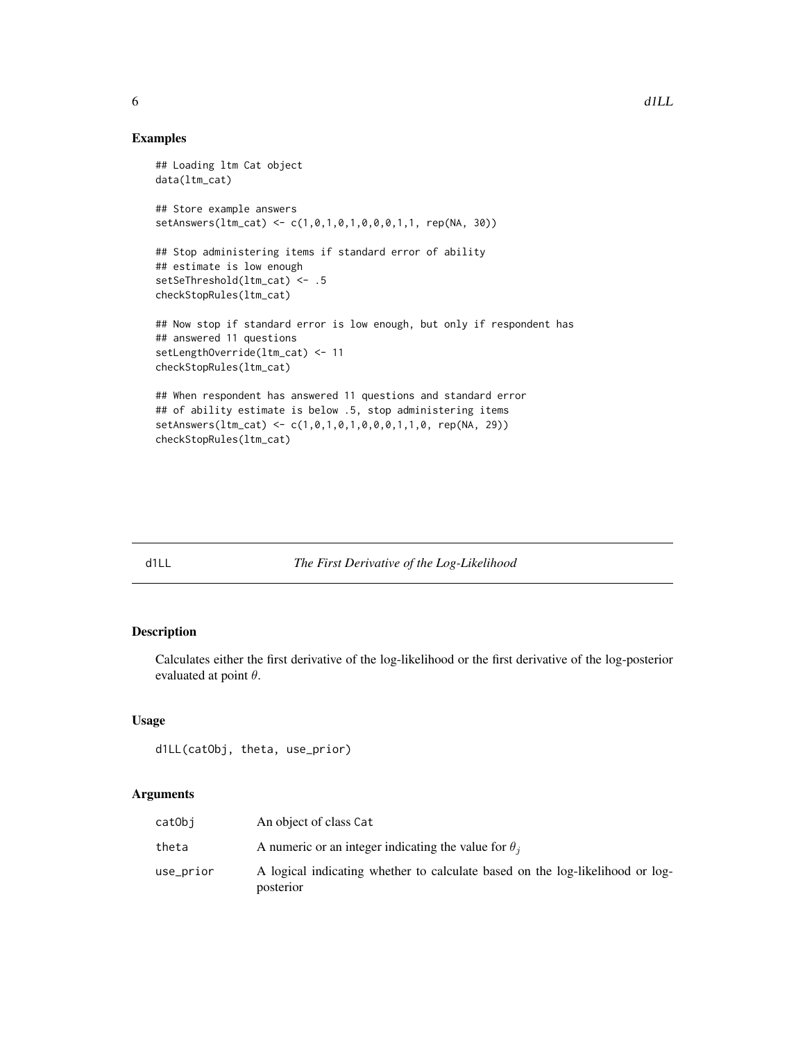## Examples

```
## Loading ltm Cat object
data(ltm_cat)

## Store example answers
setAnswers(ltm_cat) <- c(1,0,1,0,1,0,0,0,1,1, rep(NA, 30))

## Stop administering items if standard error of ability
## estimate is low enough
setSeThreshold(ltm_cat) <- .5
checkStopRules(ltm_cat)

## Now stop if standard error is low enough, but only if respondent has
## answered 11 questions
setLengthOverride(ltm_cat) <- 11
checkStopRules(ltm_cat)

## When respondent has answered 11 questions and standard error
## of ability estimate is below .5, stop administering items
setAnswers(ltm_cat) <- c(1,0,1,0,1,0,0,0,1,1,0, rep(NA, 29))
checkStopRules(ltm_cat)
```

---

# d1LL *The First Derivative of the Log-Likelihood*

---

## Description

Calculates either the first derivative of the log-likelihood or the first derivative of the log-posterior evaluated at point $\theta$.

## Usage

```
d1LL(catObj, theta, use_prior)
```

## Arguments

| | |
|---|---|
| catObj | An object of class Cat |
| theta | A numeric or an integer indicating the value for $\theta_j$ |
| use_prior | A logical indicating whether to calculate based on the log-likelihood or log-posterior |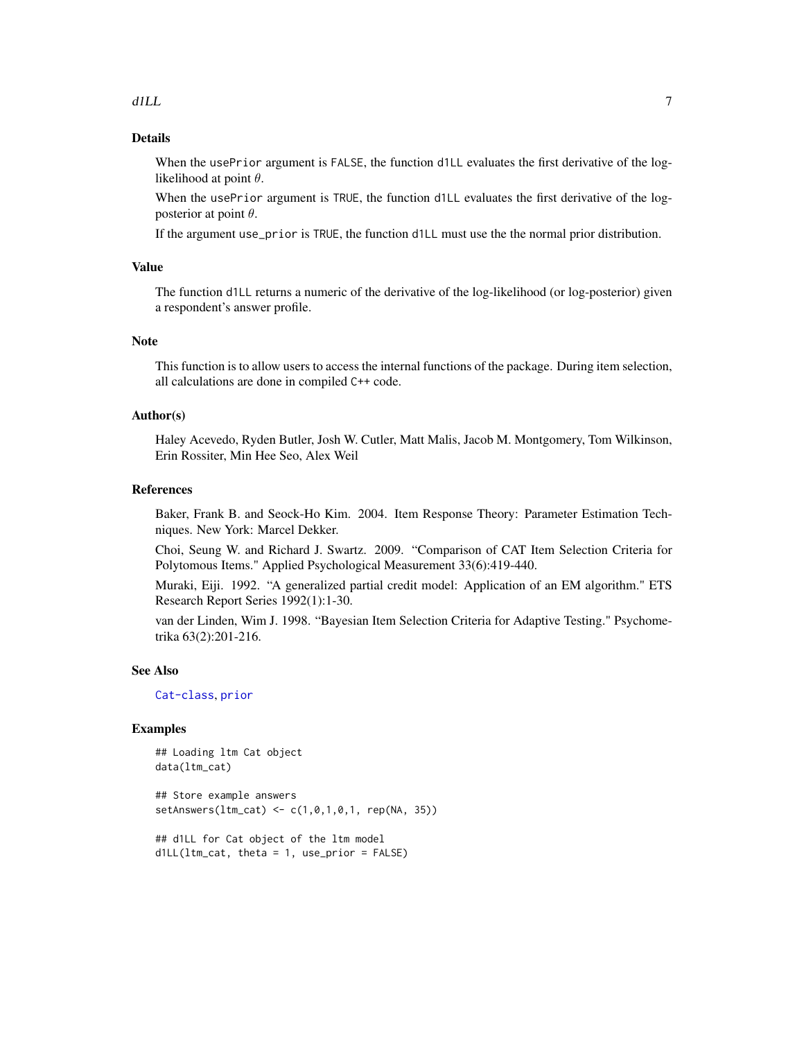## Details

When the `usePrior` argument is `FALSE`, the function `d1LL` evaluates the first derivative of the log-likelihood at point $\theta$.

When the `usePrior` argument is `TRUE`, the function `d1LL` evaluates the first derivative of the log-posterior at point $\theta$.

If the argument `use_prior` is `TRUE`, the function `d1LL` must use the the normal prior distribution.

## Value

The function `d1LL` returns a numeric of the derivative of the log-likelihood (or log-posterior) given a respondent's answer profile.

## Note

This function is to allow users to access the internal functions of the package. During item selection, all calculations are done in compiled `C++` code.

## Author(s)

Haley Acevedo, Ryden Butler, Josh W. Cutler, Matt Malis, Jacob M. Montgomery, Tom Wilkinson, Erin Rossiter, Min Hee Seo, Alex Weil

## References

Baker, Frank B. and Seock-Ho Kim. 2004. Item Response Theory: Parameter Estimation Techniques. New York: Marcel Dekker.

Choi, Seung W. and Richard J. Swartz. 2009. "Comparison of CAT Item Selection Criteria for Polytomous Items." Applied Psychological Measurement 33(6):419-440.

Muraki, Eiji. 1992. "A generalized partial credit model: Application of an EM algorithm." ETS Research Report Series 1992(1):1-30.

van der Linden, Wim J. 1998. "Bayesian Item Selection Criteria for Adaptive Testing." Psychometrika 63(2):201-216.

## See Also

`Cat-class`, `prior`

## Examples

```
## Loading ltm Cat object
data(ltm_cat)

## Store example answers
setAnswers(ltm_cat) <- c(1,0,1,0,1, rep(NA, 35))

## d1LL for Cat object of the ltm model
d1LL(ltm_cat, theta = 1, use_prior = FALSE)
```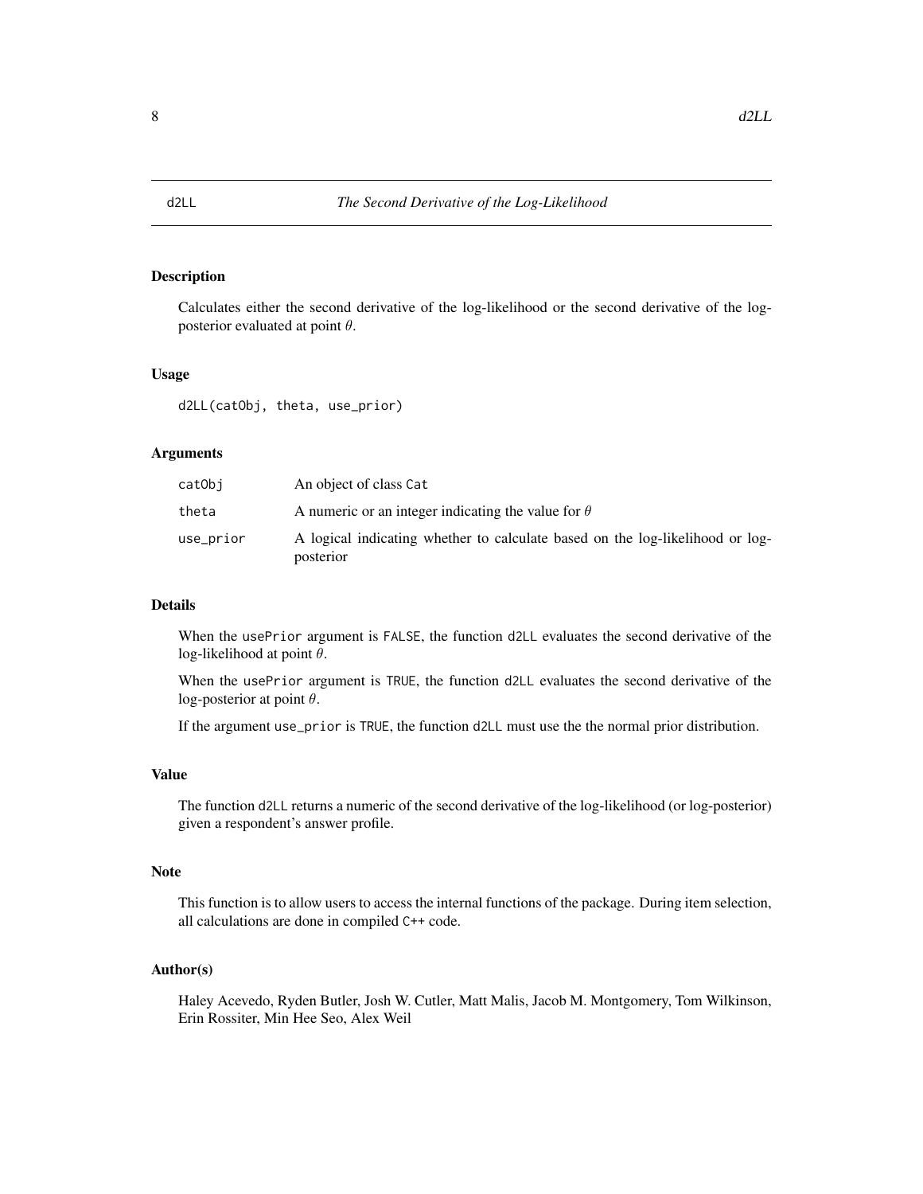# d2LL — *The Second Derivative of the Log-Likelihood*

## Description

Calculates either the second derivative of the log-likelihood or the second derivative of the log-posterior evaluated at point $\theta$.

## Usage

```
d2LL(catObj, theta, use_prior)
```

## Arguments

| | |
|---|---|
| catObj | An object of class Cat |
| theta | A numeric or an integer indicating the value for $\theta$ |
| use_prior | A logical indicating whether to calculate based on the log-likelihood or log-posterior |

## Details

When the usePrior argument is FALSE, the function d2LL evaluates the second derivative of the log-likelihood at point $\theta$.

When the usePrior argument is TRUE, the function d2LL evaluates the second derivative of the log-posterior at point $\theta$.

If the argument use_prior is TRUE, the function d2LL must use the the normal prior distribution.

## Value

The function d2LL returns a numeric of the second derivative of the log-likelihood (or log-posterior) given a respondent's answer profile.

## Note

This function is to allow users to access the internal functions of the package. During item selection, all calculations are done in compiled C++ code.

## Author(s)

Haley Acevedo, Ryden Butler, Josh W. Cutler, Matt Malis, Jacob M. Montgomery, Tom Wilkinson, Erin Rossiter, Min Hee Seo, Alex Weil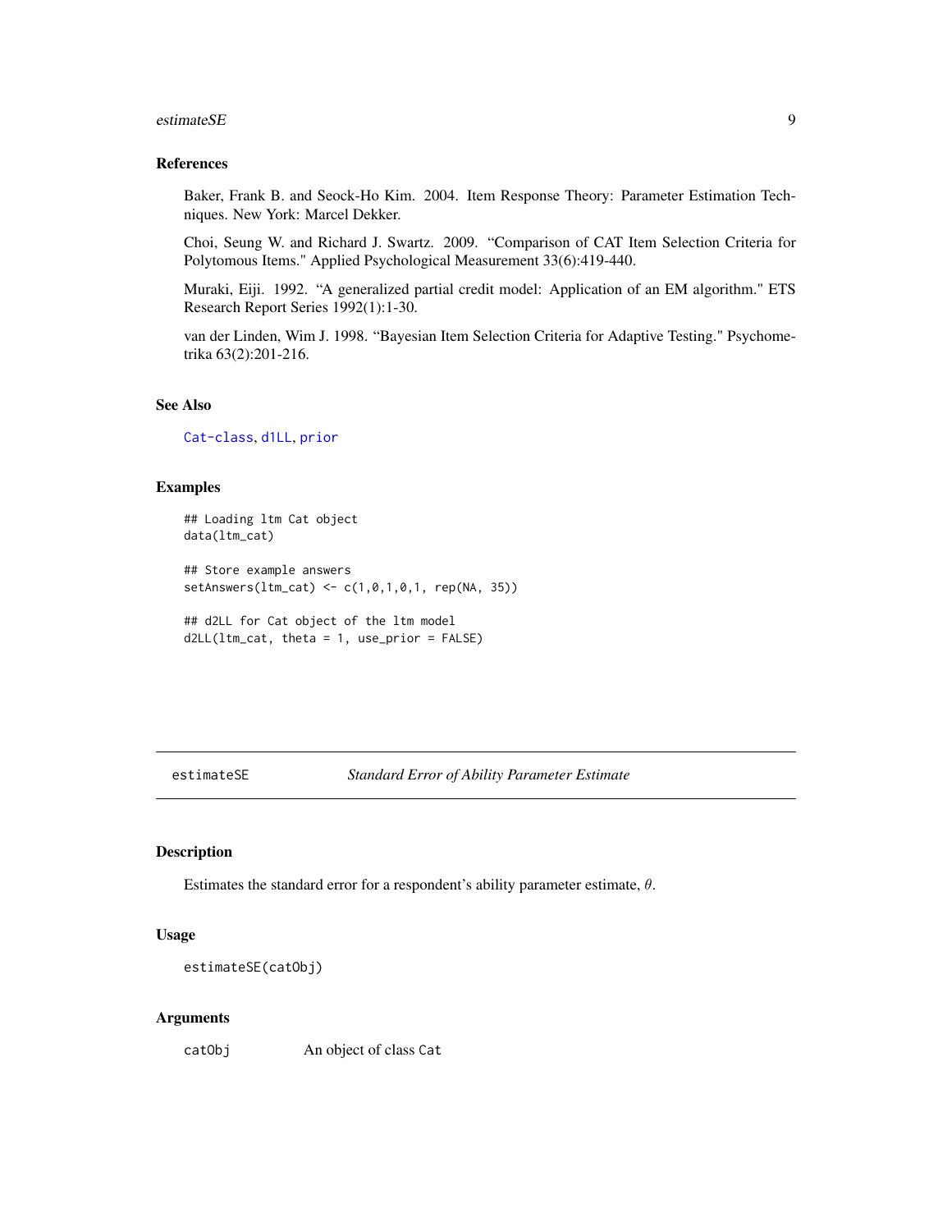### References

Baker, Frank B. and Seock-Ho Kim. 2004. Item Response Theory: Parameter Estimation Techniques. New York: Marcel Dekker.

Choi, Seung W. and Richard J. Swartz. 2009. "Comparison of CAT Item Selection Criteria for Polytomous Items." Applied Psychological Measurement 33(6):419-440.

Muraki, Eiji. 1992. "A generalized partial credit model: Application of an EM algorithm." ETS Research Report Series 1992(1):1-30.

van der Linden, Wim J. 1998. "Bayesian Item Selection Criteria for Adaptive Testing." Psychometrika 63(2):201-216.

### See Also

Cat-class, d1LL, prior

### Examples

```
## Loading ltm Cat object
data(ltm_cat)

## Store example answers
setAnswers(ltm_cat) <- c(1,0,1,0,1, rep(NA, 35))

## d2LL for Cat object of the ltm model
d2LL(ltm_cat, theta = 1, use_prior = FALSE)
```

---

## estimateSE *Standard Error of Ability Parameter Estimate*

### Description

Estimates the standard error for a respondent's ability parameter estimate, $\theta$.

### Usage

```
estimateSE(catObj)
```

### Arguments

| | |
|---|---|
| catObj | An object of class Cat |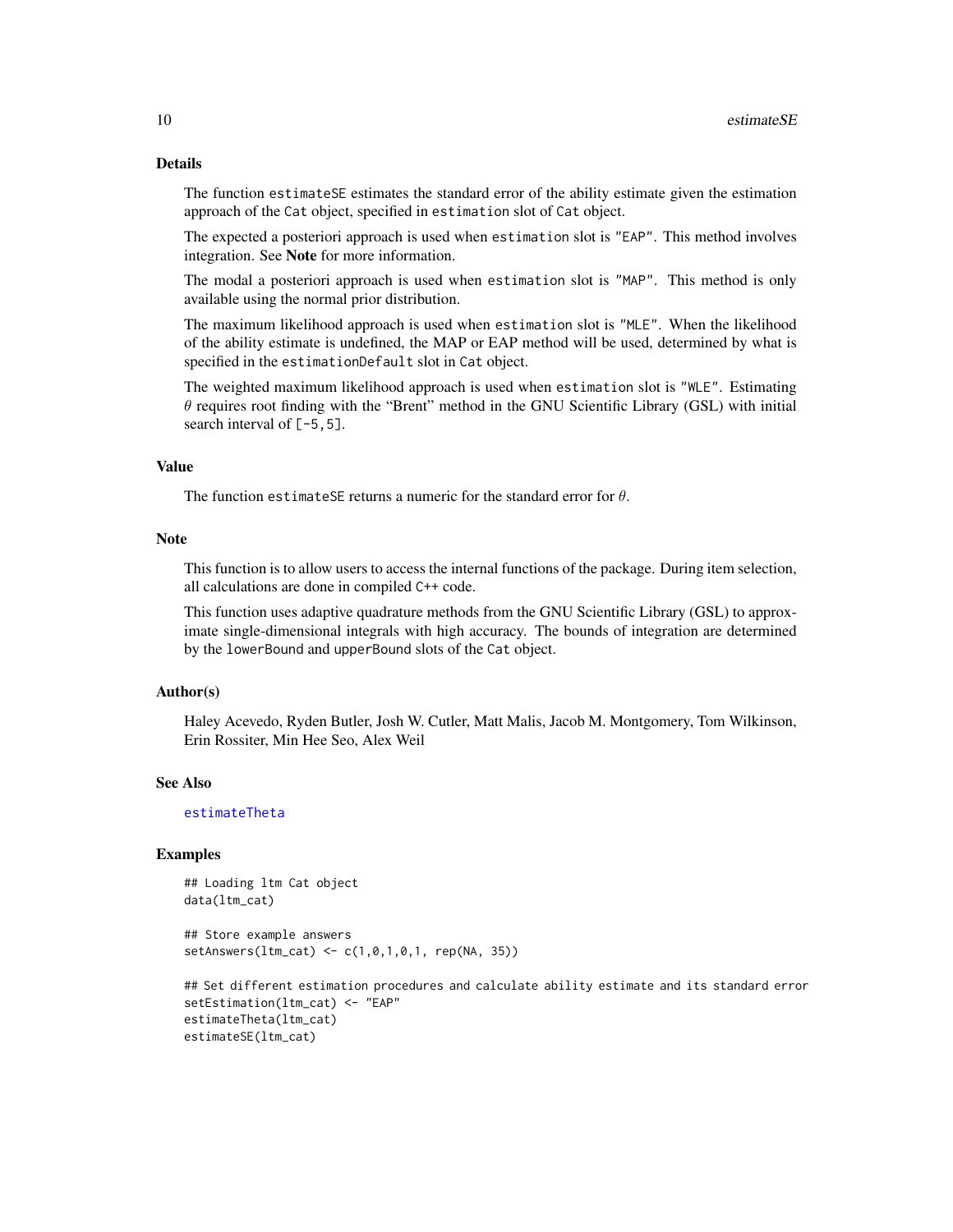## Details

The function `estimateSE` estimates the standard error of the ability estimate given the estimation approach of the `Cat` object, specified in `estimation` slot of `Cat` object.

The expected a posteriori approach is used when `estimation` slot is `"EAP"`. This method involves integration. See **Note** for more information.

The modal a posteriori approach is used when `estimation` slot is `"MAP"`. This method is only available using the normal prior distribution.

The maximum likelihood approach is used when `estimation` slot is `"MLE"`. When the likelihood of the ability estimate is undefined, the MAP or EAP method will be used, determined by what is specified in the `estimationDefault` slot in `Cat` object.

The weighted maximum likelihood approach is used when `estimation` slot is `"WLE"`. Estimating $\theta$ requires root finding with the "Brent" method in the GNU Scientific Library (GSL) with initial search interval of `[-5,5]`.

## Value

The function `estimateSE` returns a numeric for the standard error for $\theta$.

## Note

This function is to allow users to access the internal functions of the package. During item selection, all calculations are done in compiled `C++` code.

This function uses adaptive quadrature methods from the GNU Scientific Library (GSL) to approximate single-dimensional integrals with high accuracy. The bounds of integration are determined by the `lowerBound` and `upperBound` slots of the `Cat` object.

## Author(s)

Haley Acevedo, Ryden Butler, Josh W. Cutler, Matt Malis, Jacob M. Montgomery, Tom Wilkinson, Erin Rossiter, Min Hee Seo, Alex Weil

## See Also

estimateTheta

## Examples

```
## Loading ltm Cat object
data(ltm_cat)

## Store example answers
setAnswers(ltm_cat) <- c(1,0,1,0,1, rep(NA, 35))

## Set different estimation procedures and calculate ability estimate and its standard error
setEstimation(ltm_cat) <- "EAP"
estimateTheta(ltm_cat)
estimateSE(ltm_cat)
```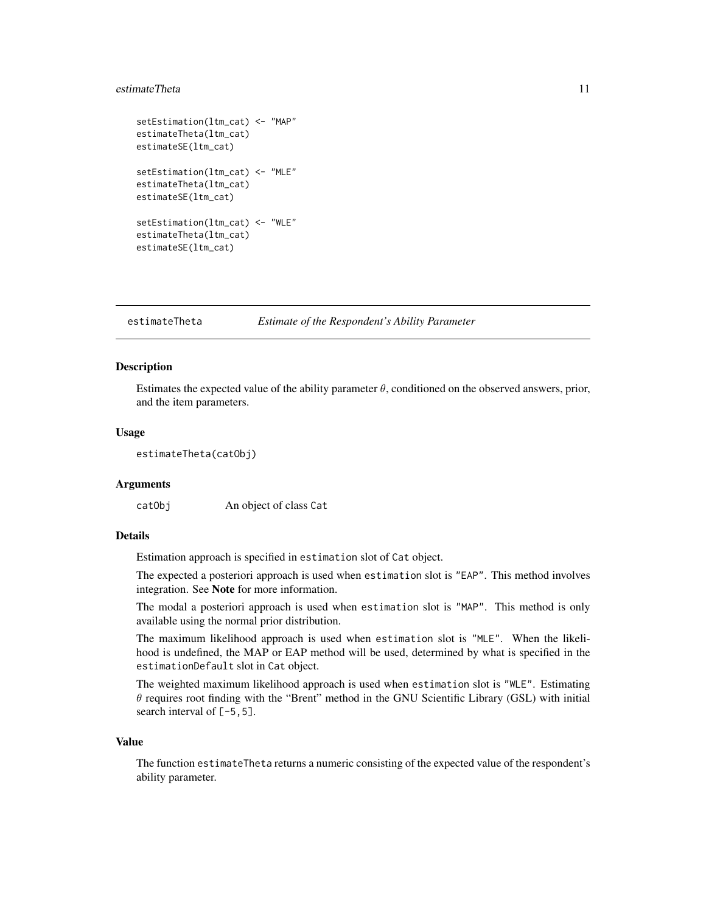```
setEstimation(ltm_cat) <- "MAP"
estimateTheta(ltm_cat)
estimateSE(ltm_cat)

setEstimation(ltm_cat) <- "MLE"
estimateTheta(ltm_cat)
estimateSE(ltm_cat)

setEstimation(ltm_cat) <- "WLE"
estimateTheta(ltm_cat)
estimateSE(ltm_cat)
```

---

## estimateTheta — *Estimate of the Respondent's Ability Parameter*

---

### Description

Estimates the expected value of the ability parameter $\theta$, conditioned on the observed answers, prior, and the item parameters.

### Usage

```
estimateTheta(catObj)
```

### Arguments

| | |
|---|---|
| `catObj` | An object of class `Cat` |

### Details

Estimation approach is specified in `estimation` slot of `Cat` object.

The expected a posteriori approach is used when `estimation` slot is `"EAP"`. This method involves integration. See **Note** for more information.

The modal a posteriori approach is used when `estimation` slot is `"MAP"`. This method is only available using the normal prior distribution.

The maximum likelihood approach is used when `estimation` slot is `"MLE"`. When the likelihood is undefined, the MAP or EAP method will be used, determined by what is specified in the `estimationDefault` slot in `Cat` object.

The weighted maximum likelihood approach is used when `estimation` slot is `"WLE"`. Estimating $\theta$ requires root finding with the "Brent" method in the GNU Scientific Library (GSL) with initial search interval of `[-5,5]`.

### Value

The function `estimateTheta` returns a numeric consisting of the expected value of the respondent's ability parameter.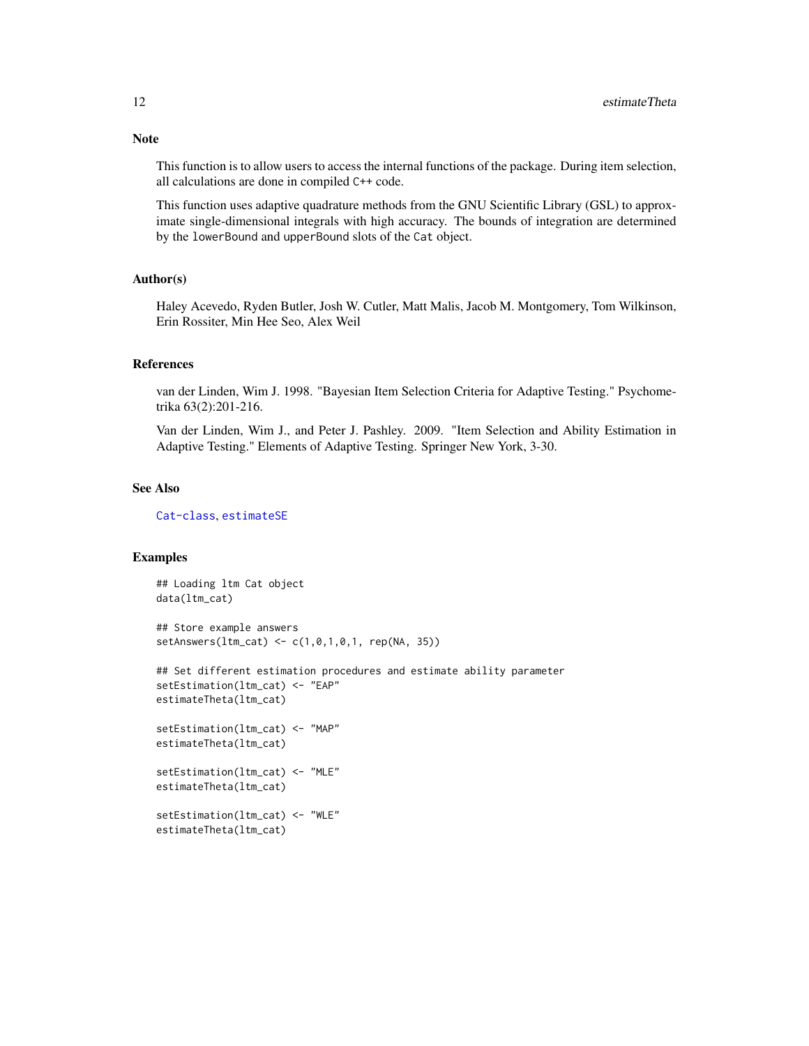## Note

This function is to allow users to access the internal functions of the package. During item selection, all calculations are done in compiled C++ code.

This function uses adaptive quadrature methods from the GNU Scientific Library (GSL) to approximate single-dimensional integrals with high accuracy. The bounds of integration are determined by the `lowerBound` and `upperBound` slots of the `Cat` object.

## Author(s)

Haley Acevedo, Ryden Butler, Josh W. Cutler, Matt Malis, Jacob M. Montgomery, Tom Wilkinson, Erin Rossiter, Min Hee Seo, Alex Weil

## References

van der Linden, Wim J. 1998. "Bayesian Item Selection Criteria for Adaptive Testing." Psychometrika 63(2):201-216.

Van der Linden, Wim J., and Peter J. Pashley. 2009. "Item Selection and Ability Estimation in Adaptive Testing." Elements of Adaptive Testing. Springer New York, 3-30.

## See Also

`Cat-class`, `estimateSE`

## Examples

```
## Loading ltm Cat object
data(ltm_cat)

## Store example answers
setAnswers(ltm_cat) <- c(1,0,1,0,1, rep(NA, 35))

## Set different estimation procedures and estimate ability parameter
setEstimation(ltm_cat) <- "EAP"
estimateTheta(ltm_cat)

setEstimation(ltm_cat) <- "MAP"
estimateTheta(ltm_cat)

setEstimation(ltm_cat) <- "MLE"
estimateTheta(ltm_cat)

setEstimation(ltm_cat) <- "WLE"
estimateTheta(ltm_cat)
```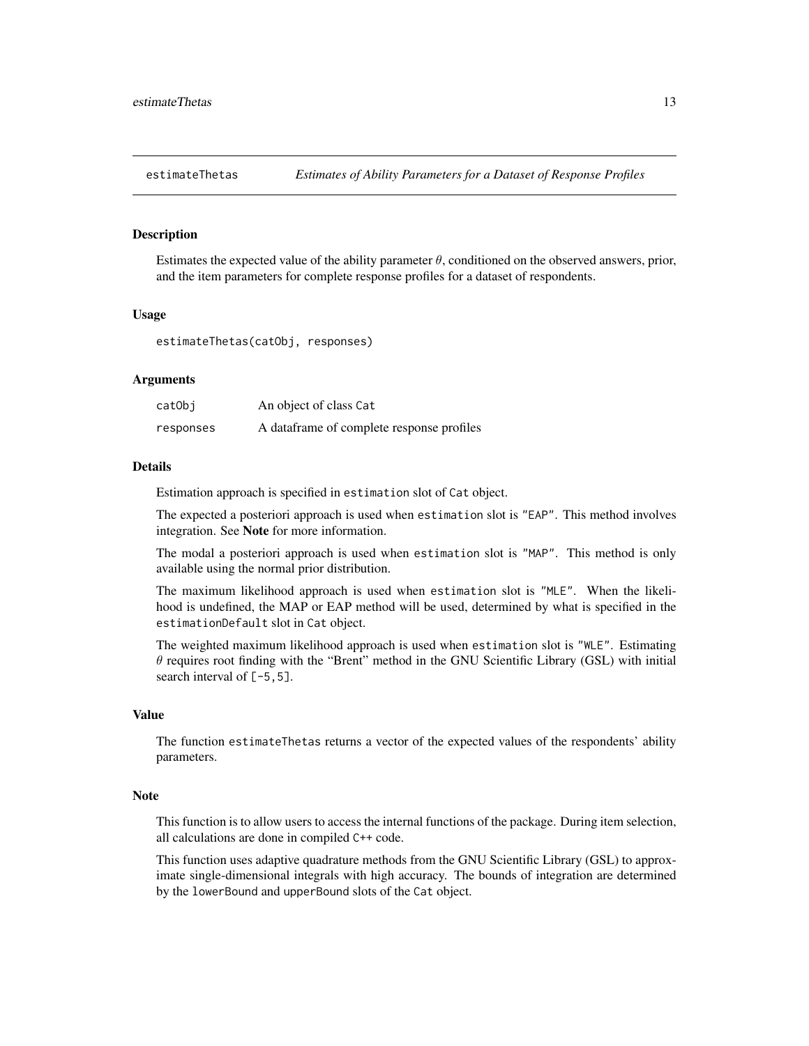estimateThetas — *Estimates of Ability Parameters for a Dataset of Response Profiles*

### Description

Estimates the expected value of the ability parameter $\theta$, conditioned on the observed answers, prior, and the item parameters for complete response profiles for a dataset of respondents.

### Usage

```
estimateThetas(catObj, responses)
```

### Arguments

| | |
|---|---|
| catObj | An object of class Cat |
| responses | A dataframe of complete response profiles |

### Details

Estimation approach is specified in `estimation` slot of `Cat` object.

The expected a posteriori approach is used when `estimation` slot is `"EAP"`. This method involves integration. See **Note** for more information.

The modal a posteriori approach is used when `estimation` slot is `"MAP"`. This method is only available using the normal prior distribution.

The maximum likelihood approach is used when `estimation` slot is `"MLE"`. When the likelihood is undefined, the MAP or EAP method will be used, determined by what is specified in the `estimationDefault` slot in `Cat` object.

The weighted maximum likelihood approach is used when `estimation` slot is `"WLE"`. Estimating $\theta$ requires root finding with the "Brent" method in the GNU Scientific Library (GSL) with initial search interval of `[-5,5]`.

### Value

The function `estimateThetas` returns a vector of the expected values of the respondents' ability parameters.

### Note

This function is to allow users to access the internal functions of the package. During item selection, all calculations are done in compiled `C++` code.

This function uses adaptive quadrature methods from the GNU Scientific Library (GSL) to approximate single-dimensional integrals with high accuracy. The bounds of integration are determined by the `lowerBound` and `upperBound` slots of the `Cat` object.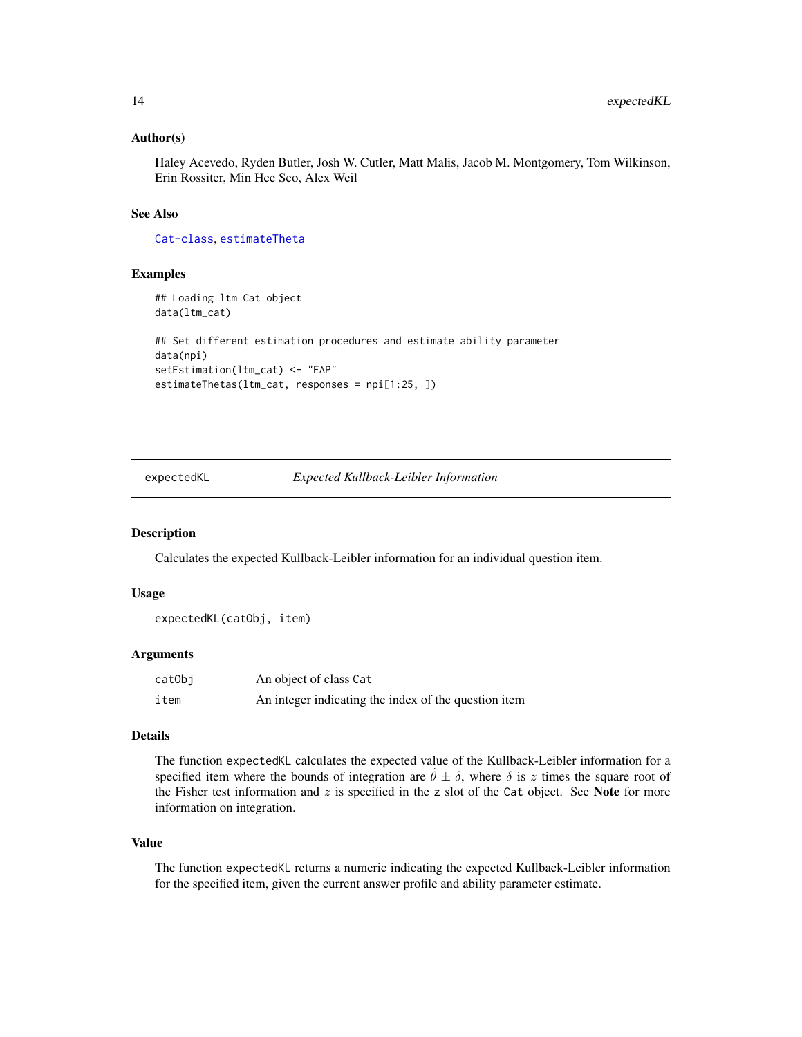### Author(s)

Haley Acevedo, Ryden Butler, Josh W. Cutler, Matt Malis, Jacob M. Montgomery, Tom Wilkinson, Erin Rossiter, Min Hee Seo, Alex Weil

### See Also

Cat-class, estimateTheta

### Examples

```
## Loading ltm Cat object
data(ltm_cat)

## Set different estimation procedures and estimate ability parameter
data(npi)
setEstimation(ltm_cat) <- "EAP"
estimateThetas(ltm_cat, responses = npi[1:25, ])
```

---

## expectedKL — *Expected Kullback-Leibler Information*

### Description

Calculates the expected Kullback-Leibler information for an individual question item.

### Usage

```
expectedKL(catObj, item)
```

### Arguments

| | |
|---|---|
| catObj | An object of class Cat |
| item | An integer indicating the index of the question item |

### Details

The function expectedKL calculates the expected value of the Kullback-Leibler information for a specified item where the bounds of integration are $\hat{\theta} \pm \delta$, where $\delta$ is $z$ times the square root of the Fisher test information and $z$ is specified in the z slot of the Cat object. See **Note** for more information on integration.

### Value

The function expectedKL returns a numeric indicating the expected Kullback-Leibler information for the specified item, given the current answer profile and ability parameter estimate.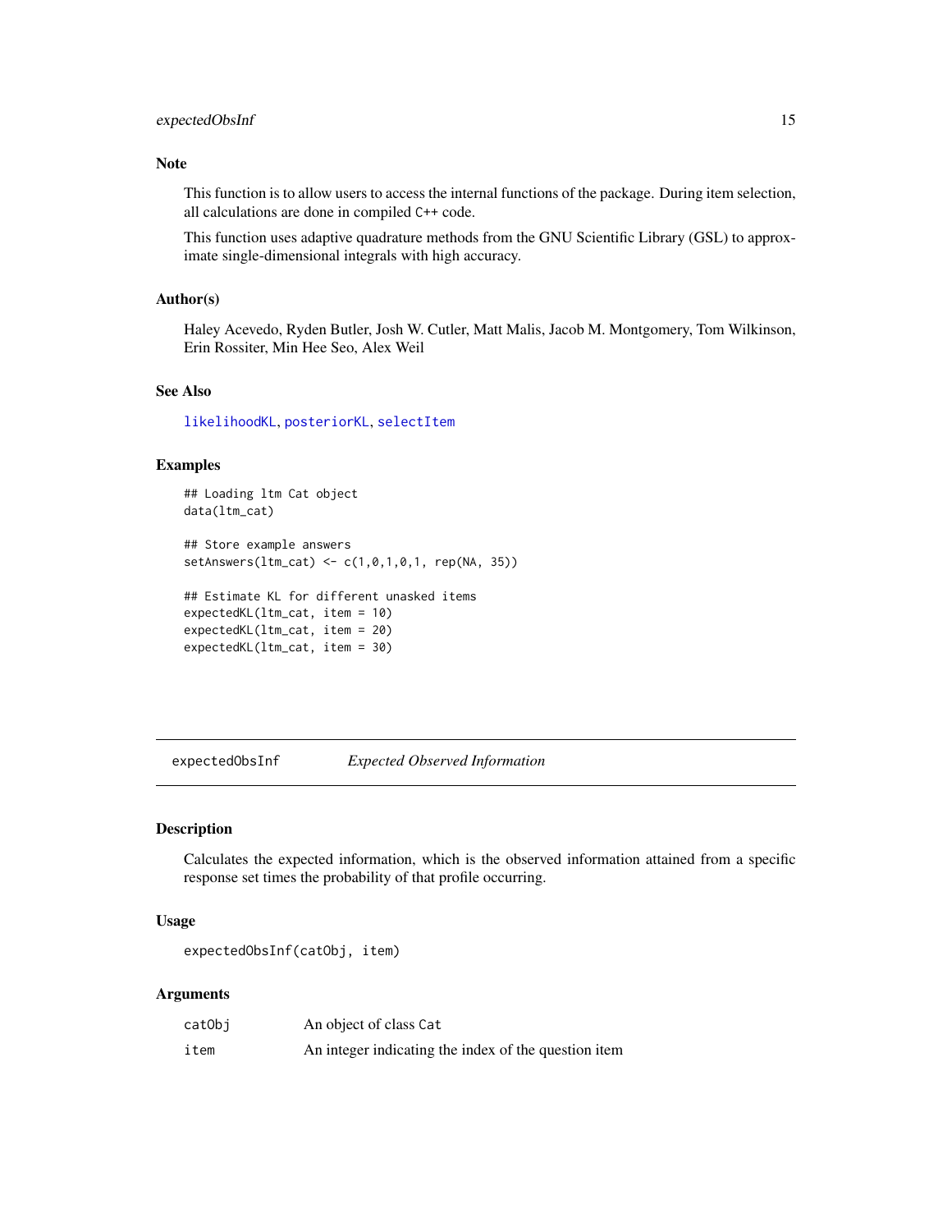### Note

This function is to allow users to access the internal functions of the package. During item selection, all calculations are done in compiled C++ code.

This function uses adaptive quadrature methods from the GNU Scientific Library (GSL) to approximate single-dimensional integrals with high accuracy.

### Author(s)

Haley Acevedo, Ryden Butler, Josh W. Cutler, Matt Malis, Jacob M. Montgomery, Tom Wilkinson, Erin Rossiter, Min Hee Seo, Alex Weil

### See Also

likelihoodKL, posteriorKL, selectItem

### Examples

```
## Loading ltm Cat object
data(ltm_cat)

## Store example answers
setAnswers(ltm_cat) <- c(1,0,1,0,1, rep(NA, 35))

## Estimate KL for different unasked items
expectedKL(ltm_cat, item = 10)
expectedKL(ltm_cat, item = 20)
expectedKL(ltm_cat, item = 30)
```

---

## expectedObsInf — *Expected Observed Information*

### Description

Calculates the expected information, which is the observed information attained from a specific response set times the probability of that profile occurring.

### Usage

```
expectedObsInf(catObj, item)
```

### Arguments

| | |
|---|---|
| catObj | An object of class Cat |
| item | An integer indicating the index of the question item |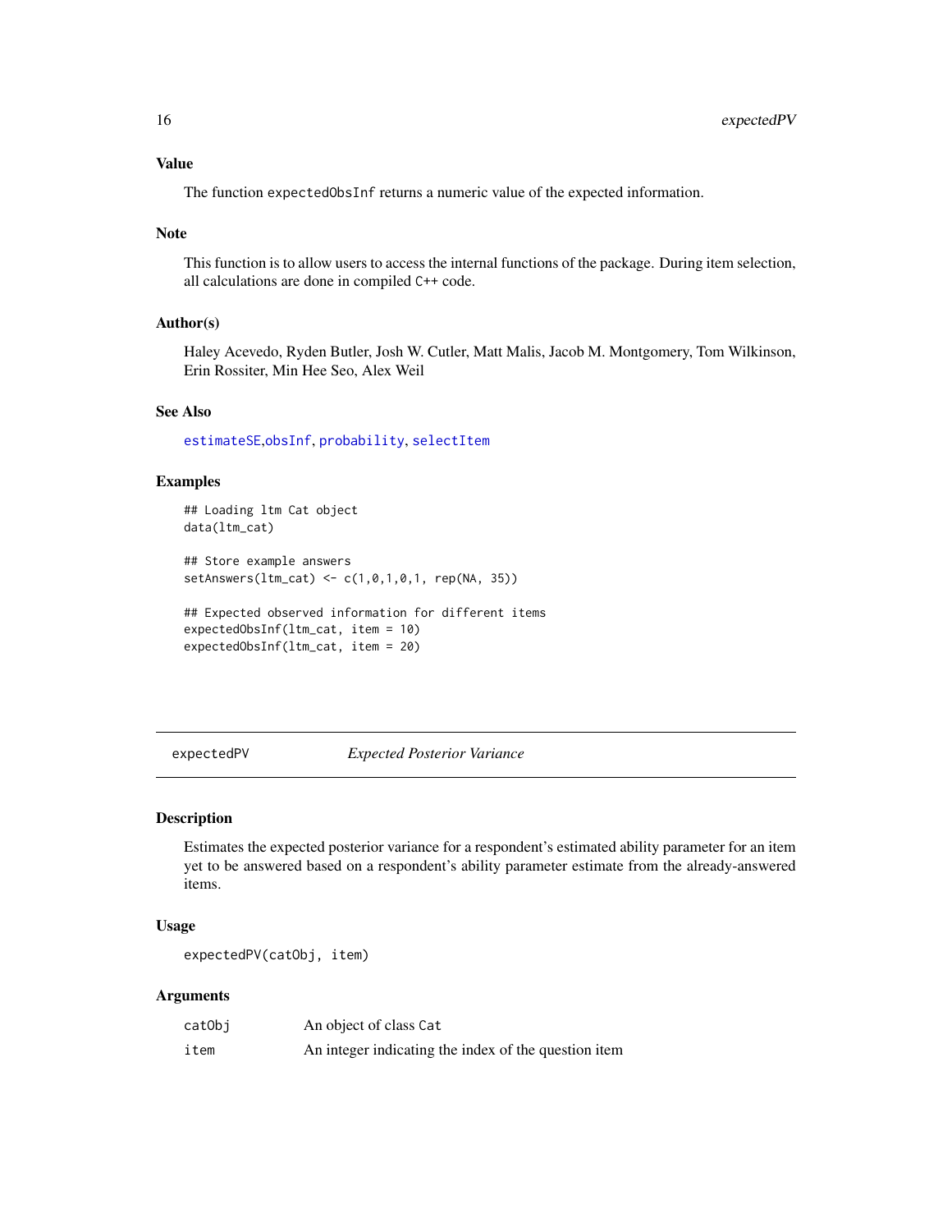### Value

The function `expectedObsInf` returns a numeric value of the expected information.

### Note

This function is to allow users to access the internal functions of the package. During item selection, all calculations are done in compiled C++ code.

### Author(s)

Haley Acevedo, Ryden Butler, Josh W. Cutler, Matt Malis, Jacob M. Montgomery, Tom Wilkinson, Erin Rossiter, Min Hee Seo, Alex Weil

### See Also

`estimateSE`,`obsInf`, `probability`, `selectItem`

### Examples

```
## Loading ltm Cat object
data(ltm_cat)

## Store example answers
setAnswers(ltm_cat) <- c(1,0,1,0,1, rep(NA, 35))

## Expected observed information for different items
expectedObsInf(ltm_cat, item = 10)
expectedObsInf(ltm_cat, item = 20)
```

---

## expectedPV — *Expected Posterior Variance*

### Description

Estimates the expected posterior variance for a respondent's estimated ability parameter for an item yet to be answered based on a respondent's ability parameter estimate from the already-answered items.

### Usage

```
expectedPV(catObj, item)
```

### Arguments

| | |
|---|---|
| `catObj` | An object of class `Cat` |
| `item` | An integer indicating the index of the question item |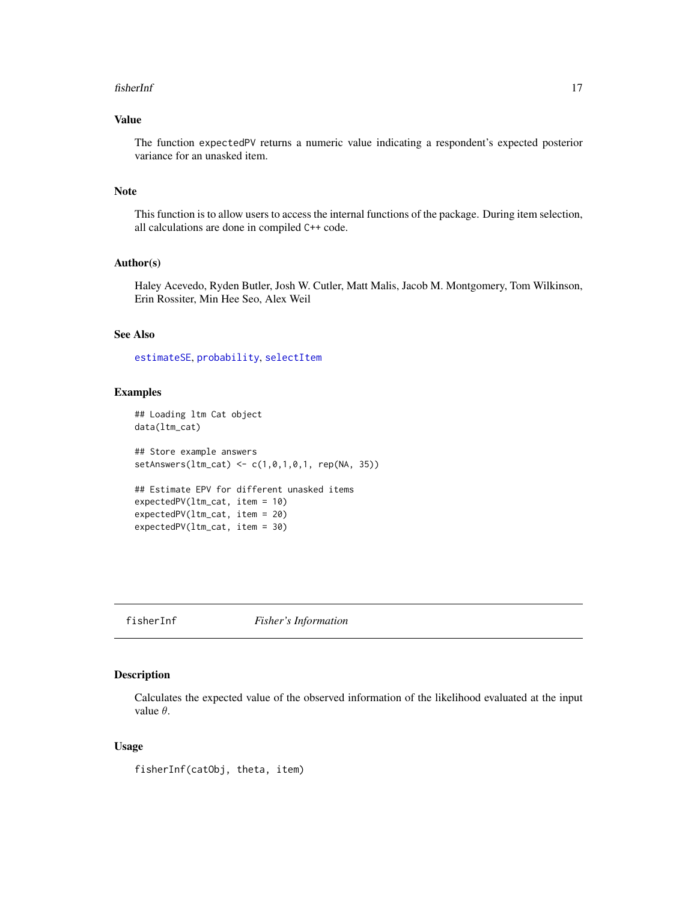### Value

The function `expectedPV` returns a numeric value indicating a respondent's expected posterior variance for an unasked item.

### Note

This function is to allow users to access the internal functions of the package. During item selection, all calculations are done in compiled C++ code.

### Author(s)

Haley Acevedo, Ryden Butler, Josh W. Cutler, Matt Malis, Jacob M. Montgomery, Tom Wilkinson, Erin Rossiter, Min Hee Seo, Alex Weil

### See Also

estimateSE, probability, selectItem

### Examples

```
## Loading ltm Cat object
data(ltm_cat)

## Store example answers
setAnswers(ltm_cat) <- c(1,0,1,0,1, rep(NA, 35))

## Estimate EPV for different unasked items
expectedPV(ltm_cat, item = 10)
expectedPV(ltm_cat, item = 20)
expectedPV(ltm_cat, item = 30)
```

---

## fisherInf *Fisher's Information*

### Description

Calculates the expected value of the observed information of the likelihood evaluated at the input value $\theta$.

### Usage

```
fisherInf(catObj, theta, item)
```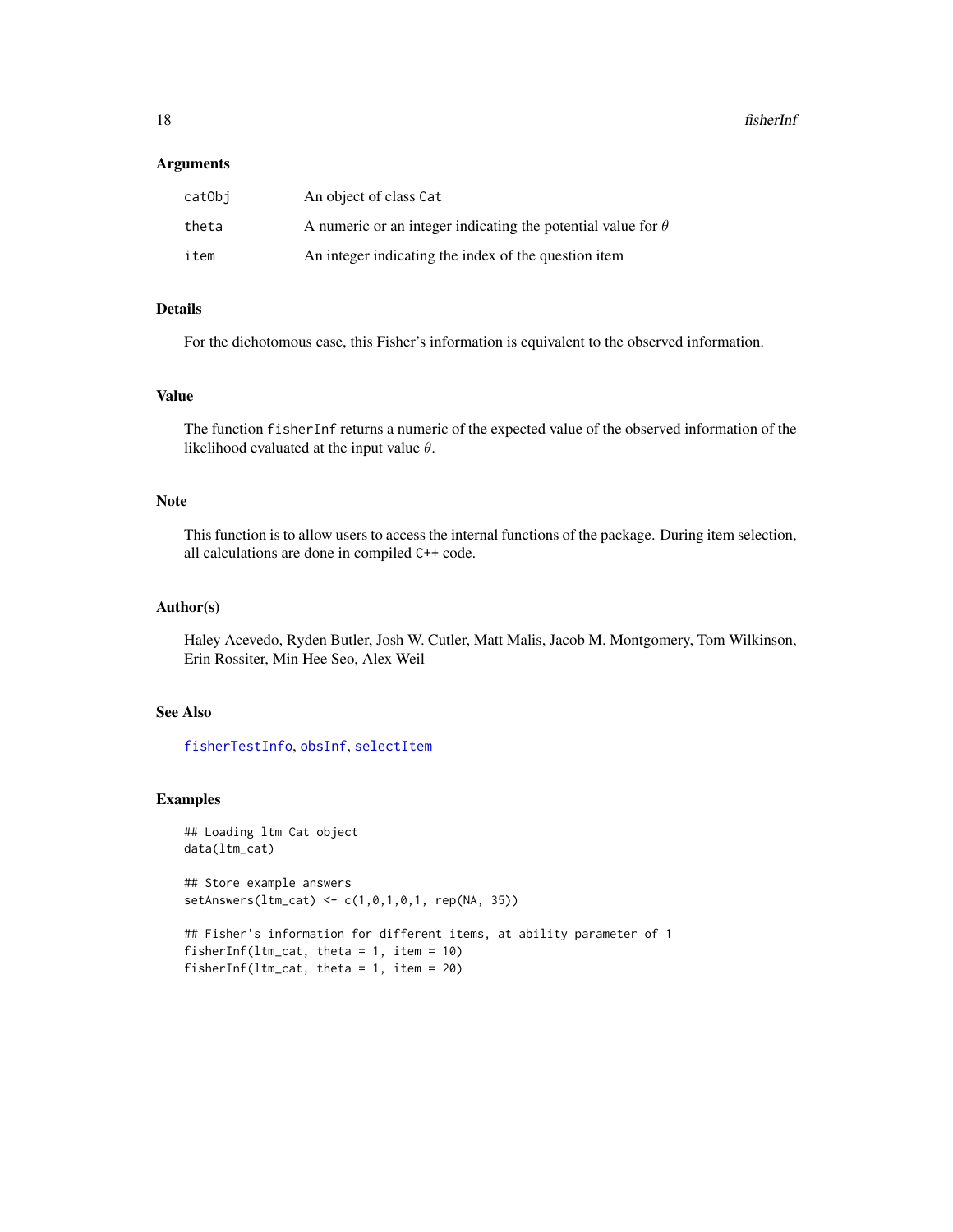### Arguments

| | |
|---|---|
| catObj | An object of class Cat |
| theta | A numeric or an integer indicating the potential value for $\theta$ |
| item | An integer indicating the index of the question item |

### Details

For the dichotomous case, this Fisher's information is equivalent to the observed information.

### Value

The function fisherInf returns a numeric of the expected value of the observed information of the likelihood evaluated at the input value $\theta$.

### Note

This function is to allow users to access the internal functions of the package. During item selection, all calculations are done in compiled C++ code.

### Author(s)

Haley Acevedo, Ryden Butler, Josh W. Cutler, Matt Malis, Jacob M. Montgomery, Tom Wilkinson, Erin Rossiter, Min Hee Seo, Alex Weil

### See Also

fisherTestInfo, obsInf, selectItem

### Examples

```
## Loading ltm Cat object
data(ltm_cat)

## Store example answers
setAnswers(ltm_cat) <- c(1,0,1,0,1, rep(NA, 35))

## Fisher's information for different items, at ability parameter of 1
fisherInf(ltm_cat, theta = 1, item = 10)
fisherInf(ltm_cat, theta = 1, item = 20)
```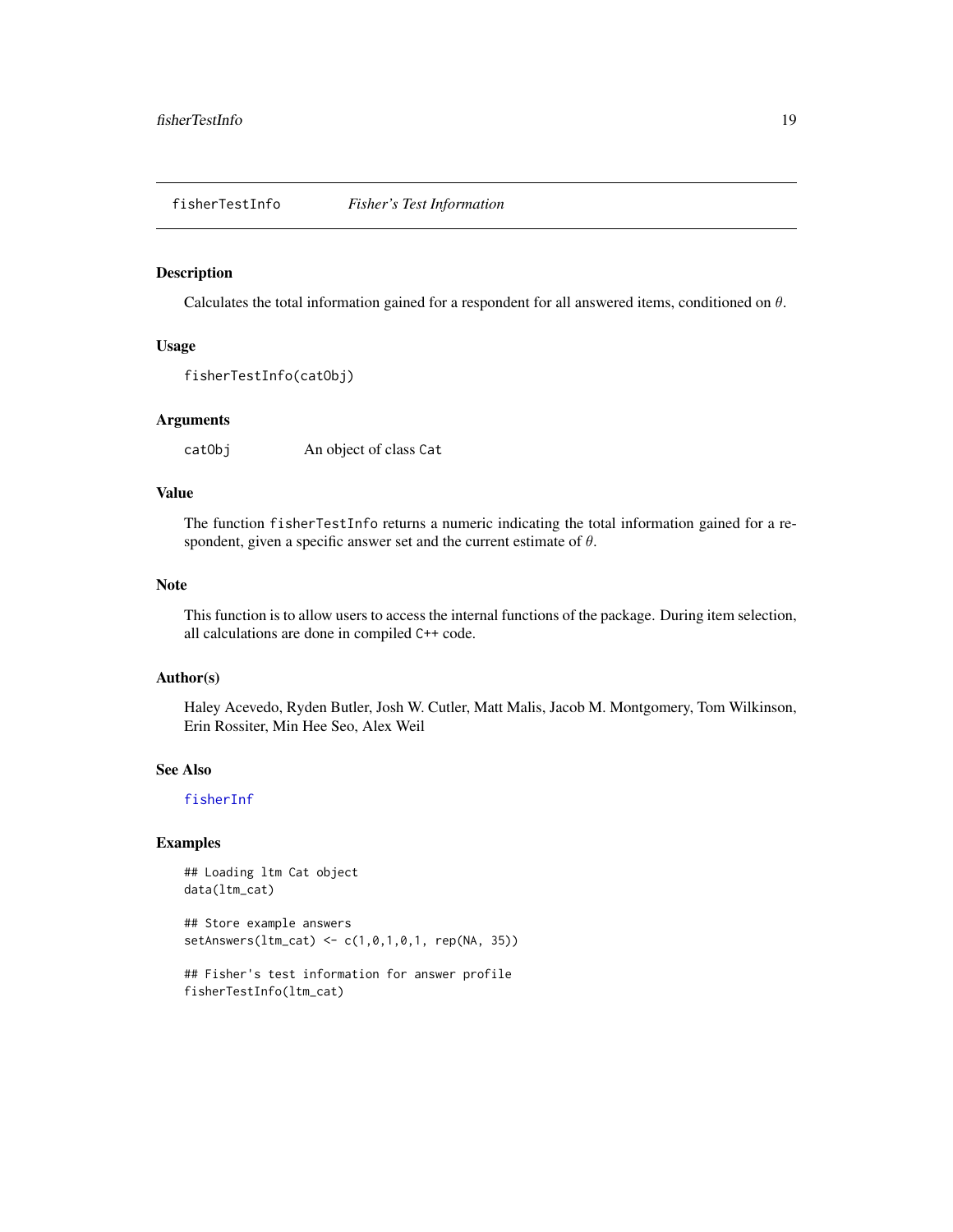fisherTestInfo *Fisher's Test Information*

### Description

Calculates the total information gained for a respondent for all answered items, conditioned on $\theta$.

### Usage

```
fisherTestInfo(catObj)
```

### Arguments

catObj An object of class Cat

### Value

The function fisherTestInfo returns a numeric indicating the total information gained for a respondent, given a specific answer set and the current estimate of $\theta$.

### Note

This function is to allow users to access the internal functions of the package. During item selection, all calculations are done in compiled C++ code.

### Author(s)

Haley Acevedo, Ryden Butler, Josh W. Cutler, Matt Malis, Jacob M. Montgomery, Tom Wilkinson, Erin Rossiter, Min Hee Seo, Alex Weil

### See Also

fisherInf

### Examples

```
## Loading ltm Cat object
data(ltm_cat)

## Store example answers
setAnswers(ltm_cat) <- c(1,0,1,0,1, rep(NA, 35))

## Fisher's test information for answer profile
fisherTestInfo(ltm_cat)
```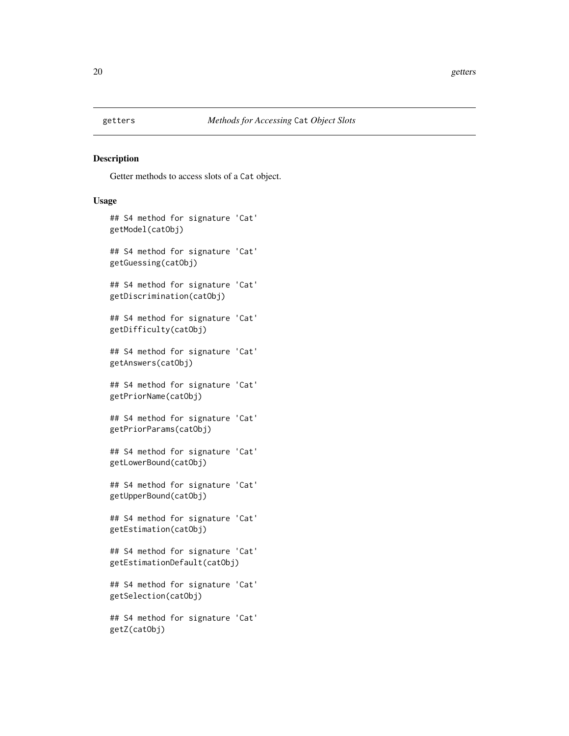# getters — *Methods for Accessing* `Cat` *Object Slots*

## Description

Getter methods to access slots of a `Cat` object.

## Usage

```
## S4 method for signature 'Cat'
getModel(catObj)

## S4 method for signature 'Cat'
getGuessing(catObj)

## S4 method for signature 'Cat'
getDiscrimination(catObj)

## S4 method for signature 'Cat'
getDifficulty(catObj)

## S4 method for signature 'Cat'
getAnswers(catObj)

## S4 method for signature 'Cat'
getPriorName(catObj)

## S4 method for signature 'Cat'
getPriorParams(catObj)

## S4 method for signature 'Cat'
getLowerBound(catObj)

## S4 method for signature 'Cat'
getUpperBound(catObj)

## S4 method for signature 'Cat'
getEstimation(catObj)

## S4 method for signature 'Cat'
getEstimationDefault(catObj)

## S4 method for signature 'Cat'
getSelection(catObj)

## S4 method for signature 'Cat'
getZ(catObj)
```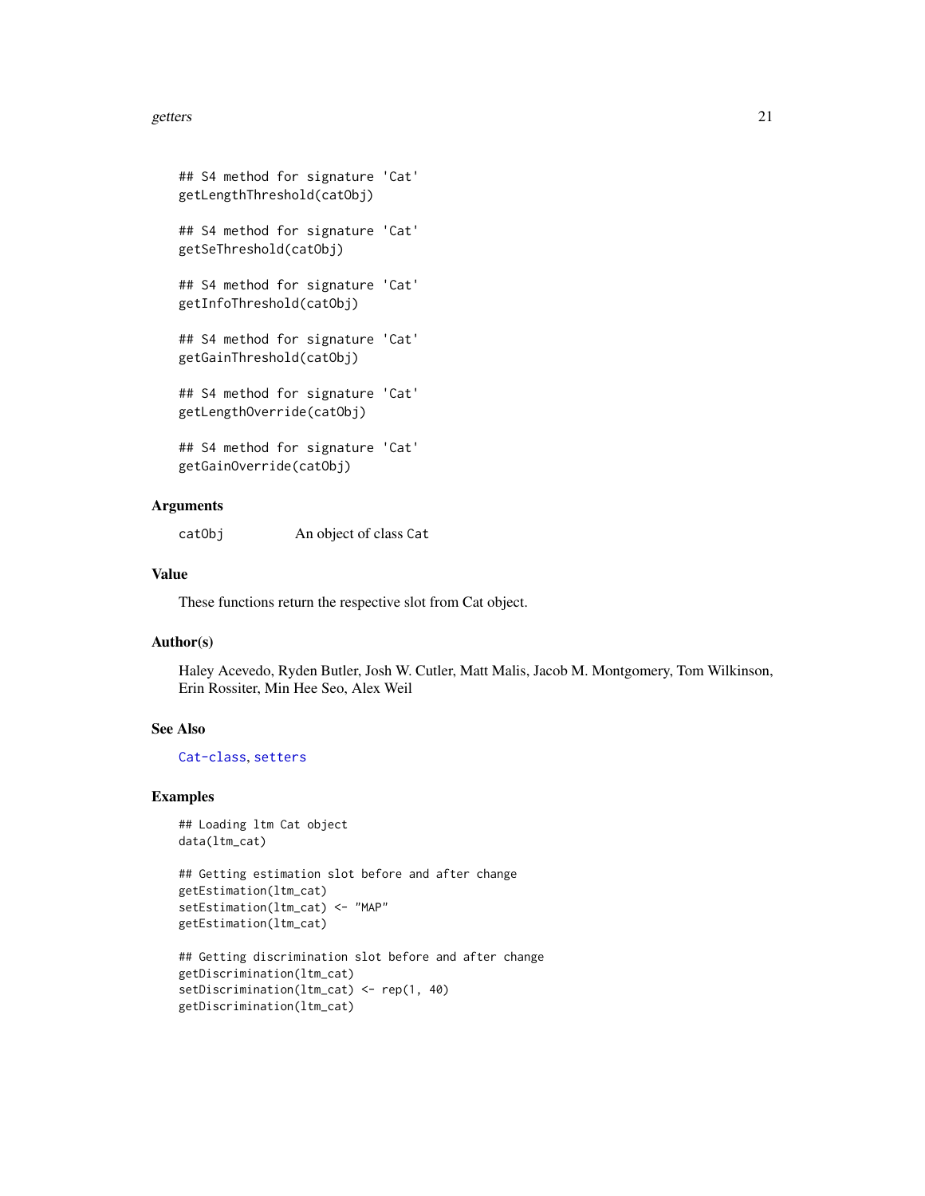```
## S4 method for signature 'Cat'
getLengthThreshold(catObj)

## S4 method for signature 'Cat'
getSeThreshold(catObj)

## S4 method for signature 'Cat'
getInfoThreshold(catObj)

## S4 method for signature 'Cat'
getGainThreshold(catObj)

## S4 method for signature 'Cat'
getLengthOverride(catObj)

## S4 method for signature 'Cat'
getGainOverride(catObj)
```

### Arguments

| | |
|---|---|
| catObj | An object of class Cat |

### Value

These functions return the respective slot from Cat object.

### Author(s)

Haley Acevedo, Ryden Butler, Josh W. Cutler, Matt Malis, Jacob M. Montgomery, Tom Wilkinson, Erin Rossiter, Min Hee Seo, Alex Weil

### See Also

Cat-class, setters

### Examples

```
## Loading ltm Cat object
data(ltm_cat)

## Getting estimation slot before and after change
getEstimation(ltm_cat)
setEstimation(ltm_cat) <- "MAP"
getEstimation(ltm_cat)

## Getting discrimination slot before and after change
getDiscrimination(ltm_cat)
setDiscrimination(ltm_cat) <- rep(1, 40)
getDiscrimination(ltm_cat)
```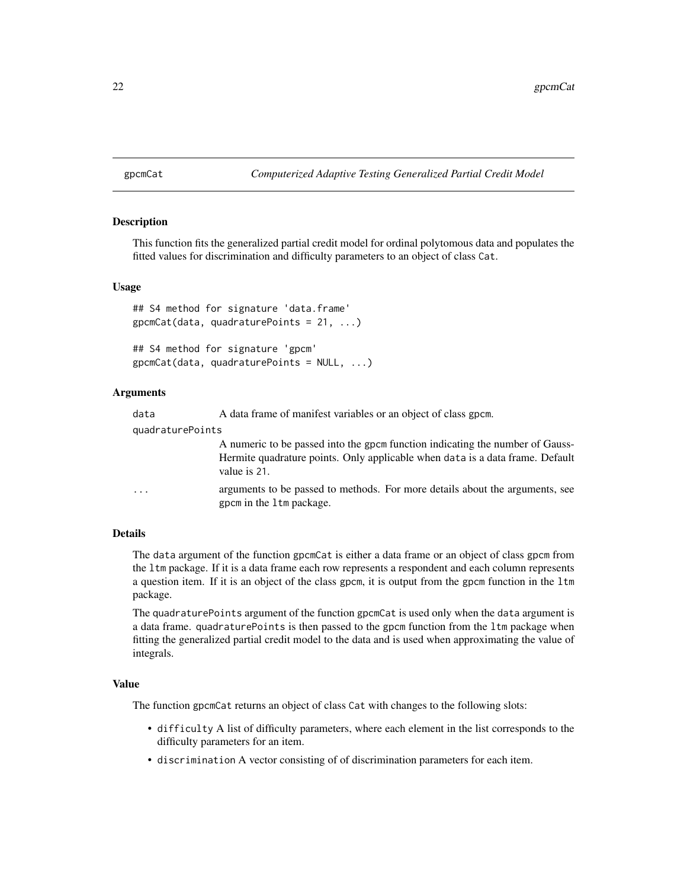# gpcmCat — *Computerized Adaptive Testing Generalized Partial Credit Model*

## Description

This function fits the generalized partial credit model for ordinal polytomous data and populates the fitted values for discrimination and difficulty parameters to an object of class `Cat`.

## Usage

```
## S4 method for signature 'data.frame'
gpcmCat(data, quadraturePoints = 21, ...)

## S4 method for signature 'gpcm'
gpcmCat(data, quadraturePoints = NULL, ...)
```

## Arguments

- `data` — A data frame of manifest variables or an object of class gpcm.
- `quadraturePoints` — A numeric to be passed into the gpcm function indicating the number of Gauss-Hermite quadrature points. Only applicable when `data` is a data frame. Default value is 21.
- `...` — arguments to be passed to methods. For more details about the arguments, see gpcm in the `ltm` package.

## Details

The `data` argument of the function gpcmCat is either a data frame or an object of class gpcm from the `ltm` package. If it is a data frame each row represents a respondent and each column represents a question item. If it is an object of the class gpcm, it is output from the gpcm function in the `ltm` package.

The `quadraturePoints` argument of the function gpcmCat is used only when the `data` argument is a data frame. `quadraturePoints` is then passed to the gpcm function from the `ltm` package when fitting the generalized partial credit model to the data and is used when approximating the value of integrals.

## Value

The function gpcmCat returns an object of class `Cat` with changes to the following slots:

- `difficulty` A list of difficulty parameters, where each element in the list corresponds to the difficulty parameters for an item.
- `discrimination` A vector consisting of of discrimination parameters for each item.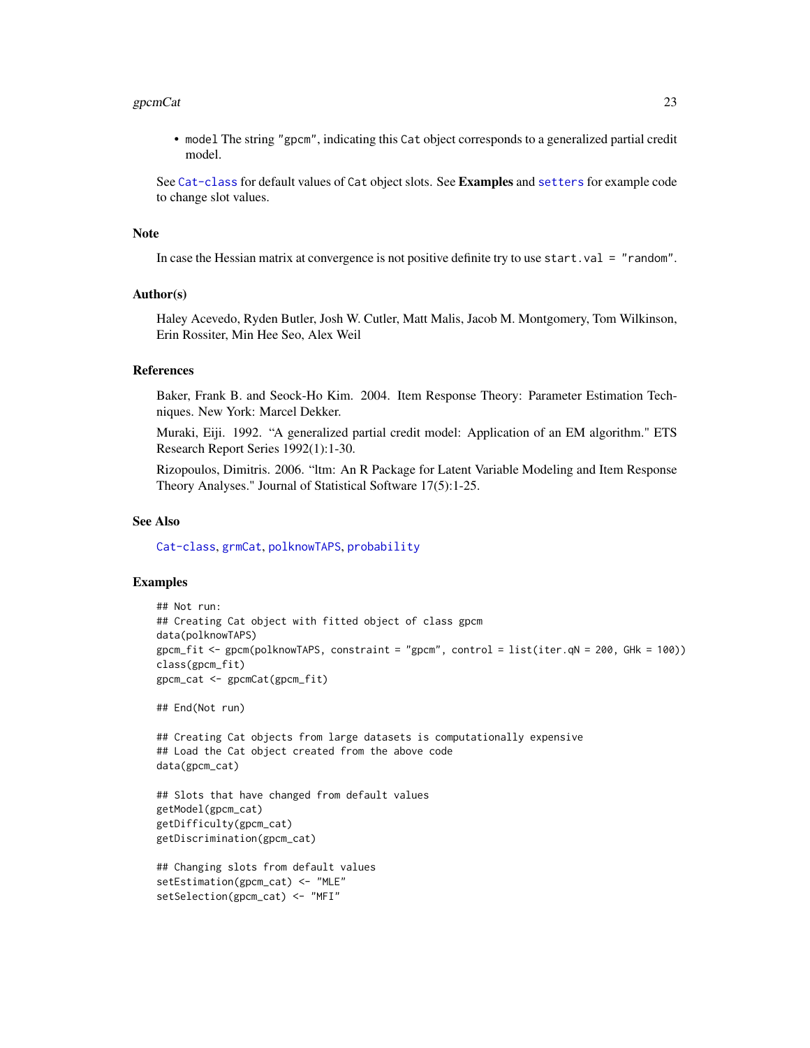- `model` The string `"gpcm"`, indicating this `Cat` object corresponds to a generalized partial credit model.

See `Cat-class` for default values of `Cat` object slots. See **Examples** and `setters` for example code to change slot values.

## Note

In case the Hessian matrix at convergence is not positive definite try to use `start.val = "random"`.

## Author(s)

Haley Acevedo, Ryden Butler, Josh W. Cutler, Matt Malis, Jacob M. Montgomery, Tom Wilkinson, Erin Rossiter, Min Hee Seo, Alex Weil

## References

Baker, Frank B. and Seock-Ho Kim. 2004. Item Response Theory: Parameter Estimation Techniques. New York: Marcel Dekker.

Muraki, Eiji. 1992. "A generalized partial credit model: Application of an EM algorithm." ETS Research Report Series 1992(1):1-30.

Rizopoulos, Dimitris. 2006. "ltm: An R Package for Latent Variable Modeling and Item Response Theory Analyses." Journal of Statistical Software 17(5):1-25.

## See Also

`Cat-class`, `grmCat`, `polknowTAPS`, `probability`

## Examples

```
## Not run:
## Creating Cat object with fitted object of class gpcm
data(polknowTAPS)
gpcm_fit <- gpcm(polknowTAPS, constraint = "gpcm", control = list(iter.qN = 200, GHk = 100))
class(gpcm_fit)
gpcm_cat <- gpcmCat(gpcm_fit)

## End(Not run)

## Creating Cat objects from large datasets is computationally expensive
## Load the Cat object created from the above code
data(gpcm_cat)

## Slots that have changed from default values
getModel(gpcm_cat)
getDifficulty(gpcm_cat)
getDiscrimination(gpcm_cat)

## Changing slots from default values
setEstimation(gpcm_cat) <- "MLE"
setSelection(gpcm_cat) <- "MFI"
```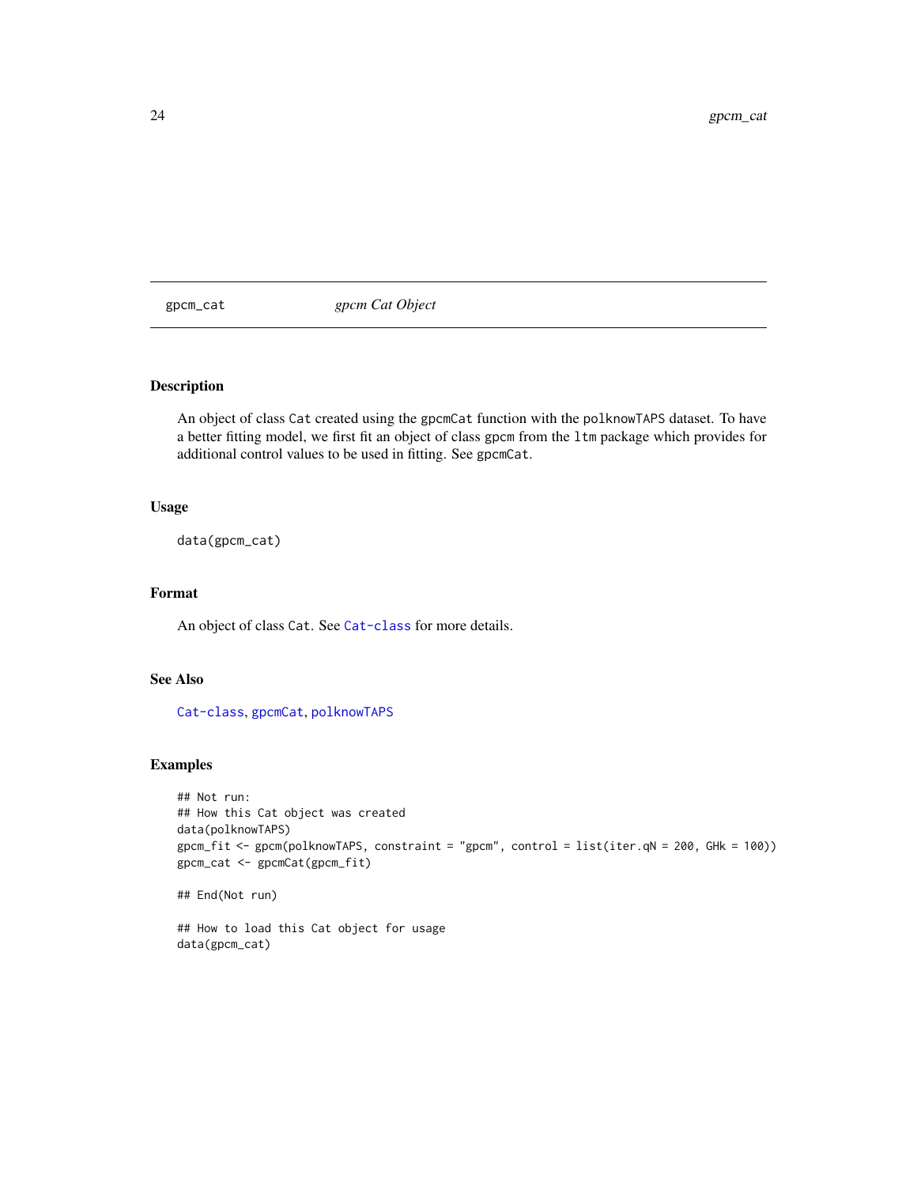gpcm_cat        *gpcm Cat Object*

## Description

An object of class Cat created using the gpcmCat function with the polknowTAPS dataset. To have a better fitting model, we first fit an object of class gpcm from the ltm package which provides for additional control values to be used in fitting. See gpcmCat.

## Usage

```
data(gpcm_cat)
```

## Format

An object of class Cat. See Cat-class for more details.

## See Also

Cat-class, gpcmCat, polknowTAPS

## Examples

```
## Not run:
## How this Cat object was created
data(polknowTAPS)
gpcm_fit <- gpcm(polknowTAPS, constraint = "gpcm", control = list(iter.qN = 200, GHk = 100))
gpcm_cat <- gpcmCat(gpcm_fit)

## End(Not run)

## How to load this Cat object for usage
data(gpcm_cat)
```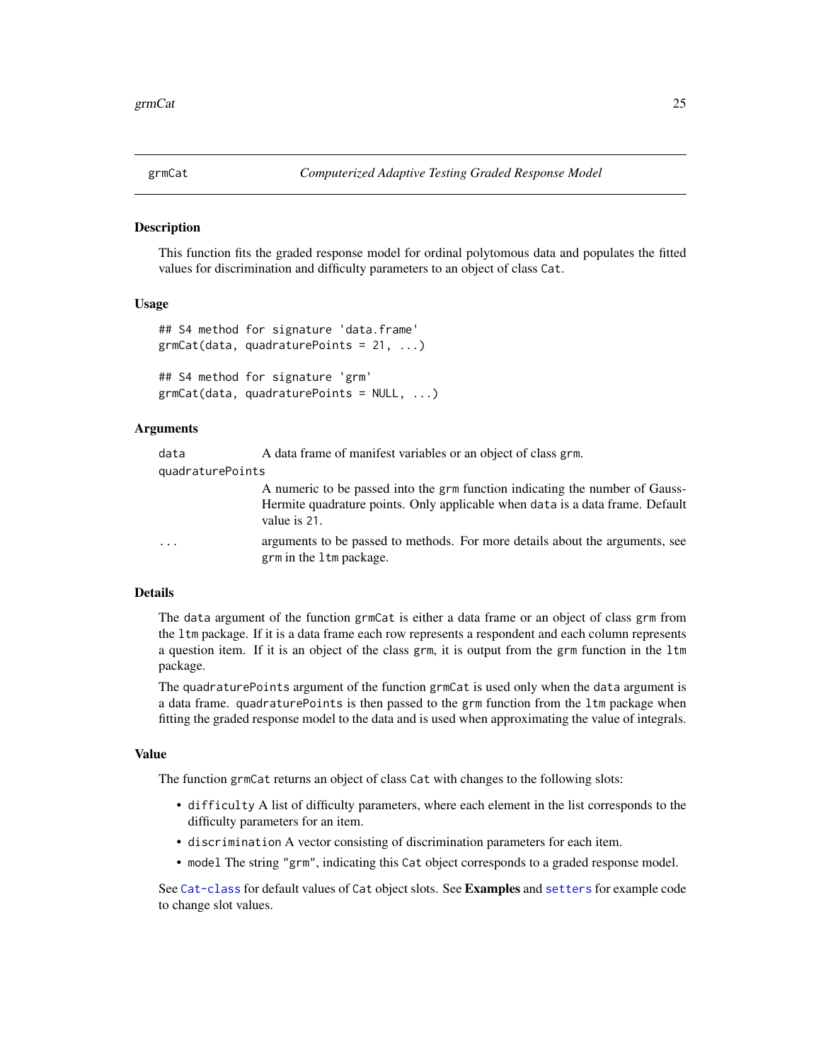# grmCat — *Computerized Adaptive Testing Graded Response Model*

## Description

This function fits the graded response model for ordinal polytomous data and populates the fitted values for discrimination and difficulty parameters to an object of class `Cat`.

## Usage

```
## S4 method for signature 'data.frame'
grmCat(data, quadraturePoints = 21, ...)

## S4 method for signature 'grm'
grmCat(data, quadraturePoints = NULL, ...)
```

## Arguments

| | |
|---|---|
| `data` | A data frame of manifest variables or an object of class `grm`. |
| `quadraturePoints` | A numeric to be passed into the `grm` function indicating the number of Gauss-Hermite quadrature points. Only applicable when `data` is a data frame. Default value is `21`. |
| `...` | arguments to be passed to methods. For more details about the arguments, see `grm` in the `ltm` package. |

## Details

The `data` argument of the function `grmCat` is either a data frame or an object of class `grm` from the `ltm` package. If it is a data frame each row represents a respondent and each column represents a question item. If it is an object of the class `grm`, it is output from the `grm` function in the `ltm` package.

The `quadraturePoints` argument of the function `grmCat` is used only when the `data` argument is a data frame. `quadraturePoints` is then passed to the `grm` function from the `ltm` package when fitting the graded response model to the data and is used when approximating the value of integrals.

## Value

The function `grmCat` returns an object of class `Cat` with changes to the following slots:

- `difficulty` A list of difficulty parameters, where each element in the list corresponds to the difficulty parameters for an item.
- `discrimination` A vector consisting of discrimination parameters for each item.
- `model` The string `"grm"`, indicating this `Cat` object corresponds to a graded response model.

See `Cat-class` for default values of `Cat` object slots. See **Examples** and `setters` for example code to change slot values.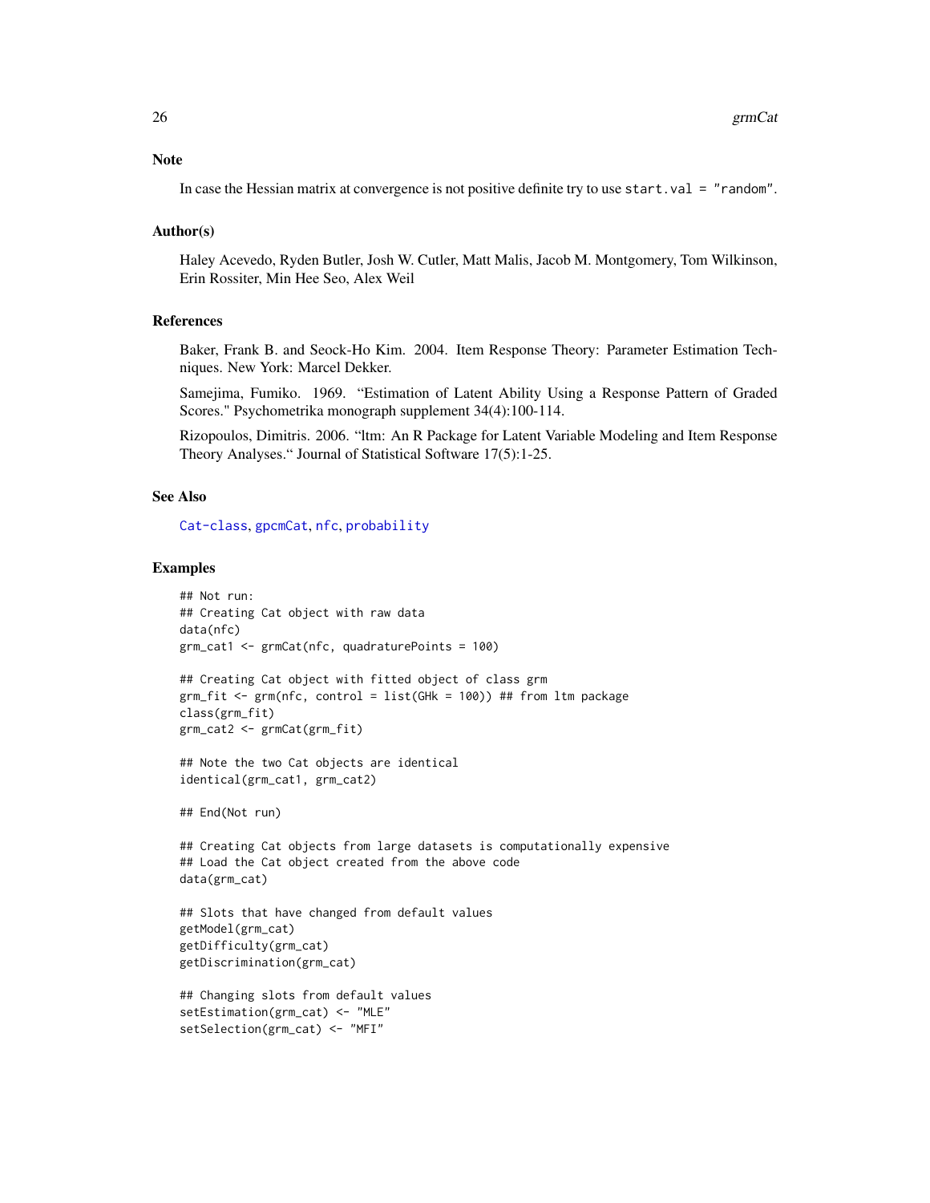## Note

In case the Hessian matrix at convergence is not positive definite try to use `start.val = "random"`.

## Author(s)

Haley Acevedo, Ryden Butler, Josh W. Cutler, Matt Malis, Jacob M. Montgomery, Tom Wilkinson, Erin Rossiter, Min Hee Seo, Alex Weil

## References

Baker, Frank B. and Seock-Ho Kim. 2004. Item Response Theory: Parameter Estimation Techniques. New York: Marcel Dekker.

Samejima, Fumiko. 1969. "Estimation of Latent Ability Using a Response Pattern of Graded Scores." Psychometrika monograph supplement 34(4):100-114.

Rizopoulos, Dimitris. 2006. "ltm: An R Package for Latent Variable Modeling and Item Response Theory Analyses." Journal of Statistical Software 17(5):1-25.

## See Also

Cat-class, gpcmCat, nfc, probability

## Examples

```
## Not run:
## Creating Cat object with raw data
data(nfc)
grm_cat1 <- grmCat(nfc, quadraturePoints = 100)

## Creating Cat object with fitted object of class grm
grm_fit <- grm(nfc, control = list(GHk = 100)) ## from ltm package
class(grm_fit)
grm_cat2 <- grmCat(grm_fit)

## Note the two Cat objects are identical
identical(grm_cat1, grm_cat2)

## End(Not run)

## Creating Cat objects from large datasets is computationally expensive
## Load the Cat object created from the above code
data(grm_cat)

## Slots that have changed from default values
getModel(grm_cat)
getDifficulty(grm_cat)
getDiscrimination(grm_cat)

## Changing slots from default values
setEstimation(grm_cat) <- "MLE"
setSelection(grm_cat) <- "MFI"
```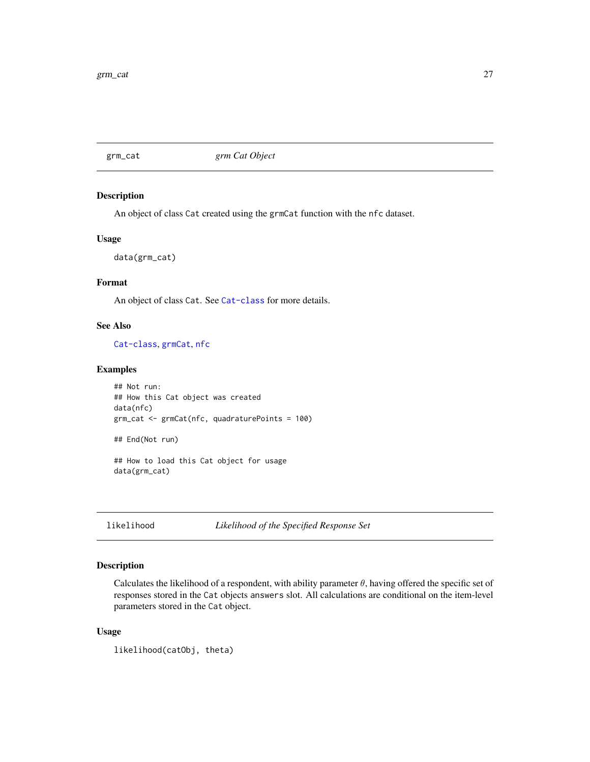## grm_cat — *grm Cat Object*

### Description

An object of class `Cat` created using the `grmCat` function with the `nfc` dataset.

### Usage

```
data(grm_cat)
```

### Format

An object of class `Cat`. See `Cat-class` for more details.

### See Also

`Cat-class`, `grmCat`, `nfc`

### Examples

```
## Not run:
## How this Cat object was created
data(nfc)
grm_cat <- grmCat(nfc, quadraturePoints = 100)

## End(Not run)

## How to load this Cat object for usage
data(grm_cat)
```

## likelihood — *Likelihood of the Specified Response Set*

### Description

Calculates the likelihood of a respondent, with ability parameter $\theta$, having offered the specific set of responses stored in the `Cat` objects `answers` slot. All calculations are conditional on the item-level parameters stored in the `Cat` object.

### Usage

```
likelihood(catObj, theta)
```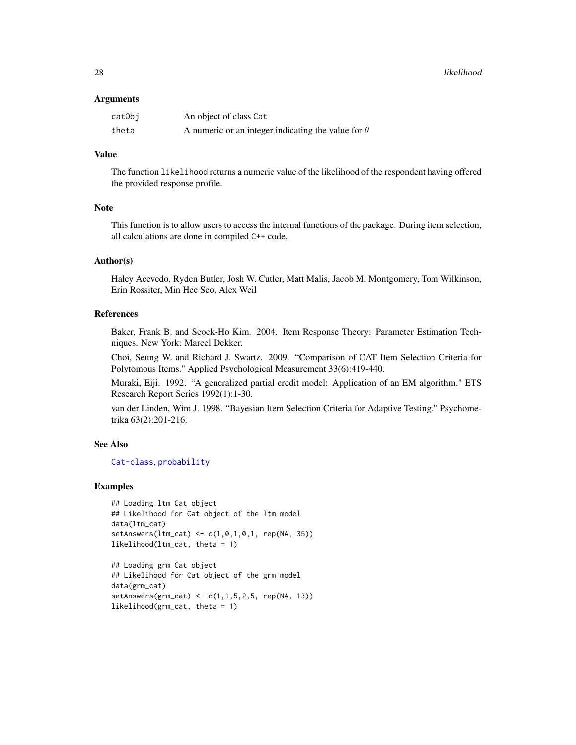### Arguments

| | |
|---|---|
| catObj | An object of class Cat |
| theta | A numeric or an integer indicating the value for $\theta$ |

### Value

The function likelihood returns a numeric value of the likelihood of the respondent having offered the provided response profile.

### Note

This function is to allow users to access the internal functions of the package. During item selection, all calculations are done in compiled C++ code.

### Author(s)

Haley Acevedo, Ryden Butler, Josh W. Cutler, Matt Malis, Jacob M. Montgomery, Tom Wilkinson, Erin Rossiter, Min Hee Seo, Alex Weil

### References

Baker, Frank B. and Seock-Ho Kim. 2004. Item Response Theory: Parameter Estimation Techniques. New York: Marcel Dekker.

Choi, Seung W. and Richard J. Swartz. 2009. "Comparison of CAT Item Selection Criteria for Polytomous Items." Applied Psychological Measurement 33(6):419-440.

Muraki, Eiji. 1992. "A generalized partial credit model: Application of an EM algorithm." ETS Research Report Series 1992(1):1-30.

van der Linden, Wim J. 1998. "Bayesian Item Selection Criteria for Adaptive Testing." Psychometrika 63(2):201-216.

### See Also

Cat-class, probability

### Examples

```
## Loading ltm Cat object
## Likelihood for Cat object of the ltm model
data(ltm_cat)
setAnswers(ltm_cat) <- c(1,0,1,0,1, rep(NA, 35))
likelihood(ltm_cat, theta = 1)

## Loading grm Cat object
## Likelihood for Cat object of the grm model
data(grm_cat)
setAnswers(grm_cat) <- c(1,1,5,2,5, rep(NA, 13))
likelihood(grm_cat, theta = 1)
```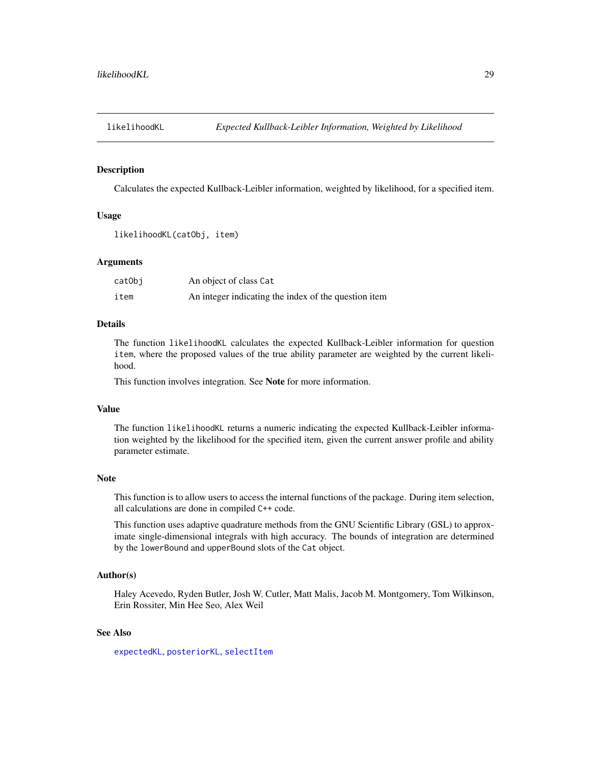# likelihoodKL — *Expected Kullback-Leibler Information, Weighted by Likelihood*

## Description

Calculates the expected Kullback-Leibler information, weighted by likelihood, for a specified item.

## Usage

```
likelihoodKL(catObj, item)
```

## Arguments

| | |
|---|---|
| `catObj` | An object of class `Cat` |
| `item` | An integer indicating the index of the question item |

## Details

The function `likelihoodKL` calculates the expected Kullback-Leibler information for question `item`, where the proposed values of the true ability parameter are weighted by the current likelihood.

This function involves integration. See **Note** for more information.

## Value

The function `likelihoodKL` returns a numeric indicating the expected Kullback-Leibler information weighted by the likelihood for the specified item, given the current answer profile and ability parameter estimate.

## Note

This function is to allow users to access the internal functions of the package. During item selection, all calculations are done in compiled `C++` code.

This function uses adaptive quadrature methods from the GNU Scientific Library (GSL) to approximate single-dimensional integrals with high accuracy. The bounds of integration are determined by the `lowerBound` and `upperBound` slots of the `Cat` object.

## Author(s)

Haley Acevedo, Ryden Butler, Josh W. Cutler, Matt Malis, Jacob M. Montgomery, Tom Wilkinson, Erin Rossiter, Min Hee Seo, Alex Weil

## See Also

`expectedKL`, `posteriorKL`, `selectItem`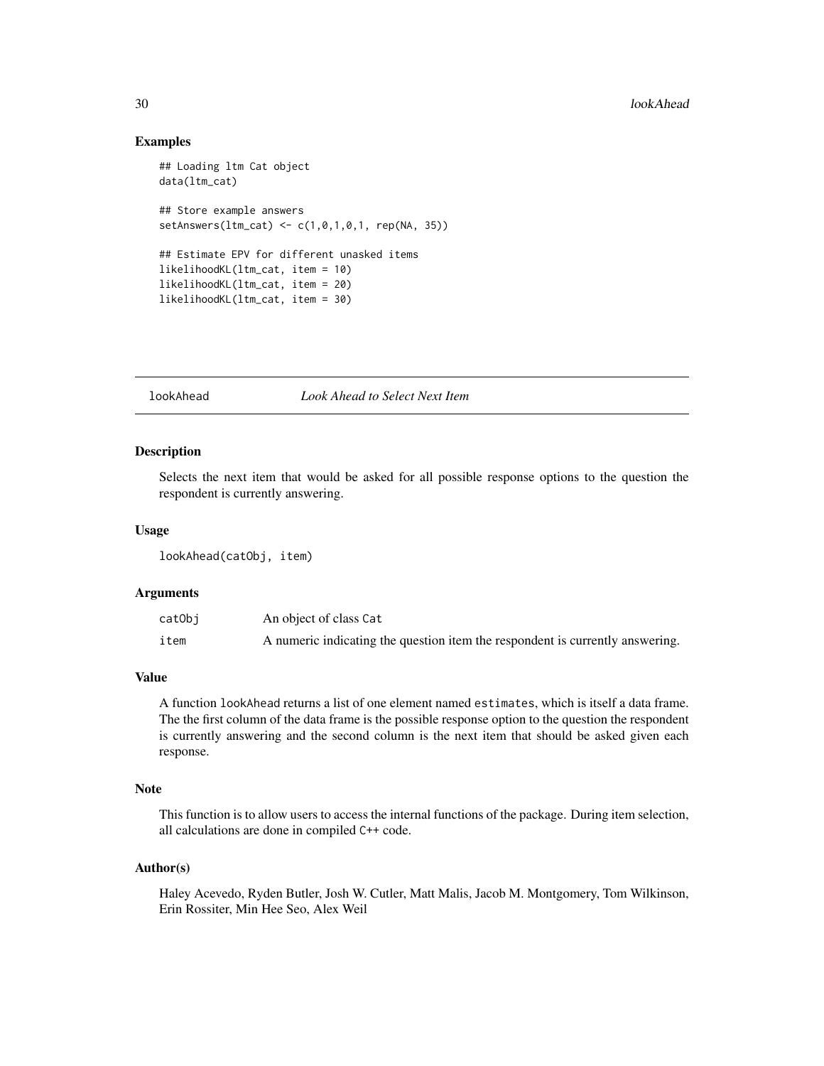### Examples

```
## Loading ltm Cat object
data(ltm_cat)

## Store example answers
setAnswers(ltm_cat) <- c(1,0,1,0,1, rep(NA, 35))

## Estimate EPV for different unasked items
likelihoodKL(ltm_cat, item = 10)
likelihoodKL(ltm_cat, item = 20)
likelihoodKL(ltm_cat, item = 30)
```

---

## lookAhead — *Look Ahead to Select Next Item*

---

### Description

Selects the next item that would be asked for all possible response options to the question the respondent is currently answering.

### Usage

```
lookAhead(catObj, item)
```

### Arguments

| | |
|---|---|
| `catObj` | An object of class `Cat` |
| `item` | A numeric indicating the question item the respondent is currently answering. |

### Value

A function `lookAhead` returns a list of one element named `estimates`, which is itself a data frame. The the first column of the data frame is the possible response option to the question the respondent is currently answering and the second column is the next item that should be asked given each response.

### Note

This function is to allow users to access the internal functions of the package. During item selection, all calculations are done in compiled `C++` code.

### Author(s)

Haley Acevedo, Ryden Butler, Josh W. Cutler, Matt Malis, Jacob M. Montgomery, Tom Wilkinson, Erin Rossiter, Min Hee Seo, Alex Weil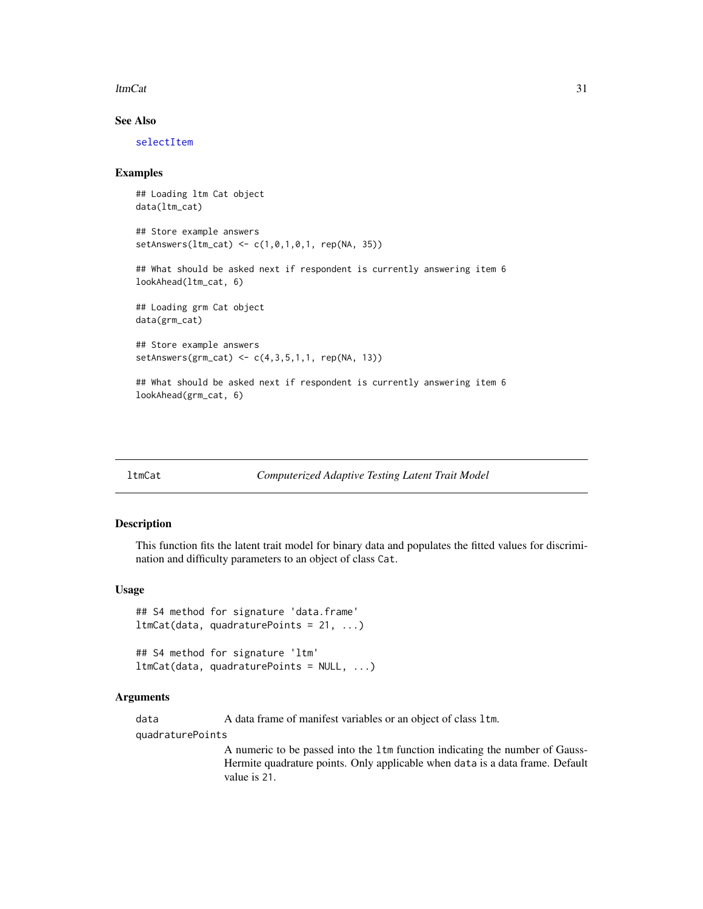### See Also

selectItem

### Examples

```
## Loading ltm Cat object
data(ltm_cat)

## Store example answers
setAnswers(ltm_cat) <- c(1,0,1,0,1, rep(NA, 35))

## What should be asked next if respondent is currently answering item 6
lookAhead(ltm_cat, 6)

## Loading grm Cat object
data(grm_cat)

## Store example answers
setAnswers(grm_cat) <- c(4,3,5,1,1, rep(NA, 13))

## What should be asked next if respondent is currently answering item 6
lookAhead(grm_cat, 6)
```

---

## ltmCat — *Computerized Adaptive Testing Latent Trait Model*

### Description

This function fits the latent trait model for binary data and populates the fitted values for discrimination and difficulty parameters to an object of class `Cat`.

### Usage

```
## S4 method for signature 'data.frame'
ltmCat(data, quadraturePoints = 21, ...)

## S4 method for signature 'ltm'
ltmCat(data, quadraturePoints = NULL, ...)
```

### Arguments

`data` A data frame of manifest variables or an object of class `ltm`.

`quadraturePoints` A numeric to be passed into the `ltm` function indicating the number of Gauss-Hermite quadrature points. Only applicable when `data` is a data frame. Default value is `21`.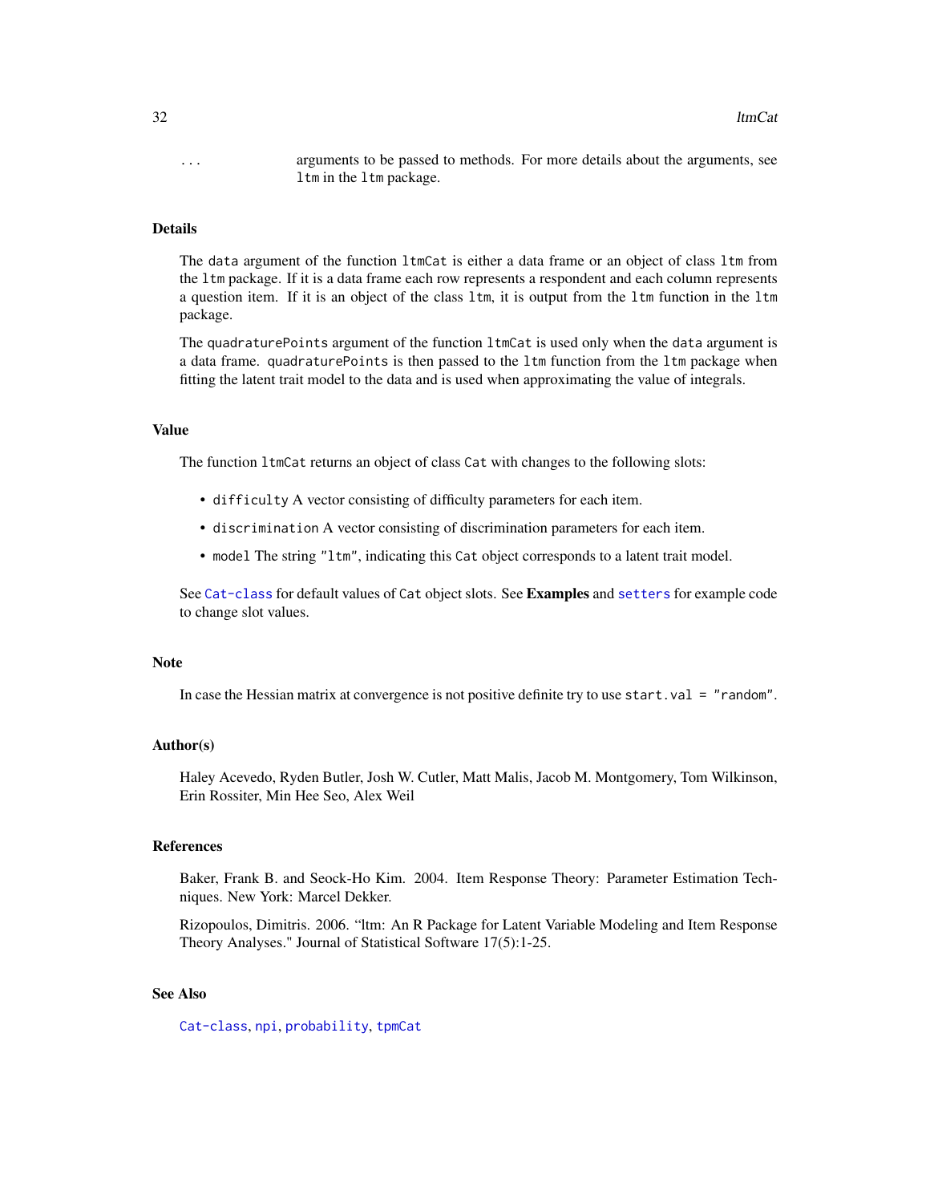`...` arguments to be passed to methods. For more details about the arguments, see `ltm` in the `ltm` package.

## Details

The `data` argument of the function `ltmCat` is either a data frame or an object of class `ltm` from the `ltm` package. If it is a data frame each row represents a respondent and each column represents a question item. If it is an object of the class `ltm`, it is output from the `ltm` function in the `ltm` package.

The `quadraturePoints` argument of the function `ltmCat` is used only when the `data` argument is a data frame. `quadraturePoints` is then passed to the `ltm` function from the `ltm` package when fitting the latent trait model to the data and is used when approximating the value of integrals.

## Value

The function `ltmCat` returns an object of class `Cat` with changes to the following slots:

- `difficulty` A vector consisting of difficulty parameters for each item.
- `discrimination` A vector consisting of discrimination parameters for each item.
- `model` The string `"ltm"`, indicating this `Cat` object corresponds to a latent trait model.

See `Cat-class` for default values of `Cat` object slots. See **Examples** and `setters` for example code to change slot values.

## Note

In case the Hessian matrix at convergence is not positive definite try to use `start.val = "random"`.

## Author(s)

Haley Acevedo, Ryden Butler, Josh W. Cutler, Matt Malis, Jacob M. Montgomery, Tom Wilkinson, Erin Rossiter, Min Hee Seo, Alex Weil

## References

Baker, Frank B. and Seock-Ho Kim. 2004. Item Response Theory: Parameter Estimation Techniques. New York: Marcel Dekker.

Rizopoulos, Dimitris. 2006. "ltm: An R Package for Latent Variable Modeling and Item Response Theory Analyses." Journal of Statistical Software 17(5):1-25.

## See Also

`Cat-class`, `npi`, `probability`, `tpmCat`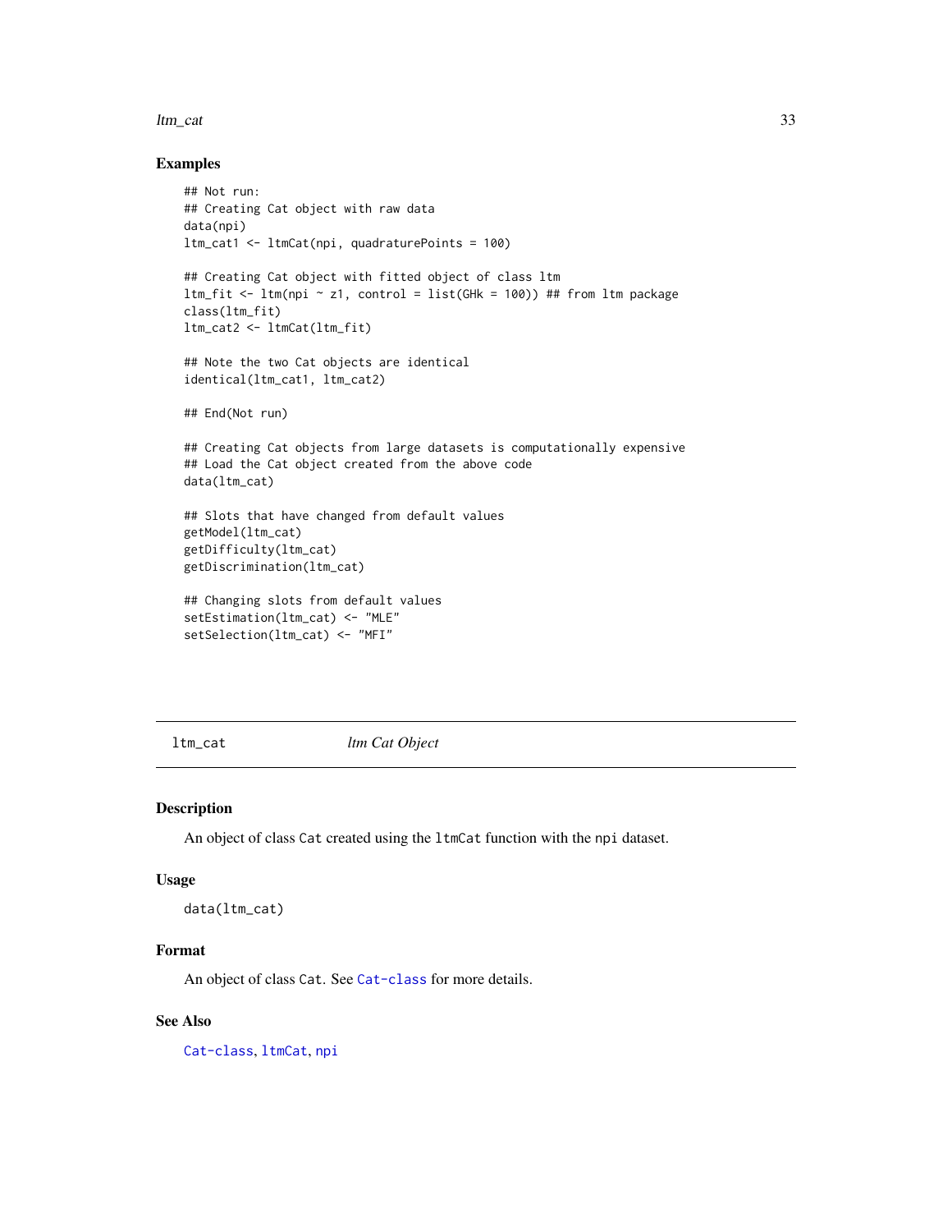### Examples

```
## Not run:
## Creating Cat object with raw data
data(npi)
ltm_cat1 <- ltmCat(npi, quadraturePoints = 100)

## Creating Cat object with fitted object of class ltm
ltm_fit <- ltm(npi ~ z1, control = list(GHk = 100)) ## from ltm package
class(ltm_fit)
ltm_cat2 <- ltmCat(ltm_fit)

## Note the two Cat objects are identical
identical(ltm_cat1, ltm_cat2)

## End(Not run)

## Creating Cat objects from large datasets is computationally expensive
## Load the Cat object created from the above code
data(ltm_cat)

## Slots that have changed from default values
getModel(ltm_cat)
getDifficulty(ltm_cat)
getDiscrimination(ltm_cat)

## Changing slots from default values
setEstimation(ltm_cat) <- "MLE"
setSelection(ltm_cat) <- "MFI"
```

---

## ltm_cat *ltm Cat Object*

### Description

An object of class Cat created using the ltmCat function with the npi dataset.

### Usage

```
data(ltm_cat)
```

### Format

An object of class Cat. See Cat-class for more details.

### See Also

Cat-class, ltmCat, npi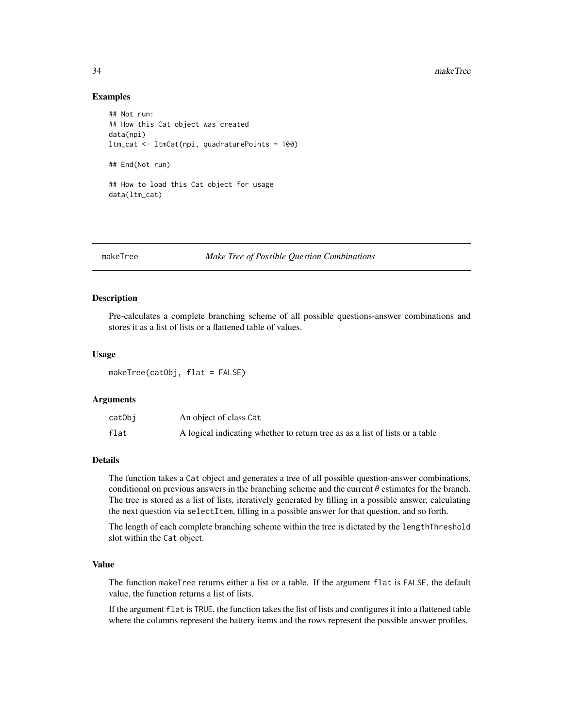## Examples

```
## Not run:
## How this Cat object was created
data(npi)
ltm_cat <- ltmCat(npi, quadraturePoints = 100)

## End(Not run)

## How to load this Cat object for usage
data(ltm_cat)
```

---

# makeTree — *Make Tree of Possible Question Combinations*

---

## Description

Pre-calculates a complete branching scheme of all possible questions-answer combinations and stores it as a list of lists or a flattened table of values.

## Usage

```
makeTree(catObj, flat = FALSE)
```

## Arguments

| | |
|---|---|
| catObj | An object of class Cat |
| flat | A logical indicating whether to return tree as as a list of lists or a table |

## Details

The function takes a Cat object and generates a tree of all possible question-answer combinations, conditional on previous answers in the branching scheme and the current $\theta$ estimates for the branch. The tree is stored as a list of lists, iteratively generated by filling in a possible answer, calculating the next question via selectItem, filling in a possible answer for that question, and so forth.

The length of each complete branching scheme within the tree is dictated by the lengthThreshold slot within the Cat object.

## Value

The function makeTree returns either a list or a table. If the argument flat is FALSE, the default value, the function returns a list of lists.

If the argument flat is TRUE, the function takes the list of lists and configures it into a flattened table where the columns represent the battery items and the rows represent the possible answer profiles.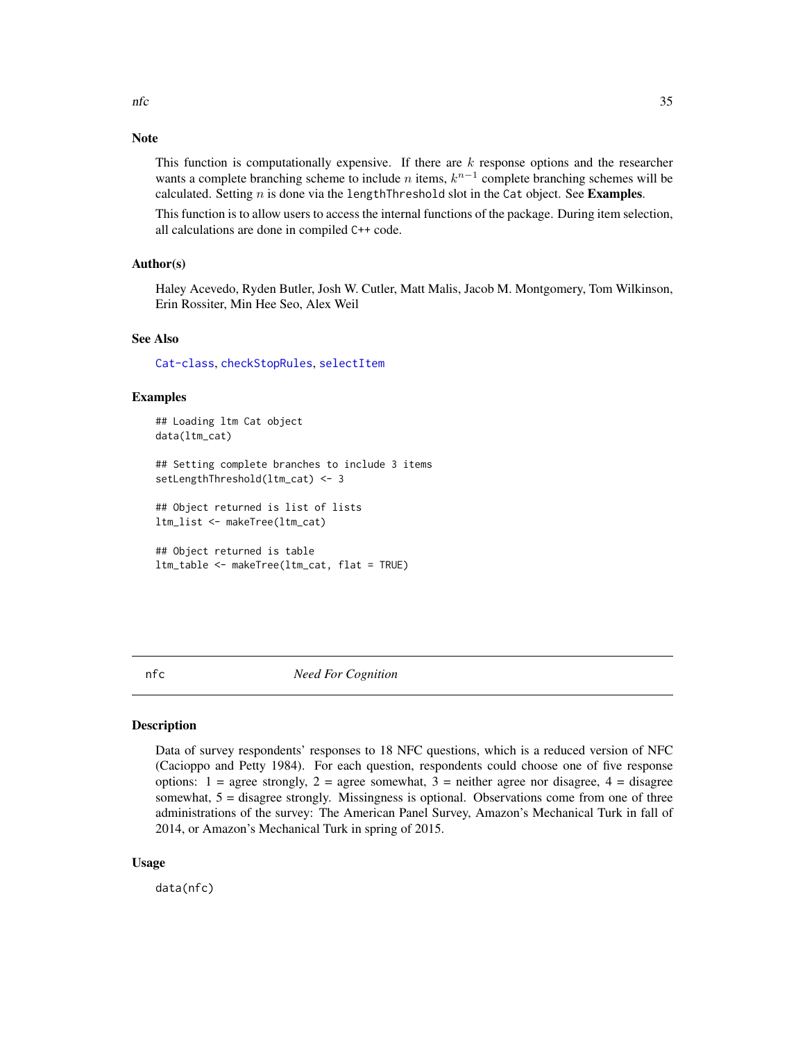### Note

This function is computationally expensive. If there are $k$ response options and the researcher wants a complete branching scheme to include $n$ items, $k^{n-1}$ complete branching schemes will be calculated. Setting $n$ is done via the `lengthThreshold` slot in the `Cat` object. See **Examples**.

This function is to allow users to access the internal functions of the package. During item selection, all calculations are done in compiled C++ code.

### Author(s)

Haley Acevedo, Ryden Butler, Josh W. Cutler, Matt Malis, Jacob M. Montgomery, Tom Wilkinson, Erin Rossiter, Min Hee Seo, Alex Weil

### See Also

Cat-class, checkStopRules, selectItem

### Examples

```
## Loading ltm Cat object
data(ltm_cat)

## Setting complete branches to include 3 items
setLengthThreshold(ltm_cat) <- 3

## Object returned is list of lists
ltm_list <- makeTree(ltm_cat)

## Object returned is table
ltm_table <- makeTree(ltm_cat, flat = TRUE)
```

---

## nfc — *Need For Cognition*

### Description

Data of survey respondents' responses to 18 NFC questions, which is a reduced version of NFC (Cacioppo and Petty 1984). For each question, respondents could choose one of five response options: 1 = agree strongly, 2 = agree somewhat, 3 = neither agree nor disagree, 4 = disagree somewhat, 5 = disagree strongly. Missingness is optional. Observations come from one of three administrations of the survey: The American Panel Survey, Amazon's Mechanical Turk in fall of 2014, or Amazon's Mechanical Turk in spring of 2015.

### Usage

```
data(nfc)
```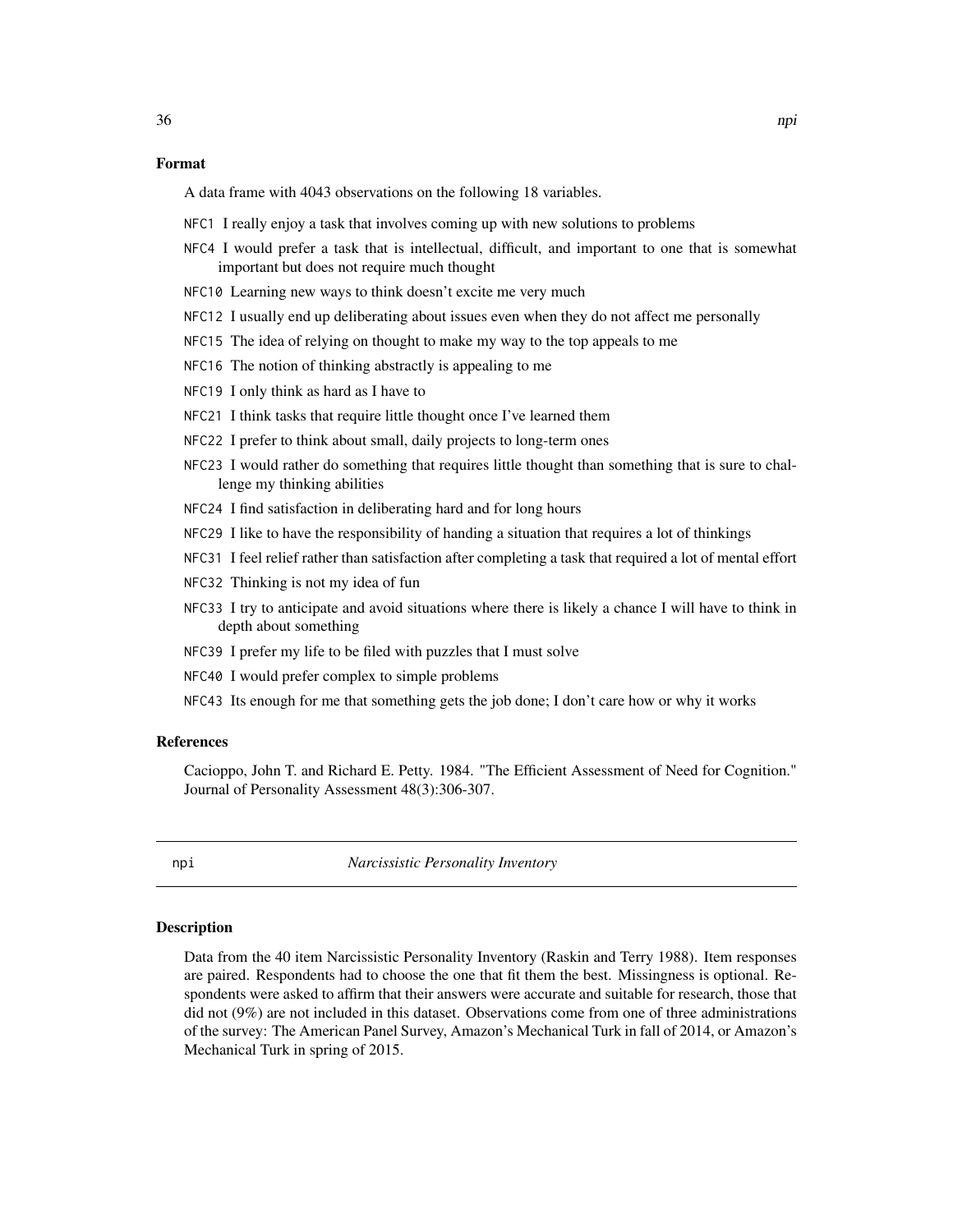### Format

A data frame with 4043 observations on the following 18 variables.

- `NFC1` I really enjoy a task that involves coming up with new solutions to problems
- `NFC4` I would prefer a task that is intellectual, difficult, and important to one that is somewhat important but does not require much thought
- `NFC10` Learning new ways to think doesn't excite me very much
- `NFC12` I usually end up deliberating about issues even when they do not affect me personally
- `NFC15` The idea of relying on thought to make my way to the top appeals to me
- `NFC16` The notion of thinking abstractly is appealing to me
- `NFC19` I only think as hard as I have to
- `NFC21` I think tasks that require little thought once I've learned them
- `NFC22` I prefer to think about small, daily projects to long-term ones
- `NFC23` I would rather do something that requires little thought than something that is sure to challenge my thinking abilities
- `NFC24` I find satisfaction in deliberating hard and for long hours
- `NFC29` I like to have the responsibility of handing a situation that requires a lot of thinkings
- `NFC31` I feel relief rather than satisfaction after completing a task that required a lot of mental effort
- `NFC32` Thinking is not my idea of fun
- `NFC33` I try to anticipate and avoid situations where there is likely a chance I will have to think in depth about something
- `NFC39` I prefer my life to be filed with puzzles that I must solve
- `NFC40` I would prefer complex to simple problems
- `NFC43` Its enough for me that something gets the job done; I don't care how or why it works

### References

Cacioppo, John T. and Richard E. Petty. 1984. "The Efficient Assessment of Need for Cognition." Journal of Personality Assessment 48(3):306-307.

---

## npi — *Narcissistic Personality Inventory*

### Description

Data from the 40 item Narcissistic Personality Inventory (Raskin and Terry 1988). Item responses are paired. Respondents had to choose the one that fit them the best. Missingness is optional. Respondents were asked to affirm that their answers were accurate and suitable for research, those that did not (9%) are not included in this dataset. Observations come from one of three administrations of the survey: The American Panel Survey, Amazon's Mechanical Turk in fall of 2014, or Amazon's Mechanical Turk in spring of 2015.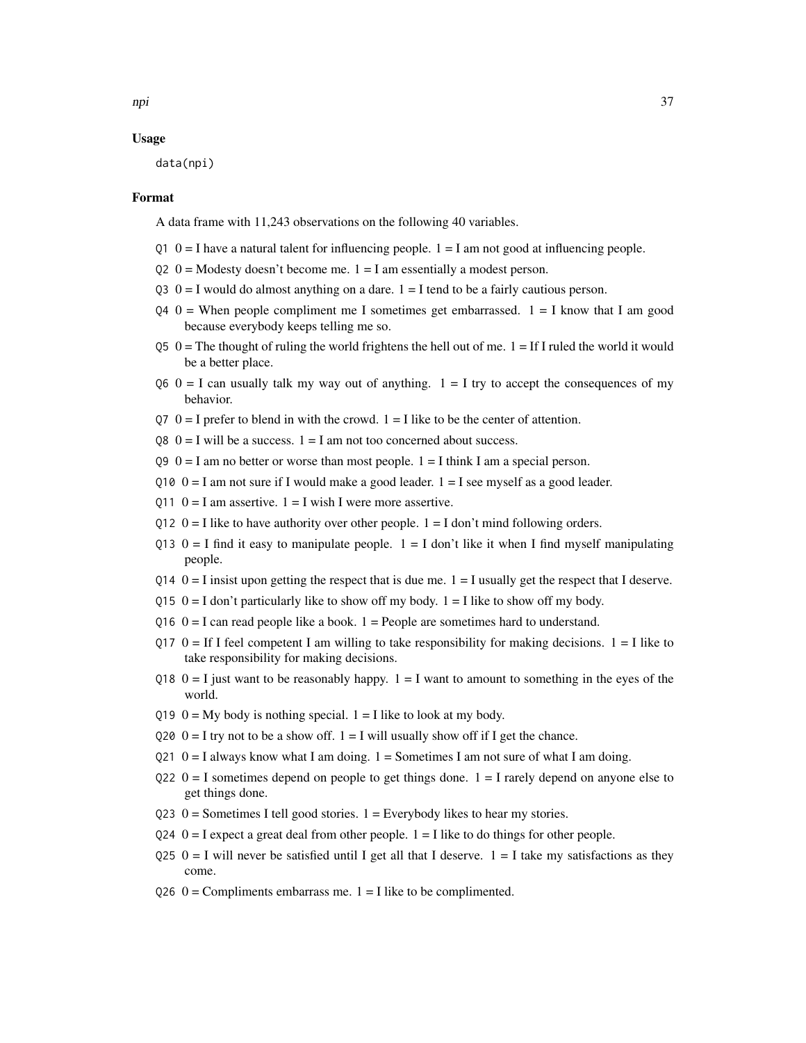### Usage

```
data(npi)
```

### Format

A data frame with 11,243 observations on the following 40 variables.

- Q1 0 = I have a natural talent for influencing people. 1 = I am not good at influencing people.
- Q2 0 = Modesty doesn't become me. 1 = I am essentially a modest person.
- Q3 0 = I would do almost anything on a dare. 1 = I tend to be a fairly cautious person.
- Q4 0 = When people compliment me I sometimes get embarrassed. 1 = I know that I am good because everybody keeps telling me so.
- Q5 0 = The thought of ruling the world frightens the hell out of me. 1 = If I ruled the world it would be a better place.
- Q6 0 = I can usually talk my way out of anything. 1 = I try to accept the consequences of my behavior.
- Q7 0 = I prefer to blend in with the crowd. 1 = I like to be the center of attention.
- Q8 0 = I will be a success. 1 = I am not too concerned about success.
- Q9 0 = I am no better or worse than most people. 1 = I think I am a special person.
- Q10 0 = I am not sure if I would make a good leader. 1 = I see myself as a good leader.
- Q11 0 = I am assertive. 1 = I wish I were more assertive.
- Q12 0 = I like to have authority over other people. 1 = I don't mind following orders.
- Q13 0 = I find it easy to manipulate people. 1 = I don't like it when I find myself manipulating people.
- Q14 0 = I insist upon getting the respect that is due me. 1 = I usually get the respect that I deserve.
- Q15 0 = I don't particularly like to show off my body. 1 = I like to show off my body.
- Q16 0 = I can read people like a book. 1 = People are sometimes hard to understand.
- Q17 0 = If I feel competent I am willing to take responsibility for making decisions. 1 = I like to take responsibility for making decisions.
- Q18 0 = I just want to be reasonably happy. 1 = I want to amount to something in the eyes of the world.
- Q19 0 = My body is nothing special. 1 = I like to look at my body.
- Q20 0 = I try not to be a show off. 1 = I will usually show off if I get the chance.
- Q21 0 = I always know what I am doing. 1 = Sometimes I am not sure of what I am doing.
- Q22 0 = I sometimes depend on people to get things done. 1 = I rarely depend on anyone else to get things done.
- Q23 0 = Sometimes I tell good stories. 1 = Everybody likes to hear my stories.
- Q24 0 = I expect a great deal from other people. 1 = I like to do things for other people.
- Q25 0 = I will never be satisfied until I get all that I deserve. 1 = I take my satisfactions as they come.
- Q26 0 = Compliments embarrass me. 1 = I like to be complimented.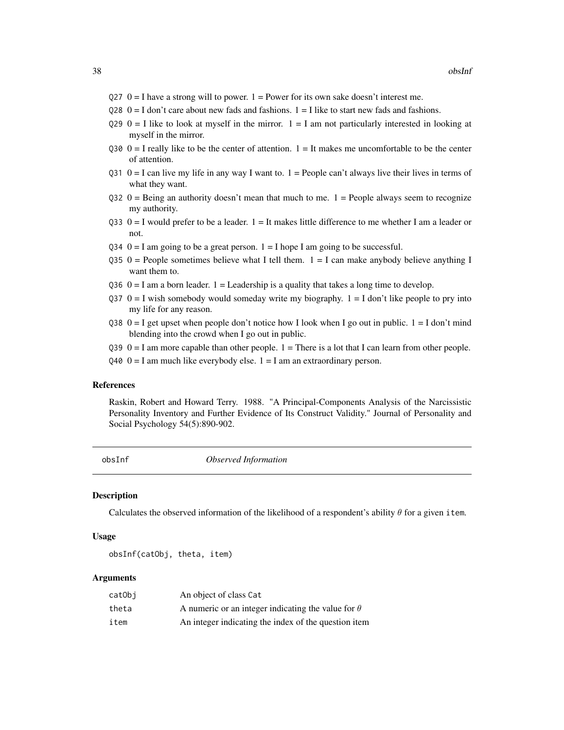- Q27 0 = I have a strong will to power. 1 = Power for its own sake doesn't interest me.
- Q28 0 = I don't care about new fads and fashions. 1 = I like to start new fads and fashions.
- Q29 0 = I like to look at myself in the mirror. 1 = I am not particularly interested in looking at myself in the mirror.
- Q30 0 = I really like to be the center of attention. 1 = It makes me uncomfortable to be the center of attention.
- Q31 0 = I can live my life in any way I want to. 1 = People can't always live their lives in terms of what they want.
- Q32 0 = Being an authority doesn't mean that much to me. 1 = People always seem to recognize my authority.
- Q33 0 = I would prefer to be a leader. 1 = It makes little difference to me whether I am a leader or not.
- Q34 0 = I am going to be a great person. 1 = I hope I am going to be successful.
- Q35 0 = People sometimes believe what I tell them. 1 = I can make anybody believe anything I want them to.
- Q36 0 = I am a born leader. 1 = Leadership is a quality that takes a long time to develop.
- Q37 0 = I wish somebody would someday write my biography. 1 = I don't like people to pry into my life for any reason.
- Q38 0 = I get upset when people don't notice how I look when I go out in public. 1 = I don't mind blending into the crowd when I go out in public.
- Q39 0 = I am more capable than other people. 1 = There is a lot that I can learn from other people.
- Q40 0 = I am much like everybody else. 1 = I am an extraordinary person.

### References

Raskin, Robert and Howard Terry. 1988. "A Principal-Components Analysis of the Narcissistic Personality Inventory and Further Evidence of Its Construct Validity." Journal of Personality and Social Psychology 54(5):890-902.

## obsInf — *Observed Information*

### Description

Calculates the observed information of the likelihood of a respondent's ability $\theta$ for a given `item`.

### Usage

```
obsInf(catObj, theta, item)
```

### Arguments

| | |
|---|---|
| catObj | An object of class Cat |
| theta | A numeric or an integer indicating the value for $\theta$ |
| item | An integer indicating the index of the question item |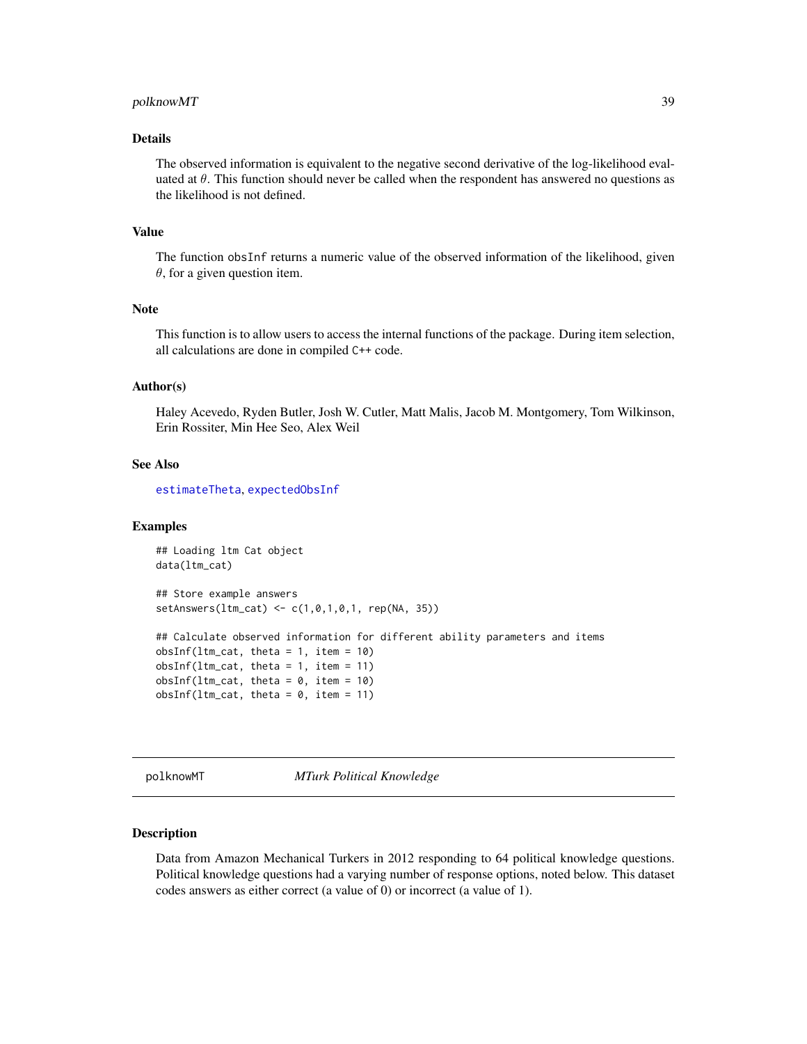## Details

The observed information is equivalent to the negative second derivative of the log-likelihood evaluated at $\theta$. This function should never be called when the respondent has answered no questions as the likelihood is not defined.

## Value

The function `obsInf` returns a numeric value of the observed information of the likelihood, given $\theta$, for a given question item.

## Note

This function is to allow users to access the internal functions of the package. During item selection, all calculations are done in compiled C++ code.

## Author(s)

Haley Acevedo, Ryden Butler, Josh W. Cutler, Matt Malis, Jacob M. Montgomery, Tom Wilkinson, Erin Rossiter, Min Hee Seo, Alex Weil

## See Also

estimateTheta, expectedObsInf

## Examples

```
## Loading ltm Cat object
data(ltm_cat)

## Store example answers
setAnswers(ltm_cat) <- c(1,0,1,0,1, rep(NA, 35))

## Calculate observed information for different ability parameters and items
obsInf(ltm_cat, theta = 1, item = 10)
obsInf(ltm_cat, theta = 1, item = 11)
obsInf(ltm_cat, theta = 0, item = 10)
obsInf(ltm_cat, theta = 0, item = 11)
```

---

# polknowMT *MTurk Political Knowledge*

## Description

Data from Amazon Mechanical Turkers in 2012 responding to 64 political knowledge questions. Political knowledge questions had a varying number of response options, noted below. This dataset codes answers as either correct (a value of 0) or incorrect (a value of 1).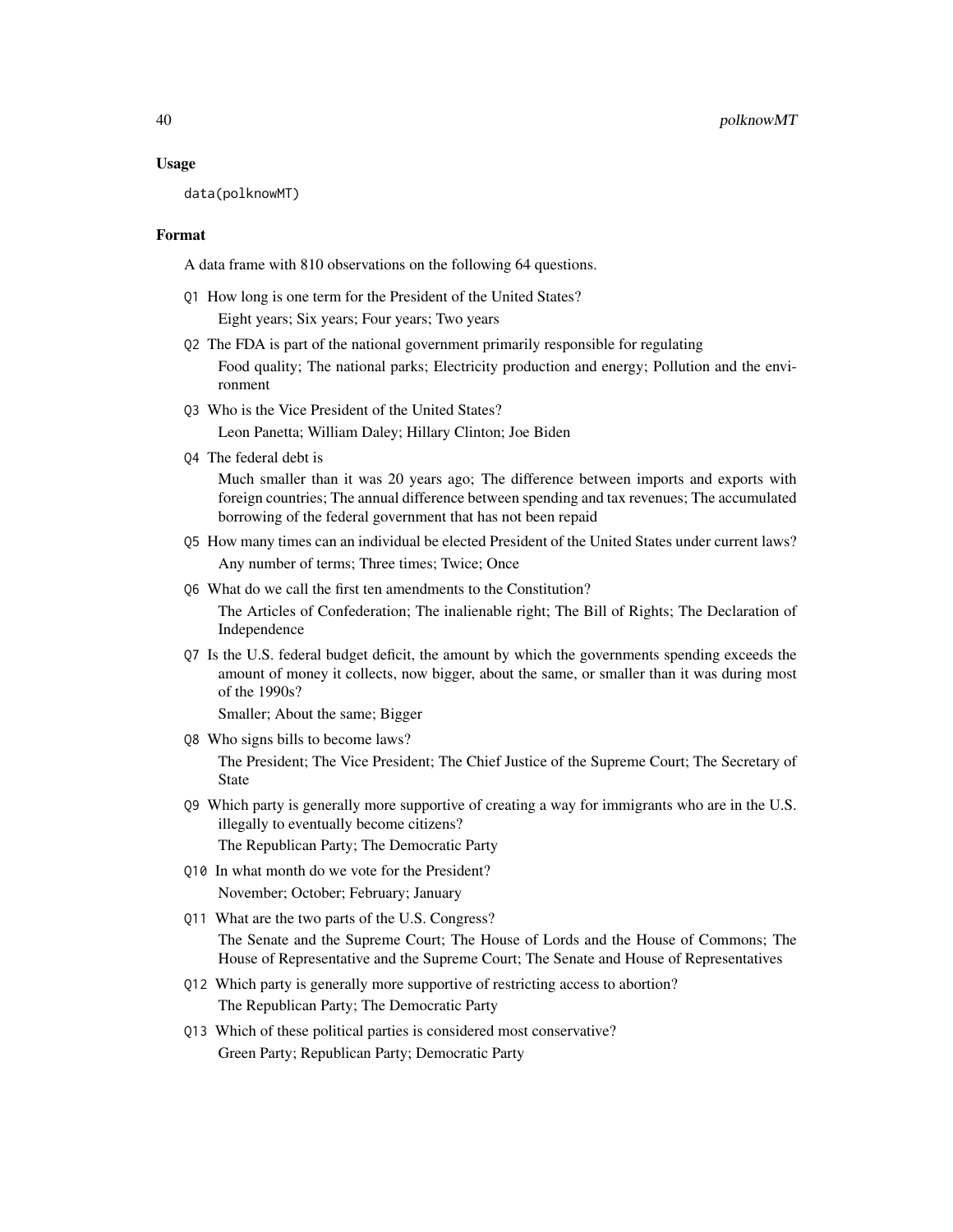### Usage

```
data(polknowMT)
```

### Format

A data frame with 810 observations on the following 64 questions.

- `Q1` How long is one term for the President of the United States?
  Eight years; Six years; Four years; Two years
- `Q2` The FDA is part of the national government primarily responsible for regulating
  Food quality; The national parks; Electricity production and energy; Pollution and the environment
- `Q3` Who is the Vice President of the United States?
  Leon Panetta; William Daley; Hillary Clinton; Joe Biden
- `Q4` The federal debt is
  Much smaller than it was 20 years ago; The difference between imports and exports with foreign countries; The annual difference between spending and tax revenues; The accumulated borrowing of the federal government that has not been repaid
- `Q5` How many times can an individual be elected President of the United States under current laws?
  Any number of terms; Three times; Twice; Once
- `Q6` What do we call the first ten amendments to the Constitution?
  The Articles of Confederation; The inalienable right; The Bill of Rights; The Declaration of Independence
- `Q7` Is the U.S. federal budget deficit, the amount by which the governments spending exceeds the amount of money it collects, now bigger, about the same, or smaller than it was during most of the 1990s?
  Smaller; About the same; Bigger
- `Q8` Who signs bills to become laws?
  The President; The Vice President; The Chief Justice of the Supreme Court; The Secretary of State
- `Q9` Which party is generally more supportive of creating a way for immigrants who are in the U.S. illegally to eventually become citizens?
  The Republican Party; The Democratic Party
- `Q10` In what month do we vote for the President?
  November; October; February; January
- `Q11` What are the two parts of the U.S. Congress?
  The Senate and the Supreme Court; The House of Lords and the House of Commons; The House of Representative and the Supreme Court; The Senate and House of Representatives
- `Q12` Which party is generally more supportive of restricting access to abortion?
  The Republican Party; The Democratic Party
- `Q13` Which of these political parties is considered most conservative?
  Green Party; Republican Party; Democratic Party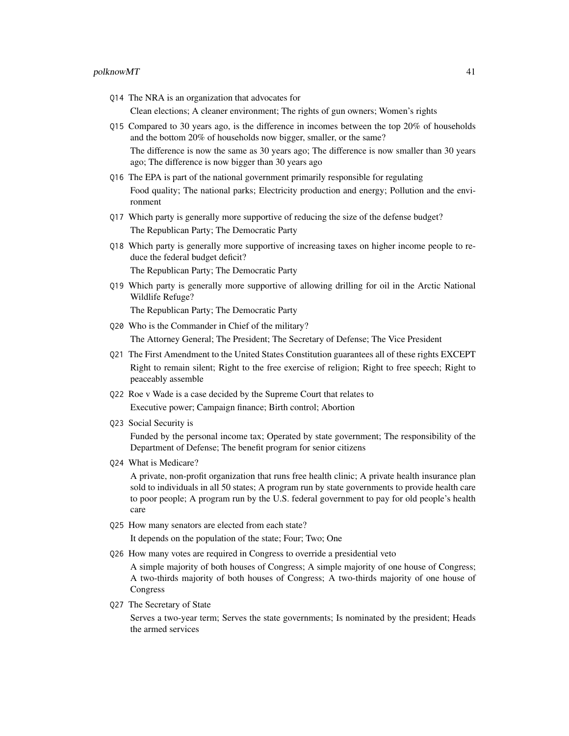Q14 The NRA is an organization that advocates for

Clean elections; A cleaner environment; The rights of gun owners; Women's rights

Q15 Compared to 30 years ago, is the difference in incomes between the top 20% of households and the bottom 20% of households now bigger, smaller, or the same?

The difference is now the same as 30 years ago; The difference is now smaller than 30 years ago; The difference is now bigger than 30 years ago

Q16 The EPA is part of the national government primarily responsible for regulating

Food quality; The national parks; Electricity production and energy; Pollution and the environment

Q17 Which party is generally more supportive of reducing the size of the defense budget?

The Republican Party; The Democratic Party

Q18 Which party is generally more supportive of increasing taxes on higher income people to reduce the federal budget deficit?

The Republican Party; The Democratic Party

Q19 Which party is generally more supportive of allowing drilling for oil in the Arctic National Wildlife Refuge?

The Republican Party; The Democratic Party

Q20 Who is the Commander in Chief of the military?

The Attorney General; The President; The Secretary of Defense; The Vice President

Q21 The First Amendment to the United States Constitution guarantees all of these rights EXCEPT

Right to remain silent; Right to the free exercise of religion; Right to free speech; Right to peaceably assemble

Q22 Roe v Wade is a case decided by the Supreme Court that relates to

Executive power; Campaign finance; Birth control; Abortion

Q23 Social Security is

Funded by the personal income tax; Operated by state government; The responsibility of the Department of Defense; The benefit program for senior citizens

Q24 What is Medicare?

A private, non-profit organization that runs free health clinic; A private health insurance plan sold to individuals in all 50 states; A program run by state governments to provide health care to poor people; A program run by the U.S. federal government to pay for old people's health care

Q25 How many senators are elected from each state?

It depends on the population of the state; Four; Two; One

Q26 How many votes are required in Congress to override a presidential veto

A simple majority of both houses of Congress; A simple majority of one house of Congress; A two-thirds majority of both houses of Congress; A two-thirds majority of one house of Congress

Q27 The Secretary of State

Serves a two-year term; Serves the state governments; Is nominated by the president; Heads the armed services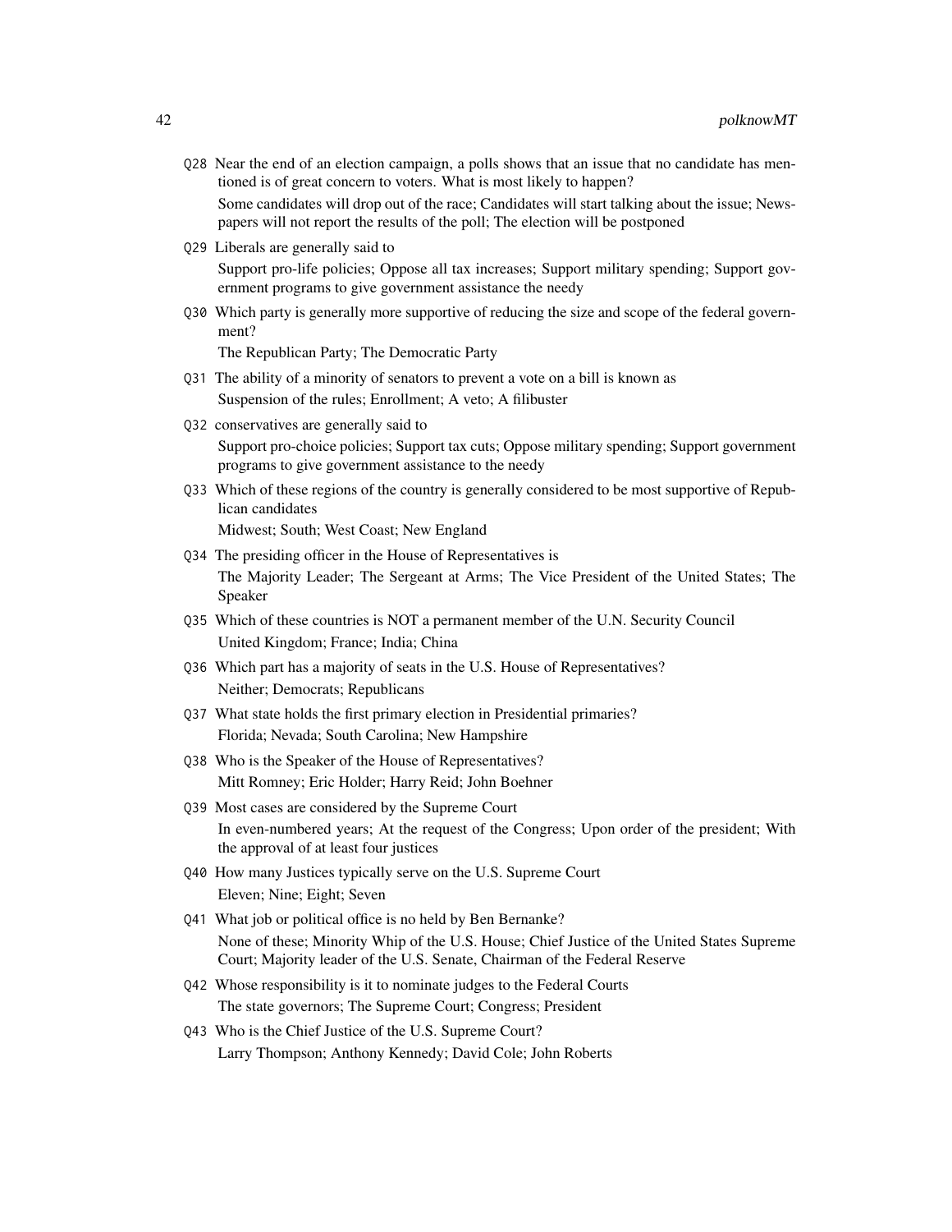Q28 Near the end of an election campaign, a polls shows that an issue that no candidate has mentioned is of great concern to voters. What is most likely to happen?

Some candidates will drop out of the race; Candidates will start talking about the issue; Newspapers will not report the results of the poll; The election will be postponed

Q29 Liberals are generally said to

Support pro-life policies; Oppose all tax increases; Support military spending; Support government programs to give government assistance the needy

Q30 Which party is generally more supportive of reducing the size and scope of the federal government?

The Republican Party; The Democratic Party

Q31 The ability of a minority of senators to prevent a vote on a bill is known as

Suspension of the rules; Enrollment; A veto; A filibuster

Q32 conservatives are generally said to

Support pro-choice policies; Support tax cuts; Oppose military spending; Support government programs to give government assistance to the needy

Q33 Which of these regions of the country is generally considered to be most supportive of Republican candidates

Midwest; South; West Coast; New England

Q34 The presiding officer in the House of Representatives is

The Majority Leader; The Sergeant at Arms; The Vice President of the United States; The Speaker

Q35 Which of these countries is NOT a permanent member of the U.N. Security Council

United Kingdom; France; India; China

Q36 Which part has a majority of seats in the U.S. House of Representatives?

Neither; Democrats; Republicans

Q37 What state holds the first primary election in Presidential primaries?

Florida; Nevada; South Carolina; New Hampshire

Q38 Who is the Speaker of the House of Representatives?

Mitt Romney; Eric Holder; Harry Reid; John Boehner

Q39 Most cases are considered by the Supreme Court

In even-numbered years; At the request of the Congress; Upon order of the president; With the approval of at least four justices

Q40 How many Justices typically serve on the U.S. Supreme Court

Eleven; Nine; Eight; Seven

Q41 What job or political office is no held by Ben Bernanke?

None of these; Minority Whip of the U.S. House; Chief Justice of the United States Supreme Court; Majority leader of the U.S. Senate, Chairman of the Federal Reserve

Q42 Whose responsibility is it to nominate judges to the Federal Courts

The state governors; The Supreme Court; Congress; President

Q43 Who is the Chief Justice of the U.S. Supreme Court?

Larry Thompson; Anthony Kennedy; David Cole; John Roberts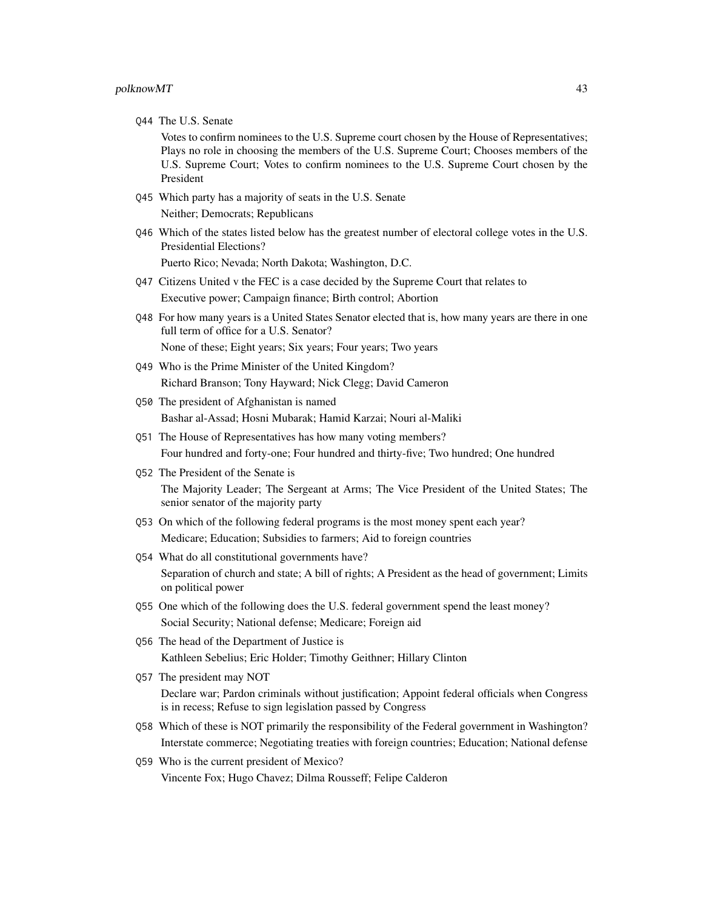Q44 The U.S. Senate

Votes to confirm nominees to the U.S. Supreme court chosen by the House of Representatives; Plays no role in choosing the members of the U.S. Supreme Court; Chooses members of the U.S. Supreme Court; Votes to confirm nominees to the U.S. Supreme Court chosen by the President

Q45 Which party has a majority of seats in the U.S. Senate

Neither; Democrats; Republicans

Q46 Which of the states listed below has the greatest number of electoral college votes in the U.S. Presidential Elections?

Puerto Rico; Nevada; North Dakota; Washington, D.C.

Q47 Citizens United v the FEC is a case decided by the Supreme Court that relates to

Executive power; Campaign finance; Birth control; Abortion

Q48 For how many years is a United States Senator elected that is, how many years are there in one full term of office for a U.S. Senator?

None of these; Eight years; Six years; Four years; Two years

Q49 Who is the Prime Minister of the United Kingdom?

Richard Branson; Tony Hayward; Nick Clegg; David Cameron

Q50 The president of Afghanistan is named

Bashar al-Assad; Hosni Mubarak; Hamid Karzai; Nouri al-Maliki

Q51 The House of Representatives has how many voting members?

Four hundred and forty-one; Four hundred and thirty-five; Two hundred; One hundred

Q52 The President of the Senate is

The Majority Leader; The Sergeant at Arms; The Vice President of the United States; The senior senator of the majority party

Q53 On which of the following federal programs is the most money spent each year?

Medicare; Education; Subsidies to farmers; Aid to foreign countries

Q54 What do all constitutional governments have?

Separation of church and state; A bill of rights; A President as the head of government; Limits on political power

Q55 One which of the following does the U.S. federal government spend the least money?

Social Security; National defense; Medicare; Foreign aid

Q56 The head of the Department of Justice is

Kathleen Sebelius; Eric Holder; Timothy Geithner; Hillary Clinton

Q57 The president may NOT

Declare war; Pardon criminals without justification; Appoint federal officials when Congress is in recess; Refuse to sign legislation passed by Congress

Q58 Which of these is NOT primarily the responsibility of the Federal government in Washington?

Interstate commerce; Negotiating treaties with foreign countries; Education; National defense

Q59 Who is the current president of Mexico?

Vincente Fox; Hugo Chavez; Dilma Rousseff; Felipe Calderon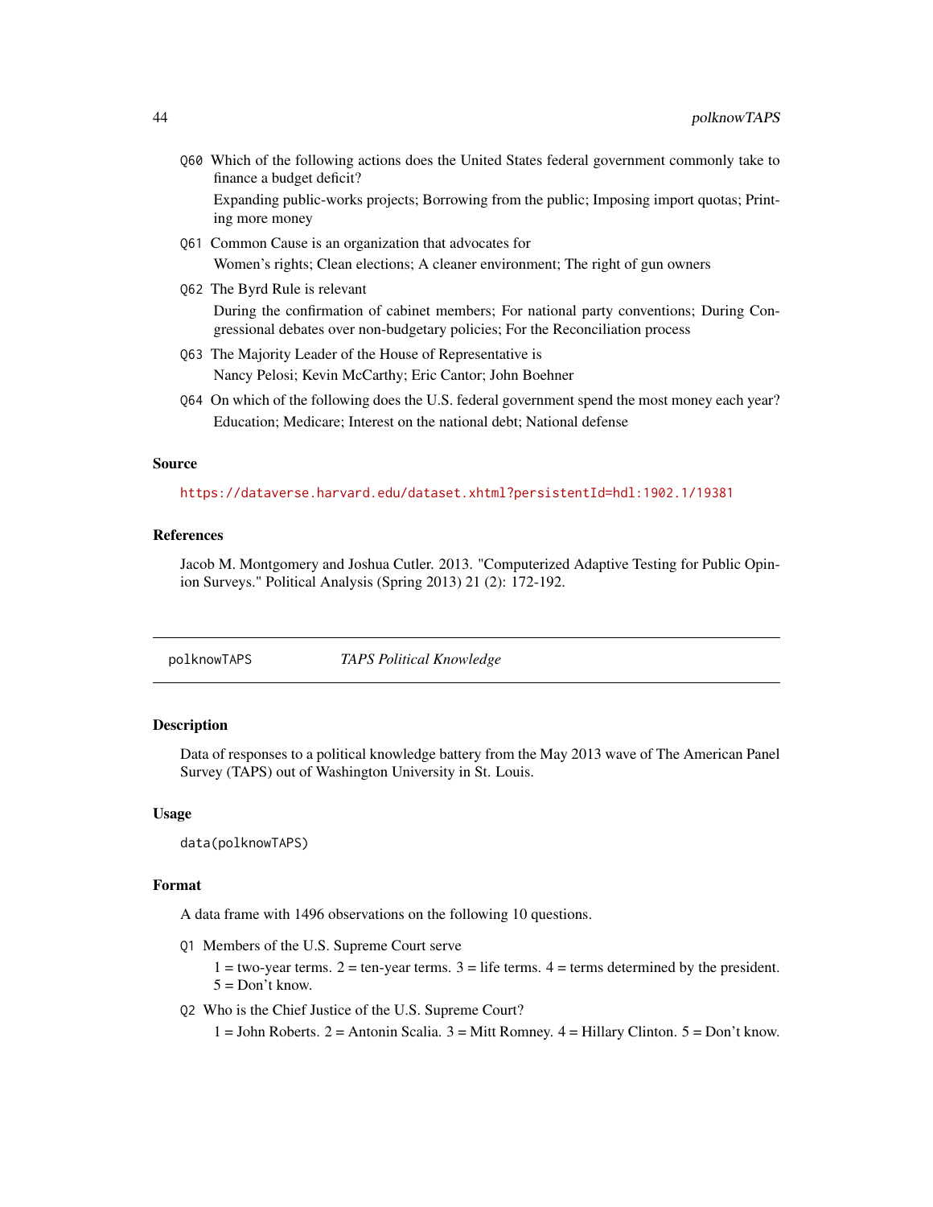Q60 Which of the following actions does the United States federal government commonly take to finance a budget deficit?

  Expanding public-works projects; Borrowing from the public; Imposing import quotas; Printing more money

Q61 Common Cause is an organization that advocates for

  Women's rights; Clean elections; A cleaner environment; The right of gun owners

Q62 The Byrd Rule is relevant

  During the confirmation of cabinet members; For national party conventions; During Congressional debates over non-budgetary policies; For the Reconciliation process

Q63 The Majority Leader of the House of Representative is

  Nancy Pelosi; Kevin McCarthy; Eric Cantor; John Boehner

Q64 On which of the following does the U.S. federal government spend the most money each year?

  Education; Medicare; Interest on the national debt; National defense

### Source

https://dataverse.harvard.edu/dataset.xhtml?persistentId=hdl:1902.1/19381

### References

Jacob M. Montgomery and Joshua Cutler. 2013. "Computerized Adaptive Testing for Public Opinion Surveys." Political Analysis (Spring 2013) 21 (2): 172-192.

---

## polknowTAPS *TAPS Political Knowledge*

### Description

Data of responses to a political knowledge battery from the May 2013 wave of The American Panel Survey (TAPS) out of Washington University in St. Louis.

### Usage

```
data(polknowTAPS)
```

### Format

A data frame with 1496 observations on the following 10 questions.

Q1 Members of the U.S. Supreme Court serve

  1 = two-year terms. 2 = ten-year terms. 3 = life terms. 4 = terms determined by the president. 5 = Don't know.

Q2 Who is the Chief Justice of the U.S. Supreme Court?

  1 = John Roberts. 2 = Antonin Scalia. 3 = Mitt Romney. 4 = Hillary Clinton. 5 = Don't know.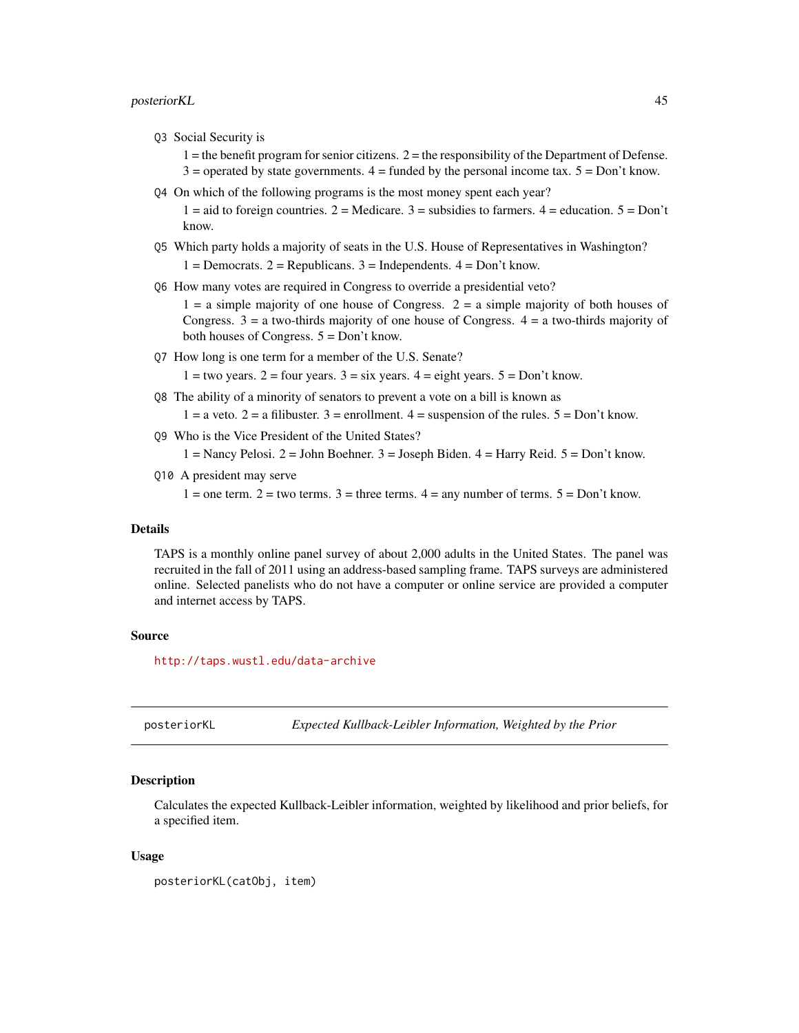Q3 Social Security is

1 = the benefit program for senior citizens. 2 = the responsibility of the Department of Defense. 3 = operated by state governments. 4 = funded by the personal income tax. 5 = Don't know.

Q4 On which of the following programs is the most money spent each year?

1 = aid to foreign countries. 2 = Medicare. 3 = subsidies to farmers. 4 = education. 5 = Don't know.

Q5 Which party holds a majority of seats in the U.S. House of Representatives in Washington?

1 = Democrats. 2 = Republicans. 3 = Independents. 4 = Don't know.

Q6 How many votes are required in Congress to override a presidential veto?

1 = a simple majority of one house of Congress. 2 = a simple majority of both houses of Congress. 3 = a two-thirds majority of one house of Congress. 4 = a two-thirds majority of both houses of Congress. 5 = Don't know.

Q7 How long is one term for a member of the U.S. Senate?

1 = two years. 2 = four years. 3 = six years. 4 = eight years. 5 = Don't know.

Q8 The ability of a minority of senators to prevent a vote on a bill is known as

1 = a veto. 2 = a filibuster. 3 = enrollment. 4 = suspension of the rules. 5 = Don't know.

Q9 Who is the Vice President of the United States?

1 = Nancy Pelosi. 2 = John Boehner. 3 = Joseph Biden. 4 = Harry Reid. 5 = Don't know.

Q10 A president may serve

1 = one term. 2 = two terms. 3 = three terms. 4 = any number of terms. 5 = Don't know.

## Details

TAPS is a monthly online panel survey of about 2,000 adults in the United States. The panel was recruited in the fall of 2011 using an address-based sampling frame. TAPS surveys are administered online. Selected panelists who do not have a computer or online service are provided a computer and internet access by TAPS.

## Source

http://taps.wustl.edu/data-archive

---

# posteriorKL — *Expected Kullback-Leibler Information, Weighted by the Prior*

## Description

Calculates the expected Kullback-Leibler information, weighted by likelihood and prior beliefs, for a specified item.

## Usage

```
posteriorKL(catObj, item)
```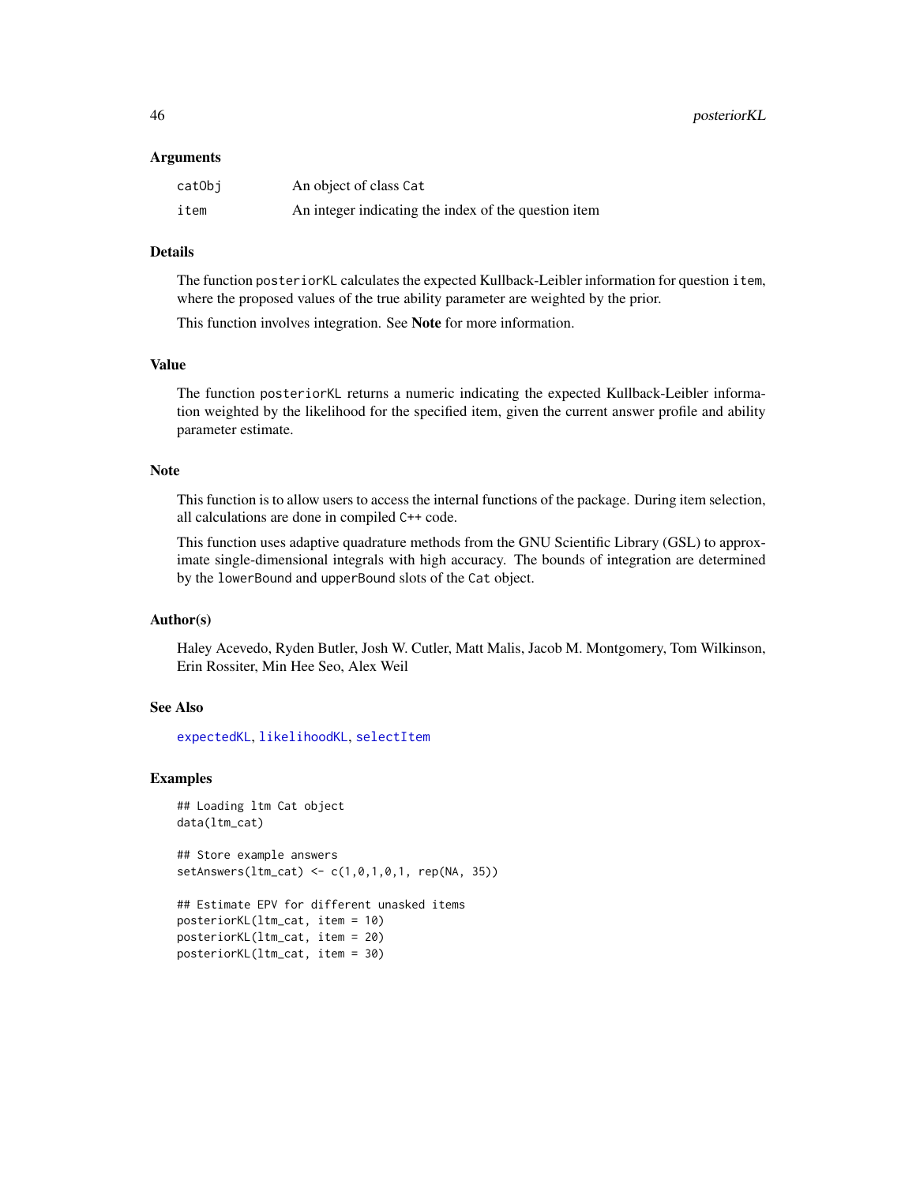### Arguments

| | |
|---|---|
| catObj | An object of class Cat |
| item | An integer indicating the index of the question item |

### Details

The function posteriorKL calculates the expected Kullback-Leibler information for question item, where the proposed values of the true ability parameter are weighted by the prior.

This function involves integration. See **Note** for more information.

### Value

The function posteriorKL returns a numeric indicating the expected Kullback-Leibler information weighted by the likelihood for the specified item, given the current answer profile and ability parameter estimate.

### Note

This function is to allow users to access the internal functions of the package. During item selection, all calculations are done in compiled C++ code.

This function uses adaptive quadrature methods from the GNU Scientific Library (GSL) to approximate single-dimensional integrals with high accuracy. The bounds of integration are determined by the lowerBound and upperBound slots of the Cat object.

### Author(s)

Haley Acevedo, Ryden Butler, Josh W. Cutler, Matt Malis, Jacob M. Montgomery, Tom Wilkinson, Erin Rossiter, Min Hee Seo, Alex Weil

### See Also

expectedKL, likelihoodKL, selectItem

### Examples

```
## Loading ltm Cat object
data(ltm_cat)

## Store example answers
setAnswers(ltm_cat) <- c(1,0,1,0,1, rep(NA, 35))

## Estimate EPV for different unasked items
posteriorKL(ltm_cat, item = 10)
posteriorKL(ltm_cat, item = 20)
posteriorKL(ltm_cat, item = 30)
```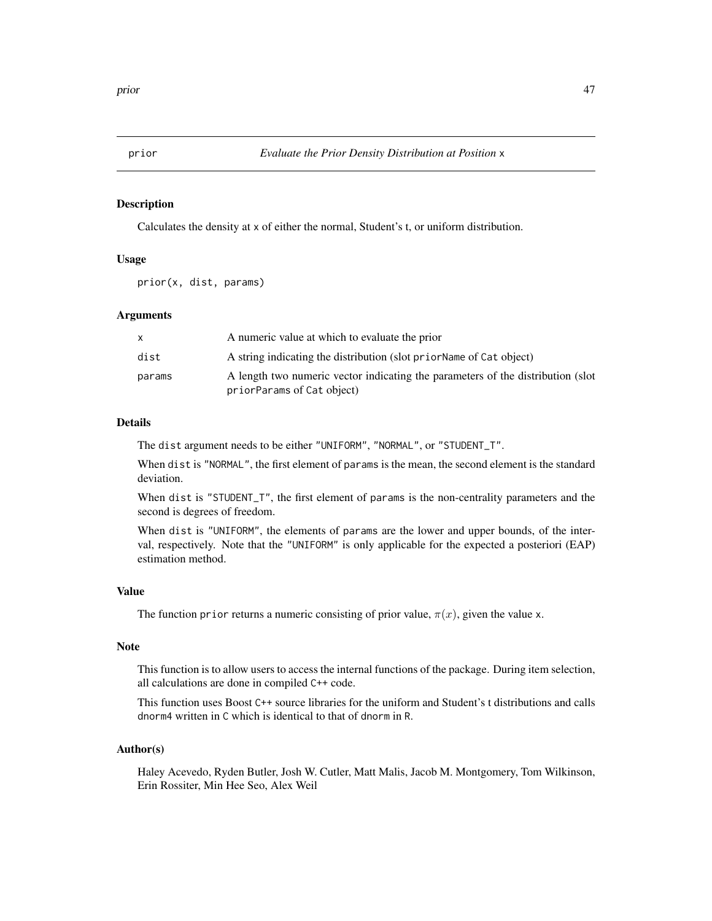# prior — *Evaluate the Prior Density Distribution at Position* x

## Description

Calculates the density at x of either the normal, Student's t, or uniform distribution.

## Usage

```
prior(x, dist, params)
```

## Arguments

| | |
|---|---|
| x | A numeric value at which to evaluate the prior |
| dist | A string indicating the distribution (slot priorName of Cat object) |
| params | A length two numeric vector indicating the parameters of the distribution (slot priorParams of Cat object) |

## Details

The dist argument needs to be either "UNIFORM", "NORMAL", or "STUDENT_T".

When dist is "NORMAL", the first element of params is the mean, the second element is the standard deviation.

When dist is "STUDENT_T", the first element of params is the non-centrality parameters and the second is degrees of freedom.

When dist is "UNIFORM", the elements of params are the lower and upper bounds, of the interval, respectively. Note that the "UNIFORM" is only applicable for the expected a posteriori (EAP) estimation method.

## Value

The function prior returns a numeric consisting of prior value, $\pi(x)$, given the value x.

## Note

This function is to allow users to access the internal functions of the package. During item selection, all calculations are done in compiled C++ code.

This function uses Boost C++ source libraries for the uniform and Student's t distributions and calls dnorm4 written in C which is identical to that of dnorm in R.

## Author(s)

Haley Acevedo, Ryden Butler, Josh W. Cutler, Matt Malis, Jacob M. Montgomery, Tom Wilkinson, Erin Rossiter, Min Hee Seo, Alex Weil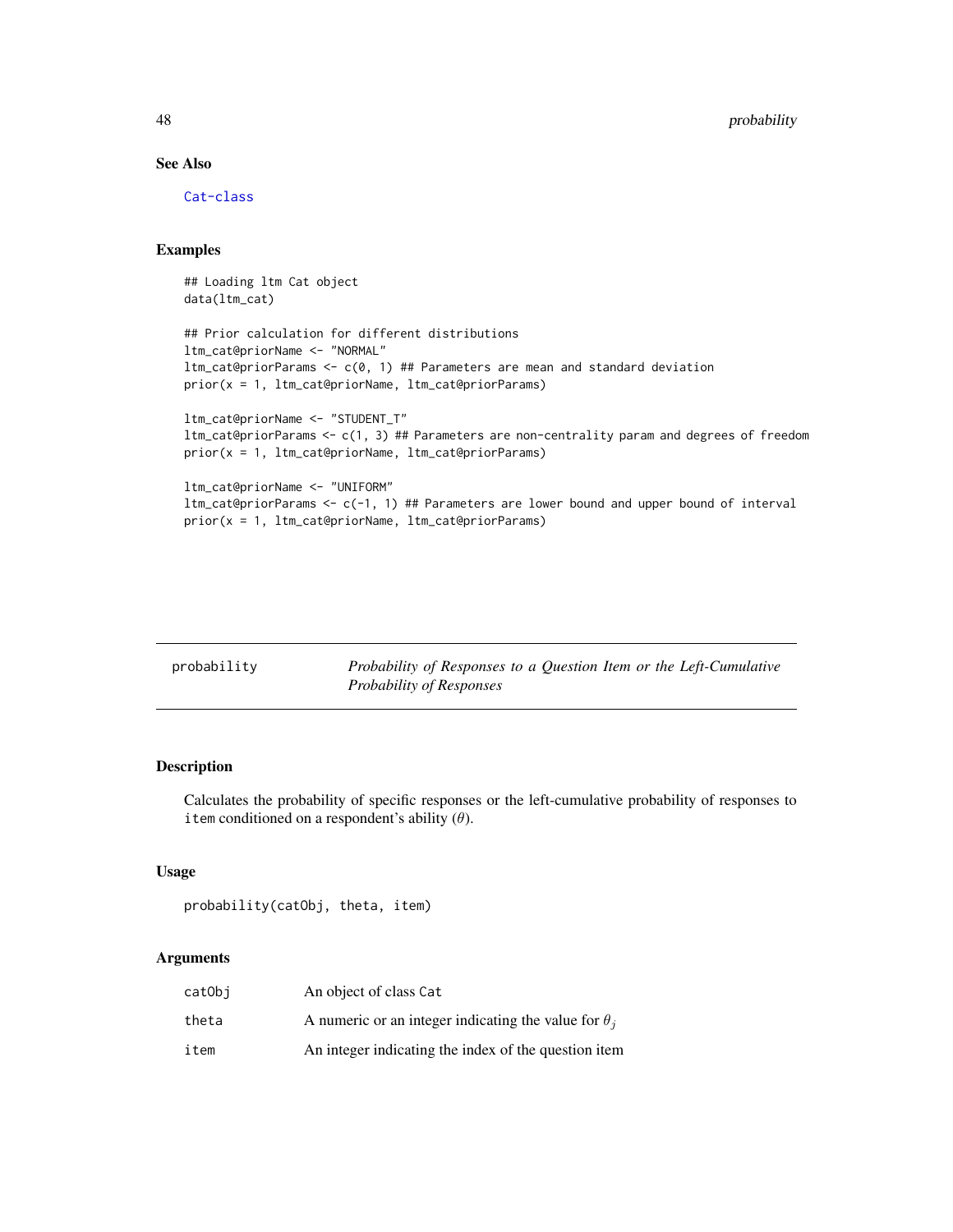### See Also

Cat-class

### Examples

```
## Loading ltm Cat object
data(ltm_cat)

## Prior calculation for different distributions
ltm_cat@priorName <- "NORMAL"
ltm_cat@priorParams <- c(0, 1) ## Parameters are mean and standard deviation
prior(x = 1, ltm_cat@priorName, ltm_cat@priorParams)

ltm_cat@priorName <- "STUDENT_T"
ltm_cat@priorParams <- c(1, 3) ## Parameters are non-centrality param and degrees of freedom
prior(x = 1, ltm_cat@priorName, ltm_cat@priorParams)

ltm_cat@priorName <- "UNIFORM"
ltm_cat@priorParams <- c(-1, 1) ## Parameters are lower bound and upper bound of interval
prior(x = 1, ltm_cat@priorName, ltm_cat@priorParams)
```

---

## probability — *Probability of Responses to a Question Item or the Left-Cumulative Probability of Responses*

---

### Description

Calculates the probability of specific responses or the left-cumulative probability of responses to `item` conditioned on a respondent's ability ($\theta$).

### Usage

```
probability(catObj, theta, item)
```

### Arguments

| | |
|---|---|
| catObj | An object of class Cat |
| theta | A numeric or an integer indicating the value for $\theta_j$ |
| item | An integer indicating the index of the question item |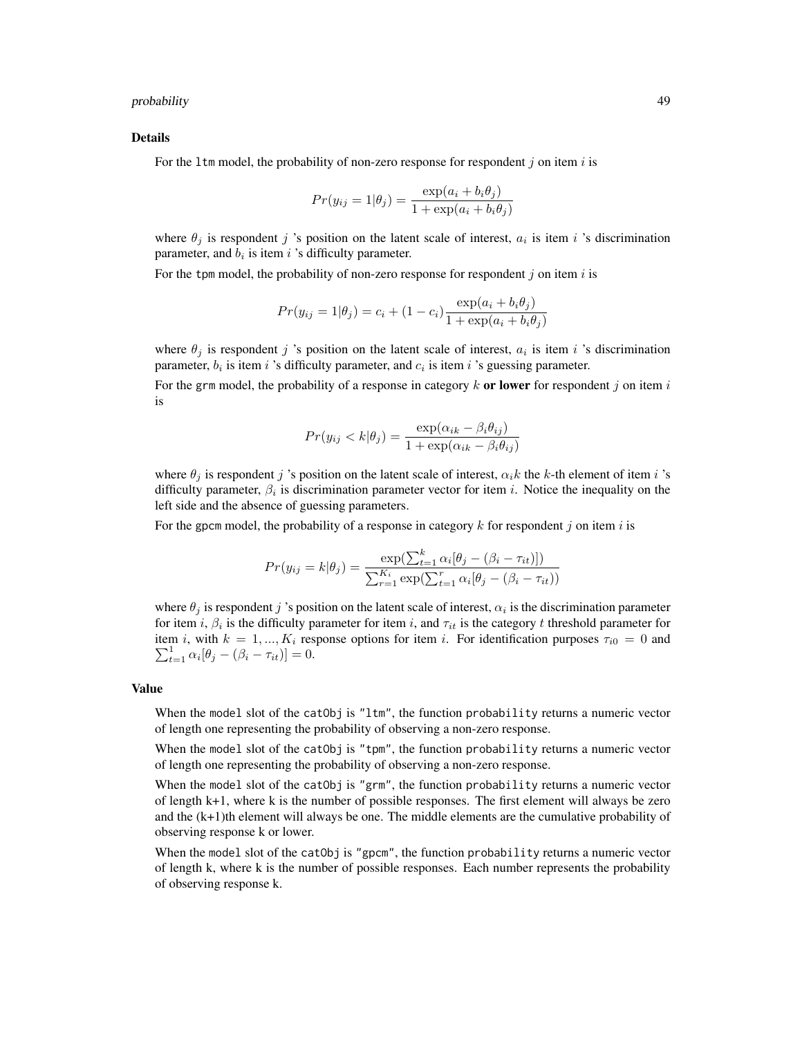### Details

For the `ltm` model, the probability of non-zero response for respondent $j$ on item $i$ is

$$Pr(y_{ij} = 1|\theta_j) = \frac{\exp(a_i + b_i\theta_j)}{1 + \exp(a_i + b_i\theta_j)}$$

where $\theta_j$ is respondent $j$ 's position on the latent scale of interest, $a_i$ is item $i$ 's discrimination parameter, and $b_i$ is item $i$ 's difficulty parameter.

For the `tpm` model, the probability of non-zero response for respondent $j$ on item $i$ is

$$Pr(y_{ij} = 1|\theta_j) = c_i + (1 - c_i)\frac{\exp(a_i + b_i\theta_j)}{1 + \exp(a_i + b_i\theta_j)}$$

where $\theta_j$ is respondent $j$ 's position on the latent scale of interest, $a_i$ is item $i$ 's discrimination parameter, $b_i$ is item $i$ 's difficulty parameter, and $c_i$ is item $i$ 's guessing parameter.

For the `grm` model, the probability of a response in category $k$ **or lower** for respondent $j$ on item $i$ is

$$Pr(y_{ij} < k|\theta_j) = \frac{\exp(\alpha_{ik} - \beta_i\theta_{ij})}{1 + \exp(\alpha_{ik} - \beta_i\theta_{ij})}$$

where $\theta_j$ is respondent $j$ 's position on the latent scale of interest, $\alpha_i k$ the $k$-th element of item $i$ 's difficulty parameter, $\beta_i$ is discrimination parameter vector for item $i$. Notice the inequality on the left side and the absence of guessing parameters.

For the `gpcm` model, the probability of a response in category $k$ for respondent $j$ on item $i$ is

$$Pr(y_{ij} = k|\theta_j) = \frac{\exp(\sum_{t=1}^{k}\alpha_i[\theta_j - (\beta_i - \tau_{it})])}{\sum_{r=1}^{K_i}\exp(\sum_{t=1}^{r}\alpha_i[\theta_j - (\beta_i - \tau_{it}))}$$

where $\theta_j$ is respondent $j$ 's position on the latent scale of interest, $\alpha_i$ is the discrimination parameter for item $i$, $\beta_i$ is the difficulty parameter for item $i$, and $\tau_{it}$ is the category $t$ threshold parameter for item $i$, with $k = 1, ..., K_i$ response options for item $i$. For identification purposes $\tau_{i0} = 0$ and $\sum_{t=1}^{1}\alpha_i[\theta_j - (\beta_i - \tau_{it})] = 0$.

### Value

When the `model` slot of the `catObj` is `"ltm"`, the function `probability` returns a numeric vector of length one representing the probability of observing a non-zero response.

When the `model` slot of the `catObj` is `"tpm"`, the function `probability` returns a numeric vector of length one representing the probability of observing a non-zero response.

When the `model` slot of the `catObj` is `"grm"`, the function `probability` returns a numeric vector of length k+1, where k is the number of possible responses. The first element will always be zero and the (k+1)th element will always be one. The middle elements are the cumulative probability of observing response k or lower.

When the `model` slot of the `catObj` is `"gpcm"`, the function `probability` returns a numeric vector of length k, where k is the number of possible responses. Each number represents the probability of observing response k.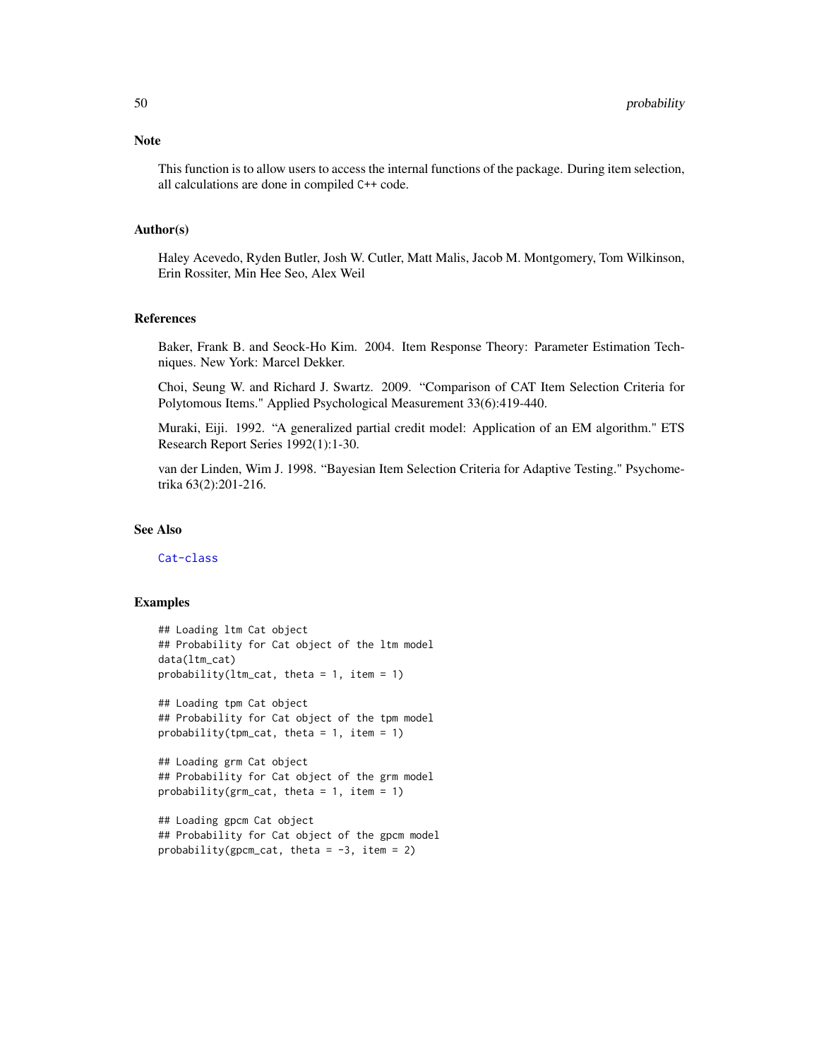## Note

This function is to allow users to access the internal functions of the package. During item selection, all calculations are done in compiled `C++` code.

## Author(s)

Haley Acevedo, Ryden Butler, Josh W. Cutler, Matt Malis, Jacob M. Montgomery, Tom Wilkinson, Erin Rossiter, Min Hee Seo, Alex Weil

## References

Baker, Frank B. and Seock-Ho Kim. 2004. Item Response Theory: Parameter Estimation Techniques. New York: Marcel Dekker.

Choi, Seung W. and Richard J. Swartz. 2009. "Comparison of CAT Item Selection Criteria for Polytomous Items." Applied Psychological Measurement 33(6):419-440.

Muraki, Eiji. 1992. "A generalized partial credit model: Application of an EM algorithm." ETS Research Report Series 1992(1):1-30.

van der Linden, Wim J. 1998. "Bayesian Item Selection Criteria for Adaptive Testing." Psychometrika 63(2):201-216.

## See Also

Cat-class

## Examples

```
## Loading ltm Cat object
## Probability for Cat object of the ltm model
data(ltm_cat)
probability(ltm_cat, theta = 1, item = 1)

## Loading tpm Cat object
## Probability for Cat object of the tpm model
probability(tpm_cat, theta = 1, item = 1)

## Loading grm Cat object
## Probability for Cat object of the grm model
probability(grm_cat, theta = 1, item = 1)

## Loading gpcm Cat object
## Probability for Cat object of the gpcm model
probability(gpcm_cat, theta = -3, item = 2)
```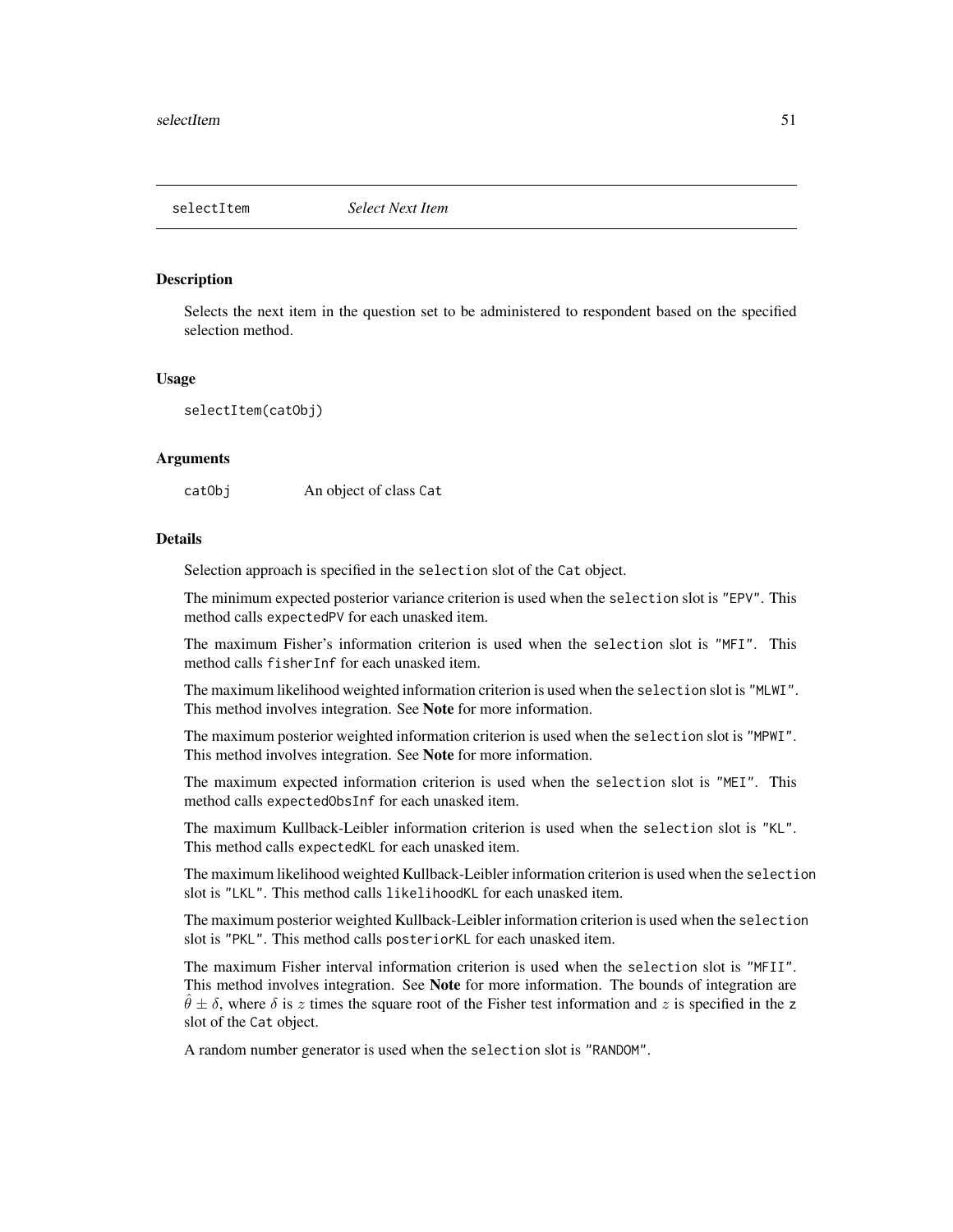## selectItem *Select Next Item*

### Description

Selects the next item in the question set to be administered to respondent based on the specified selection method.

### Usage

```
selectItem(catObj)
```

### Arguments

catObj An object of class Cat

### Details

Selection approach is specified in the selection slot of the Cat object.

The minimum expected posterior variance criterion is used when the selection slot is "EPV". This method calls expectedPV for each unasked item.

The maximum Fisher's information criterion is used when the selection slot is "MFI". This method calls fisherInf for each unasked item.

The maximum likelihood weighted information criterion is used when the selection slot is "MLWI". This method involves integration. See **Note** for more information.

The maximum posterior weighted information criterion is used when the selection slot is "MPWI". This method involves integration. See **Note** for more information.

The maximum expected information criterion is used when the selection slot is "MEI". This method calls expectedObsInf for each unasked item.

The maximum Kullback-Leibler information criterion is used when the selection slot is "KL". This method calls expectedKL for each unasked item.

The maximum likelihood weighted Kullback-Leibler information criterion is used when the selection slot is "LKL". This method calls likelihoodKL for each unasked item.

The maximum posterior weighted Kullback-Leibler information criterion is used when the selection slot is "PKL". This method calls posteriorKL for each unasked item.

The maximum Fisher interval information criterion is used when the selection slot is "MFII". This method involves integration. See **Note** for more information. The bounds of integration are $\hat{\theta} \pm \delta$, where $\delta$ is $z$ times the square root of the Fisher test information and $z$ is specified in the z slot of the Cat object.

A random number generator is used when the selection slot is "RANDOM".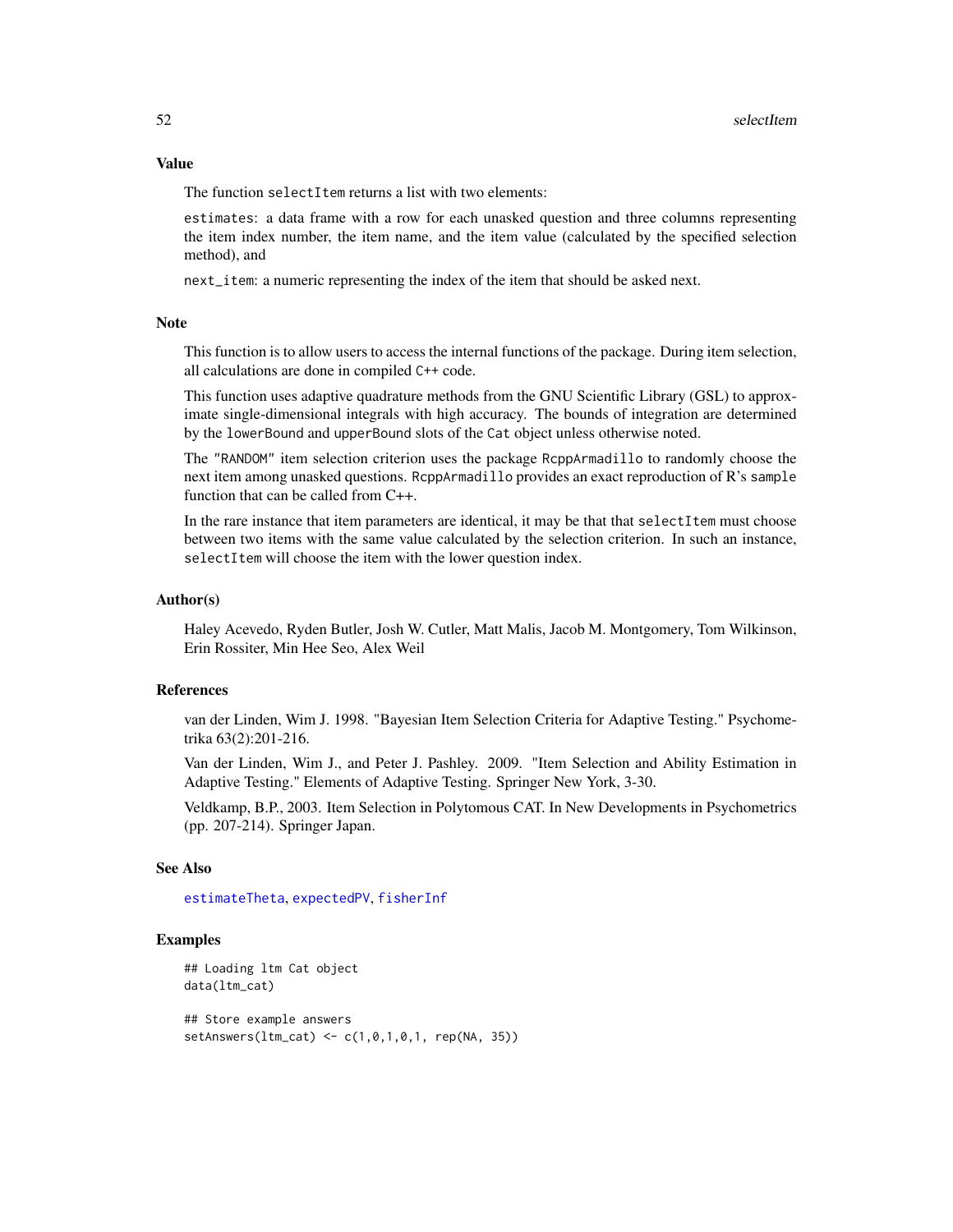## Value

The function `selectItem` returns a list with two elements:

`estimates`: a data frame with a row for each unasked question and three columns representing the item index number, the item name, and the item value (calculated by the specified selection method), and

`next_item`: a numeric representing the index of the item that should be asked next.

## Note

This function is to allow users to access the internal functions of the package. During item selection, all calculations are done in compiled `C++` code.

This function uses adaptive quadrature methods from the GNU Scientific Library (GSL) to approximate single-dimensional integrals with high accuracy. The bounds of integration are determined by the `lowerBound` and `upperBound` slots of the `Cat` object unless otherwise noted.

The `"RANDOM"` item selection criterion uses the package `RcppArmadillo` to randomly choose the next item among unasked questions. `RcppArmadillo` provides an exact reproduction of R's `sample` function that can be called from C++.

In the rare instance that item parameters are identical, it may be that that `selectItem` must choose between two items with the same value calculated by the selection criterion. In such an instance, `selectItem` will choose the item with the lower question index.

## Author(s)

Haley Acevedo, Ryden Butler, Josh W. Cutler, Matt Malis, Jacob M. Montgomery, Tom Wilkinson, Erin Rossiter, Min Hee Seo, Alex Weil

## References

van der Linden, Wim J. 1998. "Bayesian Item Selection Criteria for Adaptive Testing." Psychometrika 63(2):201-216.

Van der Linden, Wim J., and Peter J. Pashley. 2009. "Item Selection and Ability Estimation in Adaptive Testing." Elements of Adaptive Testing. Springer New York, 3-30.

Veldkamp, B.P., 2003. Item Selection in Polytomous CAT. In New Developments in Psychometrics (pp. 207-214). Springer Japan.

## See Also

`estimateTheta`, `expectedPV`, `fisherInf`

## Examples

```
## Loading ltm Cat object
data(ltm_cat)

## Store example answers
setAnswers(ltm_cat) <- c(1,0,1,0,1, rep(NA, 35))
```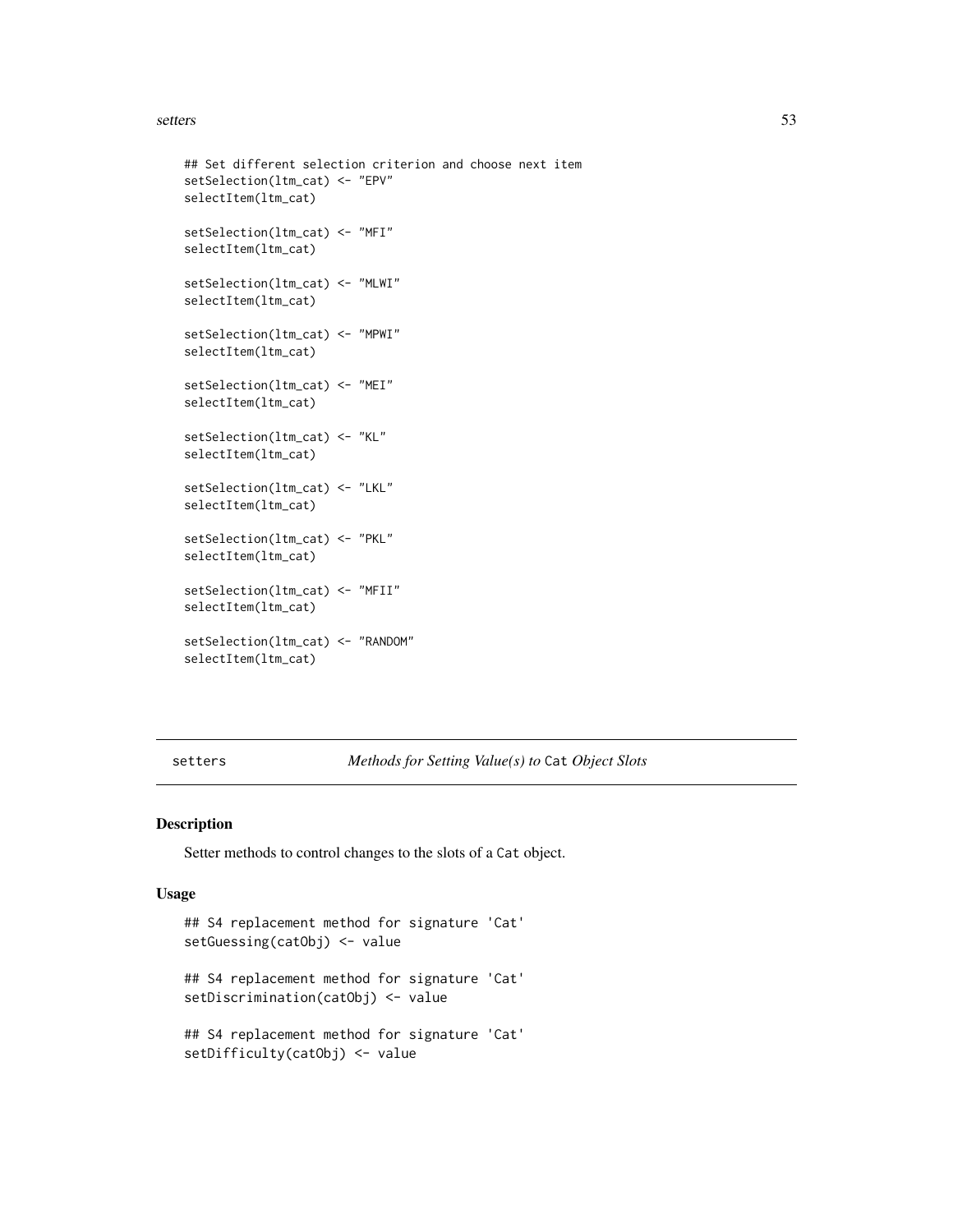```
## Set different selection criterion and choose next item
setSelection(ltm_cat) <- "EPV"
selectItem(ltm_cat)

setSelection(ltm_cat) <- "MFI"
selectItem(ltm_cat)

setSelection(ltm_cat) <- "MLWI"
selectItem(ltm_cat)

setSelection(ltm_cat) <- "MPWI"
selectItem(ltm_cat)

setSelection(ltm_cat) <- "MEI"
selectItem(ltm_cat)

setSelection(ltm_cat) <- "KL"
selectItem(ltm_cat)

setSelection(ltm_cat) <- "LKL"
selectItem(ltm_cat)

setSelection(ltm_cat) <- "PKL"
selectItem(ltm_cat)

setSelection(ltm_cat) <- "MFII"
selectItem(ltm_cat)

setSelection(ltm_cat) <- "RANDOM"
selectItem(ltm_cat)
```

---

## setters — *Methods for Setting Value(s) to* `Cat` *Object Slots*

### Description

Setter methods to control changes to the slots of a `Cat` object.

### Usage

```
## S4 replacement method for signature 'Cat'
setGuessing(catObj) <- value

## S4 replacement method for signature 'Cat'
setDiscrimination(catObj) <- value

## S4 replacement method for signature 'Cat'
setDifficulty(catObj) <- value
```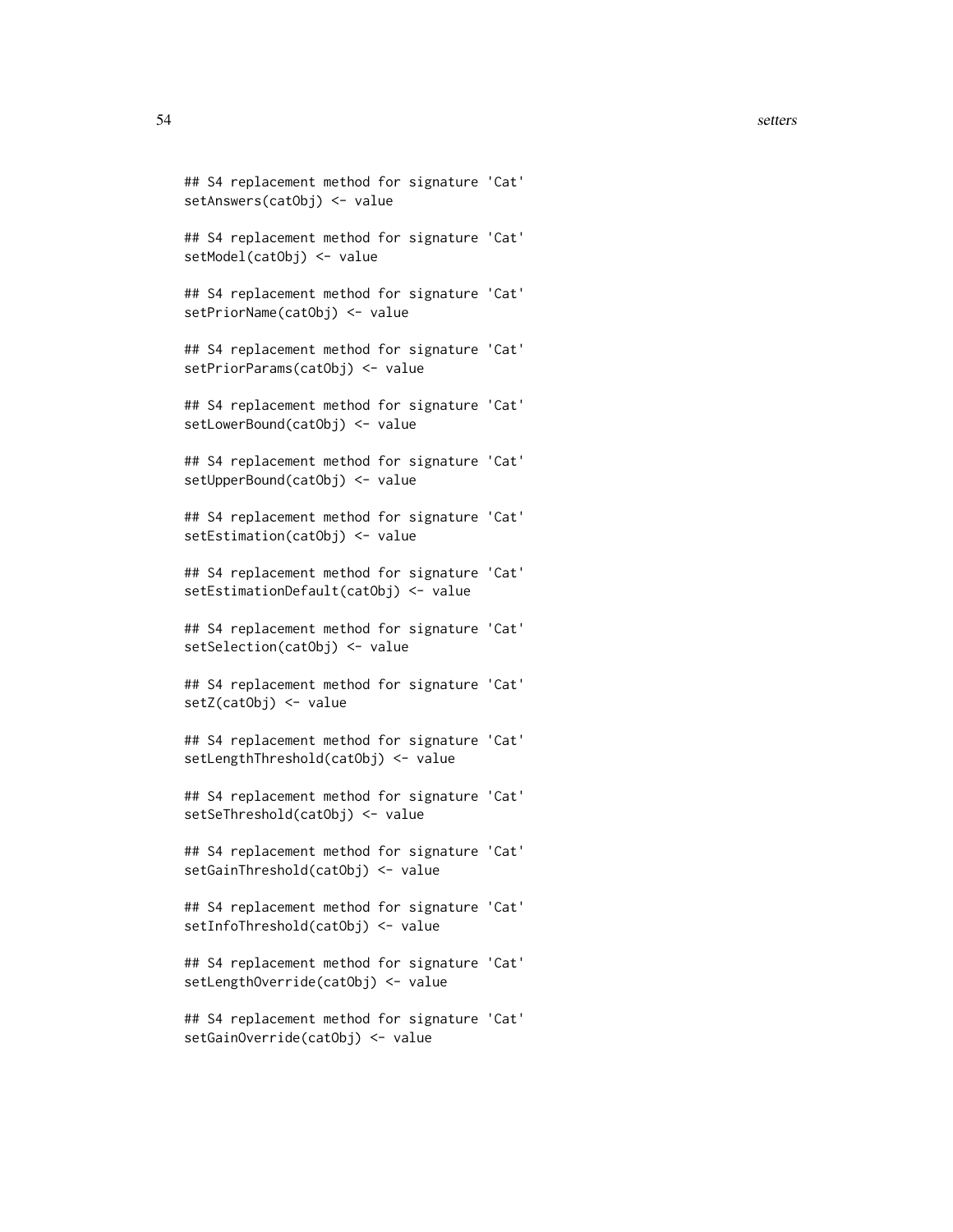```
## S4 replacement method for signature 'Cat'
setAnswers(catObj) <- value

## S4 replacement method for signature 'Cat'
setModel(catObj) <- value

## S4 replacement method for signature 'Cat'
setPriorName(catObj) <- value

## S4 replacement method for signature 'Cat'
setPriorParams(catObj) <- value

## S4 replacement method for signature 'Cat'
setLowerBound(catObj) <- value

## S4 replacement method for signature 'Cat'
setUpperBound(catObj) <- value

## S4 replacement method for signature 'Cat'
setEstimation(catObj) <- value

## S4 replacement method for signature 'Cat'
setEstimationDefault(catObj) <- value

## S4 replacement method for signature 'Cat'
setSelection(catObj) <- value

## S4 replacement method for signature 'Cat'
setZ(catObj) <- value

## S4 replacement method for signature 'Cat'
setLengthThreshold(catObj) <- value

## S4 replacement method for signature 'Cat'
setSeThreshold(catObj) <- value

## S4 replacement method for signature 'Cat'
setGainThreshold(catObj) <- value

## S4 replacement method for signature 'Cat'
setInfoThreshold(catObj) <- value

## S4 replacement method for signature 'Cat'
setLengthOverride(catObj) <- value

## S4 replacement method for signature 'Cat'
setGainOverride(catObj) <- value
```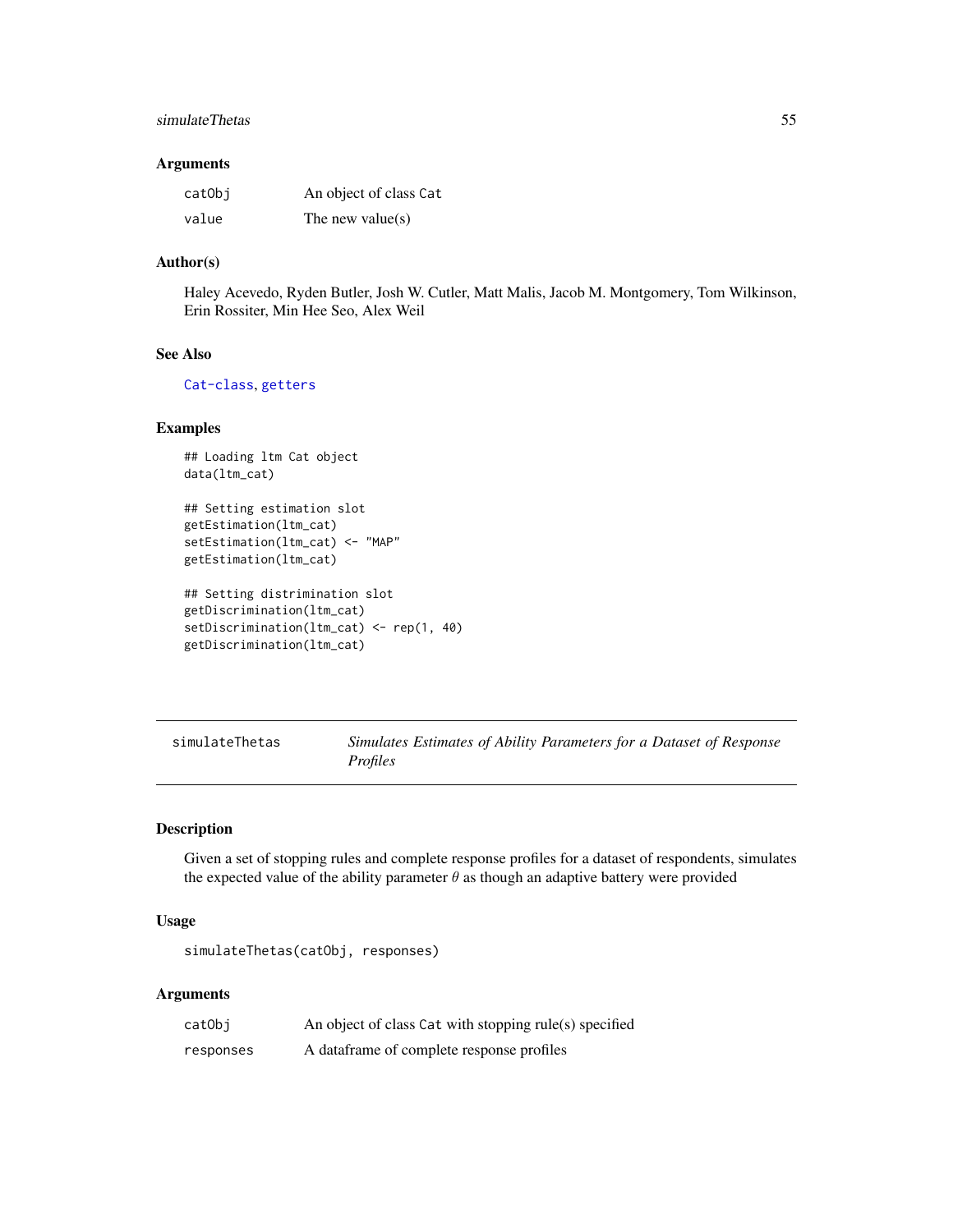### Arguments

| | |
|---|---|
| catObj | An object of class Cat |
| value | The new value(s) |

### Author(s)

Haley Acevedo, Ryden Butler, Josh W. Cutler, Matt Malis, Jacob M. Montgomery, Tom Wilkinson, Erin Rossiter, Min Hee Seo, Alex Weil

### See Also

Cat-class, getters

### Examples

```
## Loading ltm Cat object
data(ltm_cat)

## Setting estimation slot
getEstimation(ltm_cat)
setEstimation(ltm_cat) <- "MAP"
getEstimation(ltm_cat)

## Setting distrimination slot
getDiscrimination(ltm_cat)
setDiscrimination(ltm_cat) <- rep(1, 40)
getDiscrimination(ltm_cat)
```

---

## simulateThetas — *Simulates Estimates of Ability Parameters for a Dataset of Response Profiles*

---

### Description

Given a set of stopping rules and complete response profiles for a dataset of respondents, simulates the expected value of the ability parameter $\theta$ as though an adaptive battery were provided

### Usage

```
simulateThetas(catObj, responses)
```

### Arguments

| | |
|---|---|
| catObj | An object of class Cat with stopping rule(s) specified |
| responses | A dataframe of complete response profiles |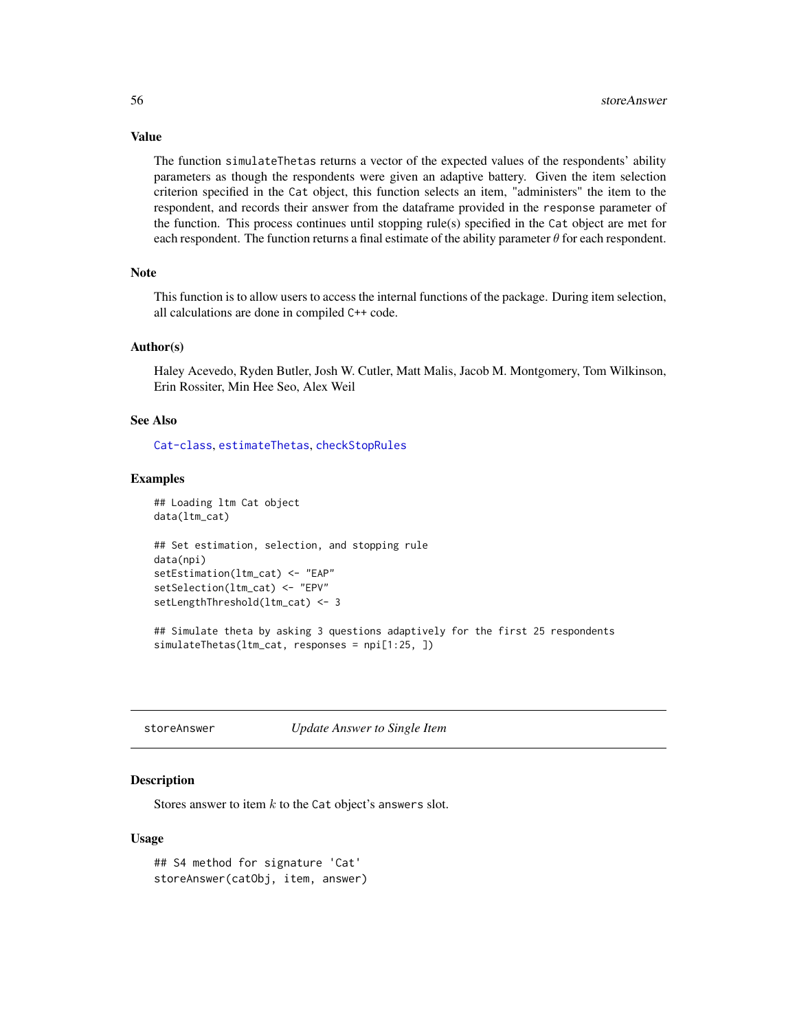### Value

The function `simulateThetas` returns a vector of the expected values of the respondents' ability parameters as though the respondents were given an adaptive battery. Given the item selection criterion specified in the `Cat` object, this function selects an item, "administers" the item to the respondent, and records their answer from the dataframe provided in the `response` parameter of the function. This process continues until stopping rule(s) specified in the `Cat` object are met for each respondent. The function returns a final estimate of the ability parameter $\theta$ for each respondent.

### Note

This function is to allow users to access the internal functions of the package. During item selection, all calculations are done in compiled `C++` code.

### Author(s)

Haley Acevedo, Ryden Butler, Josh W. Cutler, Matt Malis, Jacob M. Montgomery, Tom Wilkinson, Erin Rossiter, Min Hee Seo, Alex Weil

### See Also

`Cat-class`, `estimateThetas`, `checkStopRules`

### Examples

```
## Loading ltm Cat object
data(ltm_cat)

## Set estimation, selection, and stopping rule
data(npi)
setEstimation(ltm_cat) <- "EAP"
setSelection(ltm_cat) <- "EPV"
setLengthThreshold(ltm_cat) <- 3

## Simulate theta by asking 3 questions adaptively for the first 25 respondents
simulateThetas(ltm_cat, responses = npi[1:25, ])
```

---

## storeAnswer *Update Answer to Single Item*

### Description

Stores answer to item $k$ to the `Cat` object's `answers` slot.

### Usage

```
## S4 method for signature 'Cat'
storeAnswer(catObj, item, answer)
```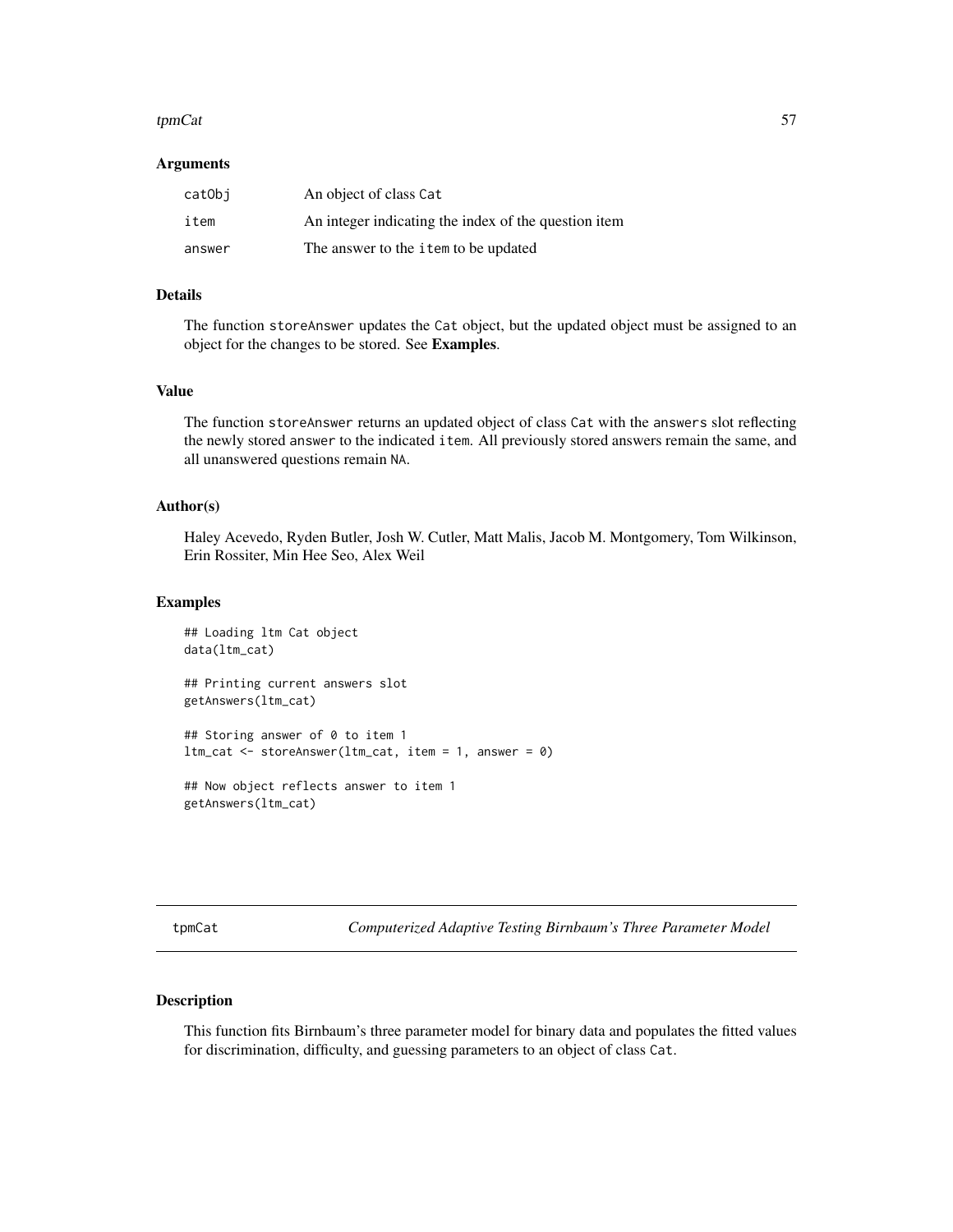### Arguments

| | |
|---|---|
| catObj | An object of class Cat |
| item | An integer indicating the index of the question item |
| answer | The answer to the item to be updated |

### Details

The function storeAnswer updates the Cat object, but the updated object must be assigned to an object for the changes to be stored. See **Examples**.

### Value

The function storeAnswer returns an updated object of class Cat with the answers slot reflecting the newly stored answer to the indicated item. All previously stored answers remain the same, and all unanswered questions remain NA.

### Author(s)

Haley Acevedo, Ryden Butler, Josh W. Cutler, Matt Malis, Jacob M. Montgomery, Tom Wilkinson, Erin Rossiter, Min Hee Seo, Alex Weil

### Examples

```
## Loading ltm Cat object
data(ltm_cat)

## Printing current answers slot
getAnswers(ltm_cat)

## Storing answer of 0 to item 1
ltm_cat <- storeAnswer(ltm_cat, item = 1, answer = 0)

## Now object reflects answer to item 1
getAnswers(ltm_cat)
```

---

## tpmCat — *Computerized Adaptive Testing Birnbaum's Three Parameter Model*

### Description

This function fits Birnbaum's three parameter model for binary data and populates the fitted values for discrimination, difficulty, and guessing parameters to an object of class Cat.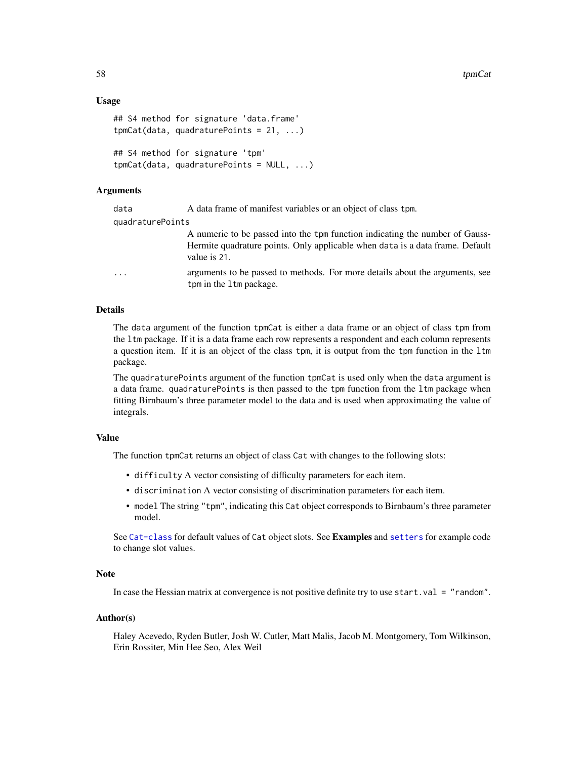### Usage

```
## S4 method for signature 'data.frame'
tpmCat(data, quadraturePoints = 21, ...)

## S4 method for signature 'tpm'
tpmCat(data, quadraturePoints = NULL, ...)
```

### Arguments

`data` A data frame of manifest variables or an object of class `tpm`.

`quadraturePoints` A numeric to be passed into the `tpm` function indicating the number of Gauss-Hermite quadrature points. Only applicable when `data` is a data frame. Default value is `21`.

`...` arguments to be passed to methods. For more details about the arguments, see `tpm` in the `ltm` package.

### Details

The `data` argument of the function `tpmCat` is either a data frame or an object of class `tpm` from the `ltm` package. If it is a data frame each row represents a respondent and each column represents a question item. If it is an object of the class `tpm`, it is output from the `tpm` function in the `ltm` package.

The `quadraturePoints` argument of the function `tpmCat` is used only when the `data` argument is a data frame. `quadraturePoints` is then passed to the `tpm` function from the `ltm` package when fitting Birnbaum's three parameter model to the data and is used when approximating the value of integrals.

### Value

The function `tpmCat` returns an object of class `Cat` with changes to the following slots:

- `difficulty` A vector consisting of difficulty parameters for each item.
- `discrimination` A vector consisting of discrimination parameters for each item.
- `model` The string `"tpm"`, indicating this `Cat` object corresponds to Birnbaum's three parameter model.

See `Cat-class` for default values of `Cat` object slots. See **Examples** and `setters` for example code to change slot values.

### Note

In case the Hessian matrix at convergence is not positive definite try to use `start.val = "random"`.

### Author(s)

Haley Acevedo, Ryden Butler, Josh W. Cutler, Matt Malis, Jacob M. Montgomery, Tom Wilkinson, Erin Rossiter, Min Hee Seo, Alex Weil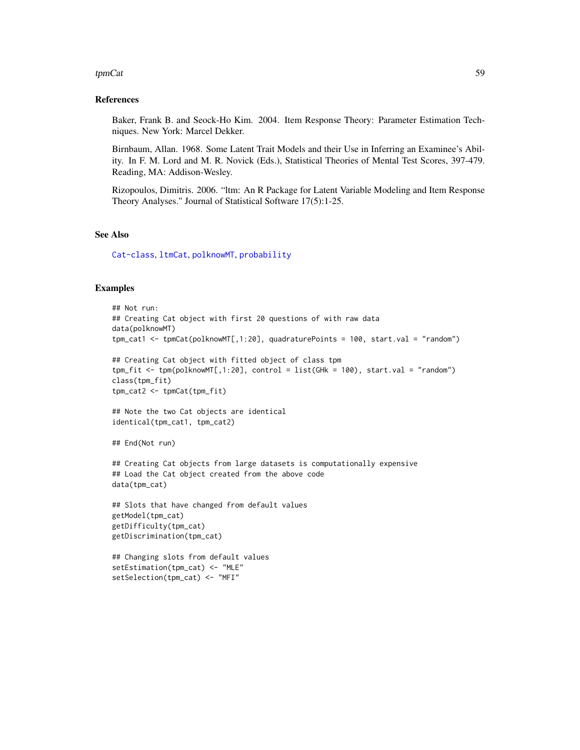### References

Baker, Frank B. and Seock-Ho Kim. 2004. Item Response Theory: Parameter Estimation Techniques. New York: Marcel Dekker.

Birnbaum, Allan. 1968. Some Latent Trait Models and their Use in Inferring an Examinee's Ability. In F. M. Lord and M. R. Novick (Eds.), Statistical Theories of Mental Test Scores, 397-479. Reading, MA: Addison-Wesley.

Rizopoulos, Dimitris. 2006. "ltm: An R Package for Latent Variable Modeling and Item Response Theory Analyses." Journal of Statistical Software 17(5):1-25.

### See Also

Cat-class, ltmCat, polknowMT, probability

### Examples

```
## Not run:
## Creating Cat object with first 20 questions of with raw data
data(polknowMT)
tpm_cat1 <- tpmCat(polknowMT[,1:20], quadraturePoints = 100, start.val = "random")

## Creating Cat object with fitted object of class tpm
tpm_fit <- tpm(polknowMT[,1:20], control = list(GHk = 100), start.val = "random")
class(tpm_fit)
tpm_cat2 <- tpmCat(tpm_fit)

## Note the two Cat objects are identical
identical(tpm_cat1, tpm_cat2)

## End(Not run)

## Creating Cat objects from large datasets is computationally expensive
## Load the Cat object created from the above code
data(tpm_cat)

## Slots that have changed from default values
getModel(tpm_cat)
getDifficulty(tpm_cat)
getDiscrimination(tpm_cat)

## Changing slots from default values
setEstimation(tpm_cat) <- "MLE"
setSelection(tpm_cat) <- "MFI"
```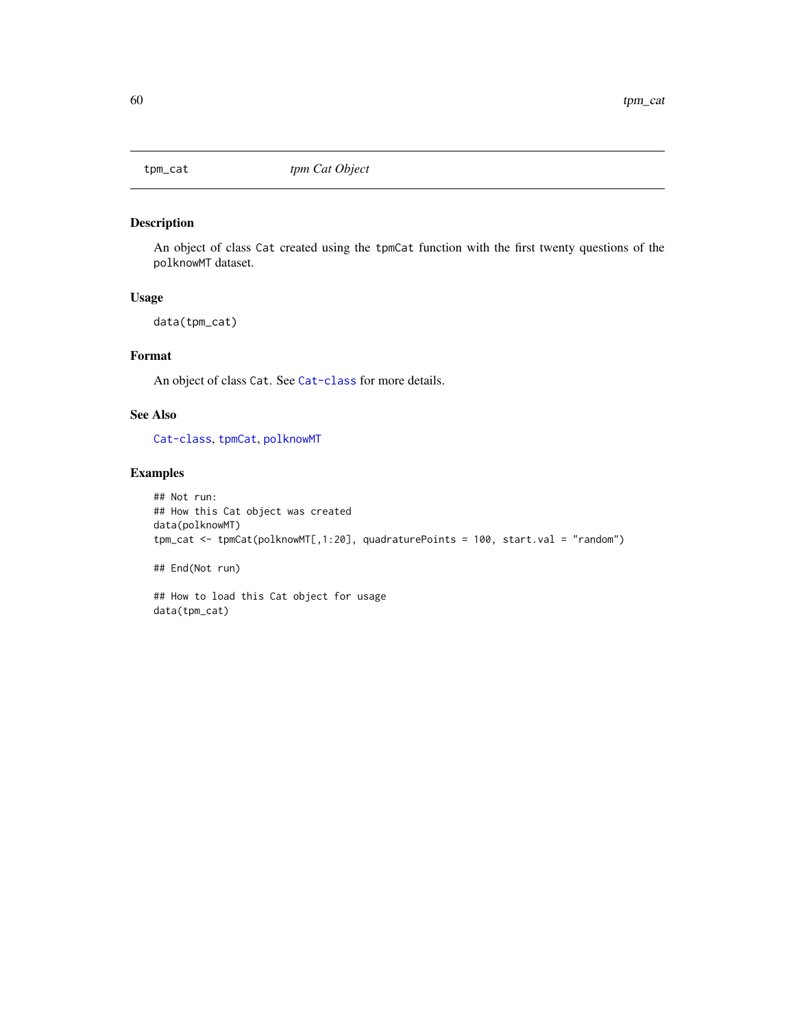`tpm_cat` *tpm Cat Object*

## Description

An object of class `Cat` created using the `tpmCat` function with the first twenty questions of the `polknowMT` dataset.

## Usage

```
data(tpm_cat)
```

## Format

An object of class `Cat`. See `Cat-class` for more details.

## See Also

`Cat-class`, `tpmCat`, `polknowMT`

## Examples

```
## Not run:
## How this Cat object was created
data(polknowMT)
tpm_cat <- tpmCat(polknowMT[,1:20], quadraturePoints = 100, start.val = "random")

## End(Not run)

## How to load this Cat object for usage
data(tpm_cat)
```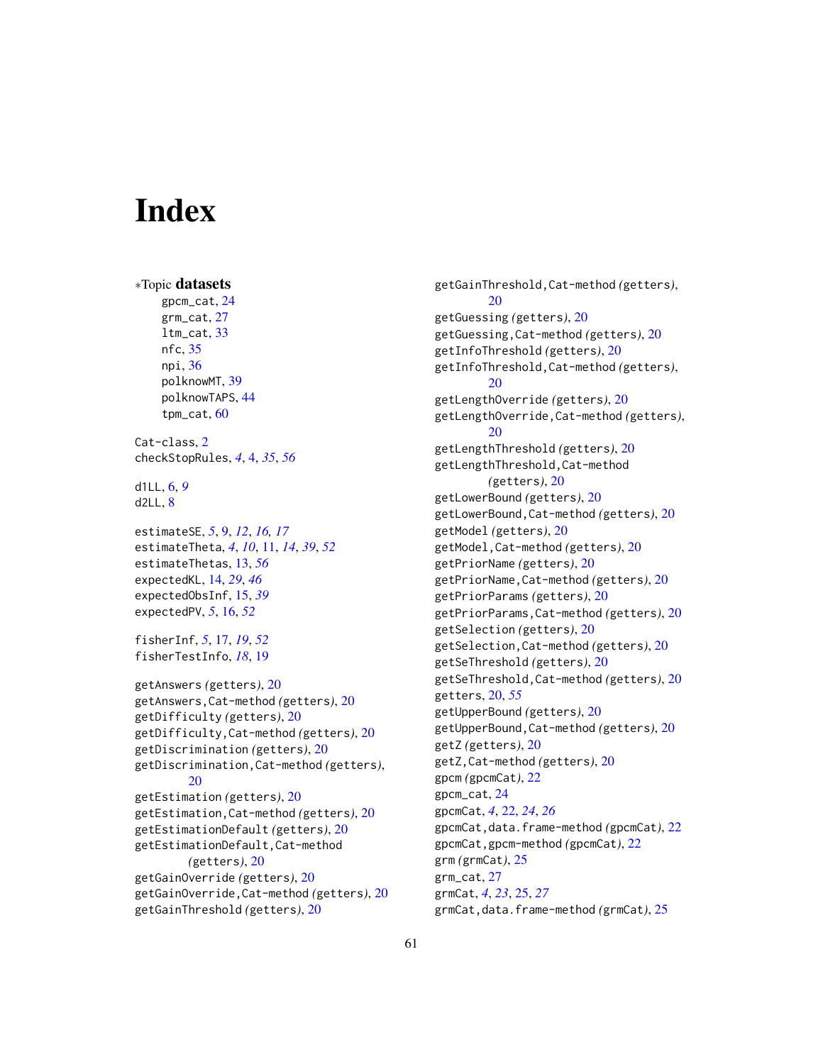# Index

*Topic **datasets**
- gpcm_cat, 24
- grm_cat, 27
- ltm_cat, 33
- nfc, 35
- npi, 36
- polknowMT, 39
- polknowTAPS, 44
- tpm_cat, 60

Cat-class, 2
checkStopRules, *4*, 4, *35*, *56*

d1LL, 6, *9*
d2LL, 8

estimateSE, *5*, 9, *12*, *16, 17*
estimateTheta, *4*, *10*, 11, *14*, *39*, *52*
estimateThetas, 13, *56*
expectedKL, 14, *29*, *46*
expectedObsInf, 15, *39*
expectedPV, *5*, 16, *52*

fisherInf, *5*, 17, *19*, *52*
fisherTestInfo, *18*, 19

getAnswers *(getters)*, 20
getAnswers,Cat-method *(getters)*, 20
getDifficulty *(getters)*, 20
getDifficulty,Cat-method *(getters)*, 20
getDiscrimination *(getters)*, 20
getDiscrimination,Cat-method *(getters)*, 20
getEstimation *(getters)*, 20
getEstimation,Cat-method *(getters)*, 20
getEstimationDefault *(getters)*, 20
getEstimationDefault,Cat-method *(getters)*, 20
getGainOverride *(getters)*, 20
getGainOverride,Cat-method *(getters)*, 20
getGainThreshold *(getters)*, 20
getGainThreshold,Cat-method *(getters)*, 20
getGuessing *(getters)*, 20
getGuessing,Cat-method *(getters)*, 20
getInfoThreshold *(getters)*, 20
getInfoThreshold,Cat-method *(getters)*, 20
getLengthOverride *(getters)*, 20
getLengthOverride,Cat-method *(getters)*, 20
getLengthThreshold *(getters)*, 20
getLengthThreshold,Cat-method *(getters)*, 20
getLowerBound *(getters)*, 20
getLowerBound,Cat-method *(getters)*, 20
getModel *(getters)*, 20
getModel,Cat-method *(getters)*, 20
getPriorName *(getters)*, 20
getPriorName,Cat-method *(getters)*, 20
getPriorParams *(getters)*, 20
getPriorParams,Cat-method *(getters)*, 20
getSelection *(getters)*, 20
getSelection,Cat-method *(getters)*, 20
getSeThreshold *(getters)*, 20
getSeThreshold,Cat-method *(getters)*, 20
getters, 20, *55*
getUpperBound *(getters)*, 20
getUpperBound,Cat-method *(getters)*, 20
getZ *(getters)*, 20
getZ,Cat-method *(getters)*, 20
gpcm *(gpcmCat)*, 22
gpcm_cat, 24
gpcmCat, *4*, 22, *24*, *26*
gpcmCat,data.frame-method *(gpcmCat)*, 22
gpcmCat,gpcm-method *(gpcmCat)*, 22
grm *(grmCat)*, 25
grm_cat, 27
grmCat, *4*, *23*, 25, *27*
grmCat,data.frame-method *(grmCat)*, 25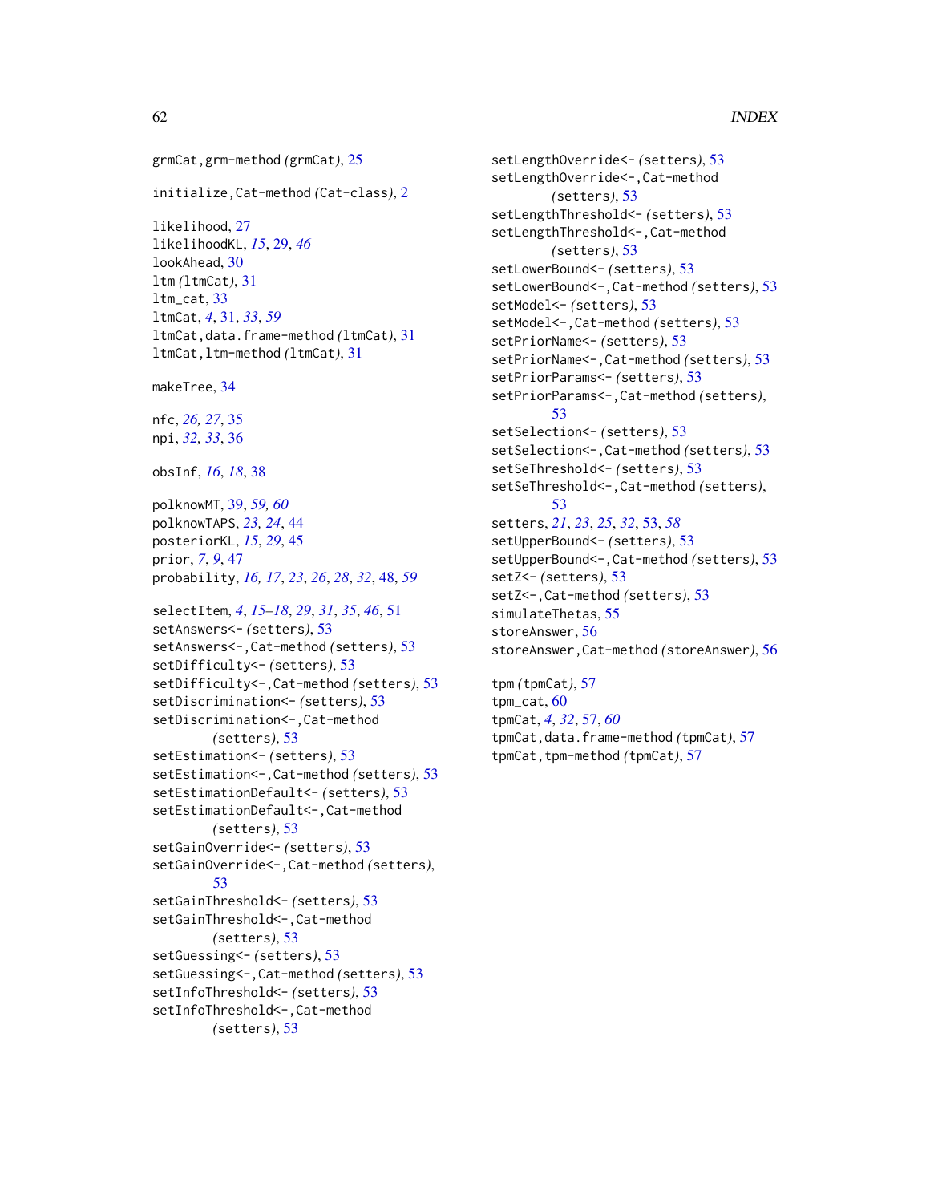grmCat,grm-method *(grmCat)*, 25

initialize,Cat-method *(Cat-class)*, 2

likelihood, 27
likelihoodKL, *15*, 29, *46*
lookAhead, 30
ltm *(ltmCat)*, 31
ltm_cat, 33
ltmCat, *4*, 31, *33*, *59*
ltmCat,data.frame-method *(ltmCat)*, 31
ltmCat,ltm-method *(ltmCat)*, 31

makeTree, 34

nfc, *26, 27*, 35
npi, *32, 33*, 36

obsInf, *16*, *18*, 38

polknowMT, 39, *59, 60*
polknowTAPS, *23, 24*, 44
posteriorKL, *15*, *29*, 45
prior, *7*, *9*, 47
probability, *16, 17*, *23*, *26*, *28*, *32*, 48, *59*

selectItem, *4*, *15–18*, *29*, *31*, *35*, *46*, 51
setAnswers<- *(setters)*, 53
setAnswers<-,Cat-method *(setters)*, 53
setDifficulty<- *(setters)*, 53
setDifficulty<-,Cat-method *(setters)*, 53
setDiscrimination<- *(setters)*, 53
setDiscrimination<-,Cat-method *(setters)*, 53
setEstimation<- *(setters)*, 53
setEstimation<-,Cat-method *(setters)*, 53
setEstimationDefault<- *(setters)*, 53
setEstimationDefault<-,Cat-method *(setters)*, 53
setGainOverride<- *(setters)*, 53
setGainOverride<-,Cat-method *(setters)*, 53
setGainThreshold<- *(setters)*, 53
setGainThreshold<-,Cat-method *(setters)*, 53
setGuessing<- *(setters)*, 53
setGuessing<-,Cat-method *(setters)*, 53
setInfoThreshold<- *(setters)*, 53
setInfoThreshold<-,Cat-method *(setters)*, 53
setLengthOverride<- *(setters)*, 53
setLengthOverride<-,Cat-method *(setters)*, 53
setLengthThreshold<- *(setters)*, 53
setLengthThreshold<-,Cat-method *(setters)*, 53
setLowerBound<- *(setters)*, 53
setLowerBound<-,Cat-method *(setters)*, 53
setModel<- *(setters)*, 53
setModel<-,Cat-method *(setters)*, 53
setPriorName<- *(setters)*, 53
setPriorName<-,Cat-method *(setters)*, 53
setPriorParams<- *(setters)*, 53
setPriorParams<-,Cat-method *(setters)*, 53
setSelection<- *(setters)*, 53
setSelection<-,Cat-method *(setters)*, 53
setSeThreshold<- *(setters)*, 53
setSeThreshold<-,Cat-method *(setters)*, 53
setters, *21*, *23*, *25*, *32*, 53, *58*
setUpperBound<- *(setters)*, 53
setUpperBound<-,Cat-method *(setters)*, 53
setZ<- *(setters)*, 53
setZ<-,Cat-method *(setters)*, 53
simulateThetas, 55
storeAnswer, 56
storeAnswer,Cat-method *(storeAnswer)*, 56

tpm *(tpmCat)*, 57
tpm_cat, 60
tpmCat, *4*, *32*, 57, *60*
tpmCat,data.frame-method *(tpmCat)*, 57
tpmCat,tpm-method *(tpmCat)*, 57